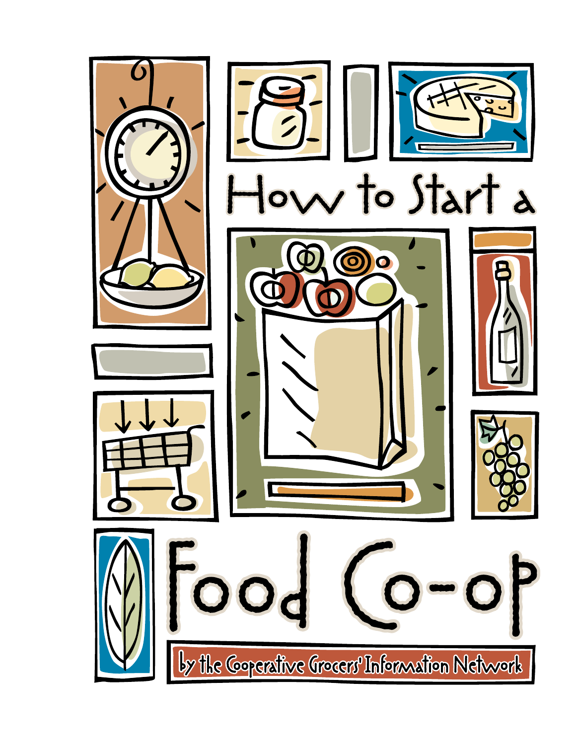# How to Start a Food Co-op

by the Cooperative Grocers' Information Network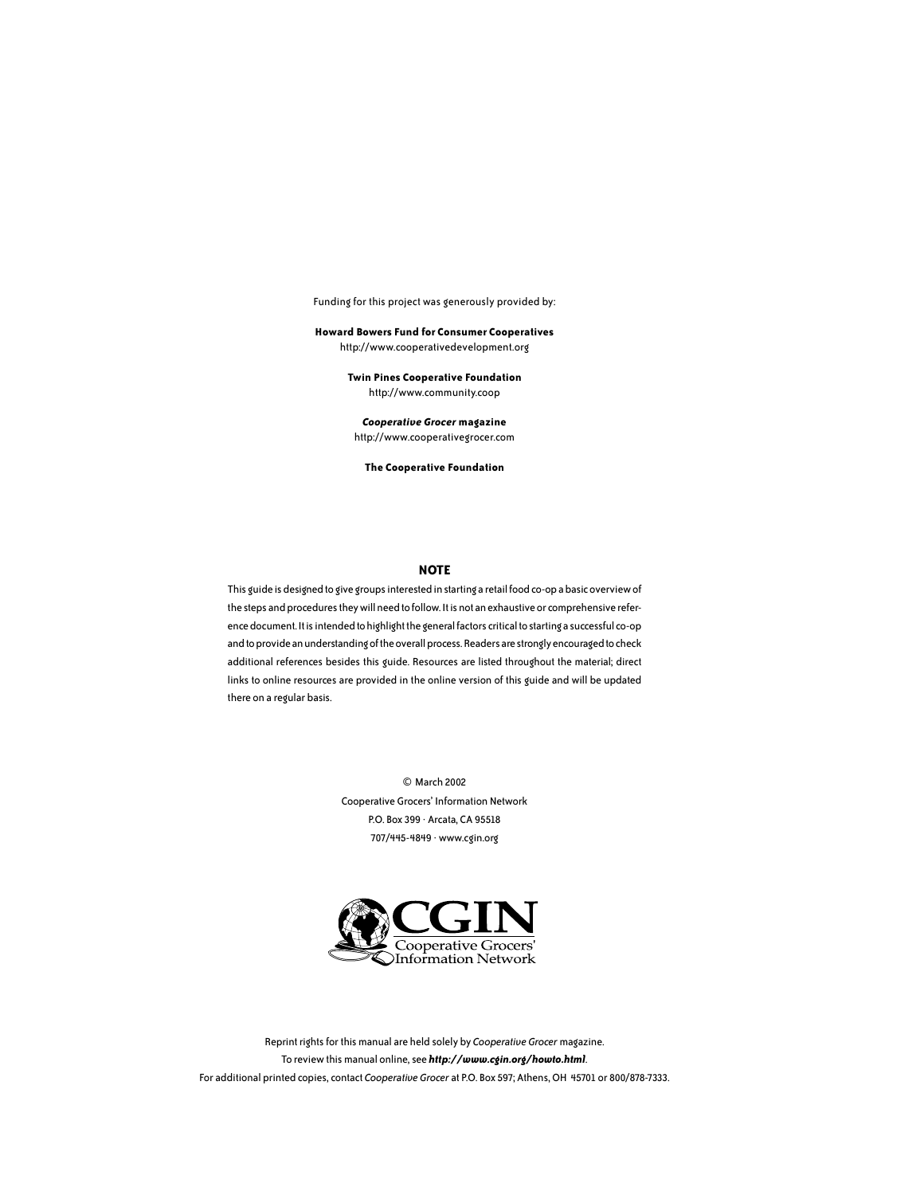Funding for this project was generously provided by:

**Howard Bowers Fund for Consumer Cooperatives**
http://www.cooperativedevelopment.org

**Twin Pines Cooperative Foundation**
http://www.community.coop

***Cooperative Grocer* magazine**
http://www.cooperativegrocer.com

**The Cooperative Foundation**

## NOTE

This guide is designed to give groups interested in starting a retail food co-op a basic overview of the steps and procedures they will need to follow. It is not an exhaustive or comprehensive reference document. It is intended to highlight the general factors critical to starting a successful co-op and to provide an understanding of the overall process. Readers are strongly encouraged to check additional references besides this guide. Resources are listed throughout the material; direct links to online resources are provided in the online version of this guide and will be updated there on a regular basis.

© March 2002
Cooperative Grocers' Information Network
P.O. Box 399 · Arcata, CA 95518
707/445-4849 · www.cgin.org

CGIN
Cooperative Grocers' Information Network

Reprint rights for this manual are held solely by *Cooperative Grocer* magazine.
To review this manual online, see ***http://www.cgin.org/howto.html***.
For additional printed copies, contact *Cooperative Grocer* at P.O. Box 597; Athens, OH 45701 or 800/878-7333.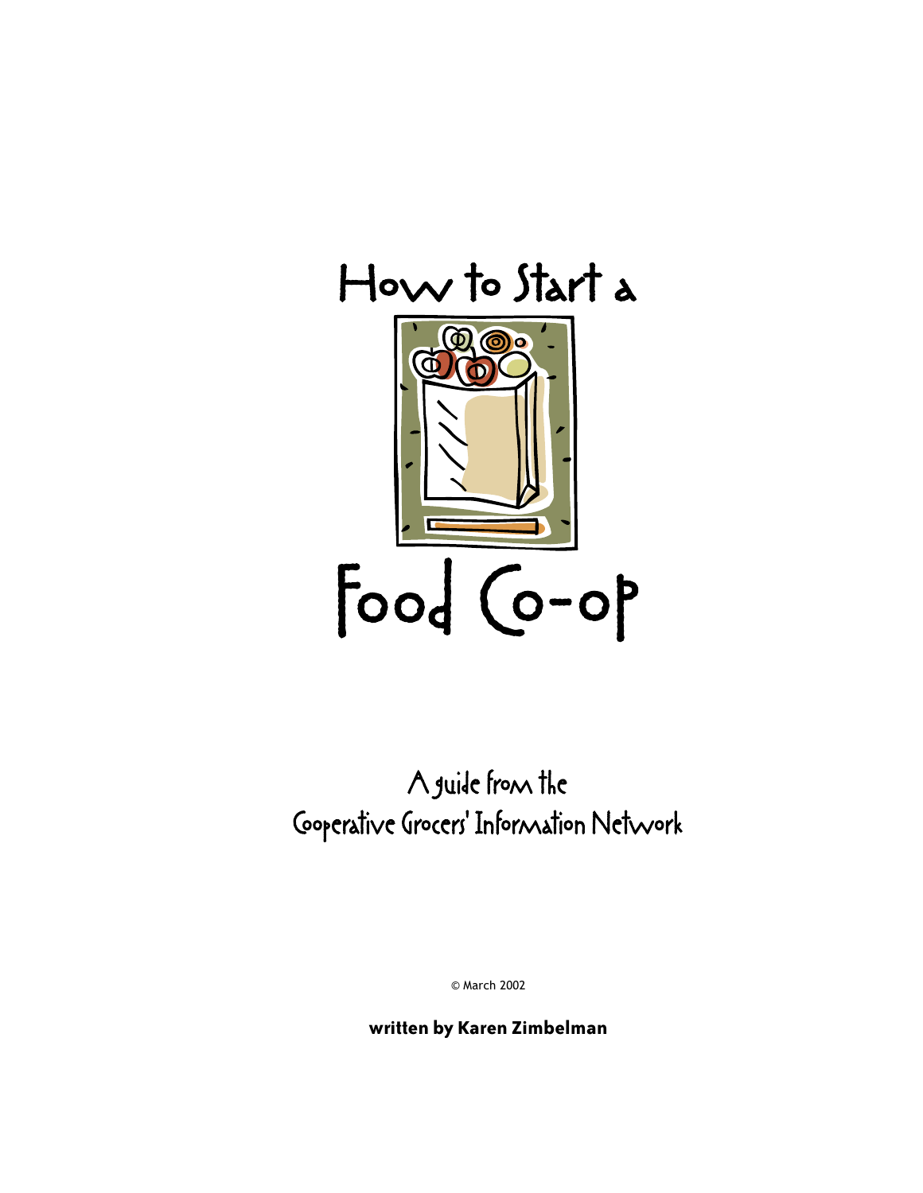# How to Start a Food Co-op

A guide from the
Cooperative Grocers' Information Network

© March 2002

**written by Karen Zimbelman**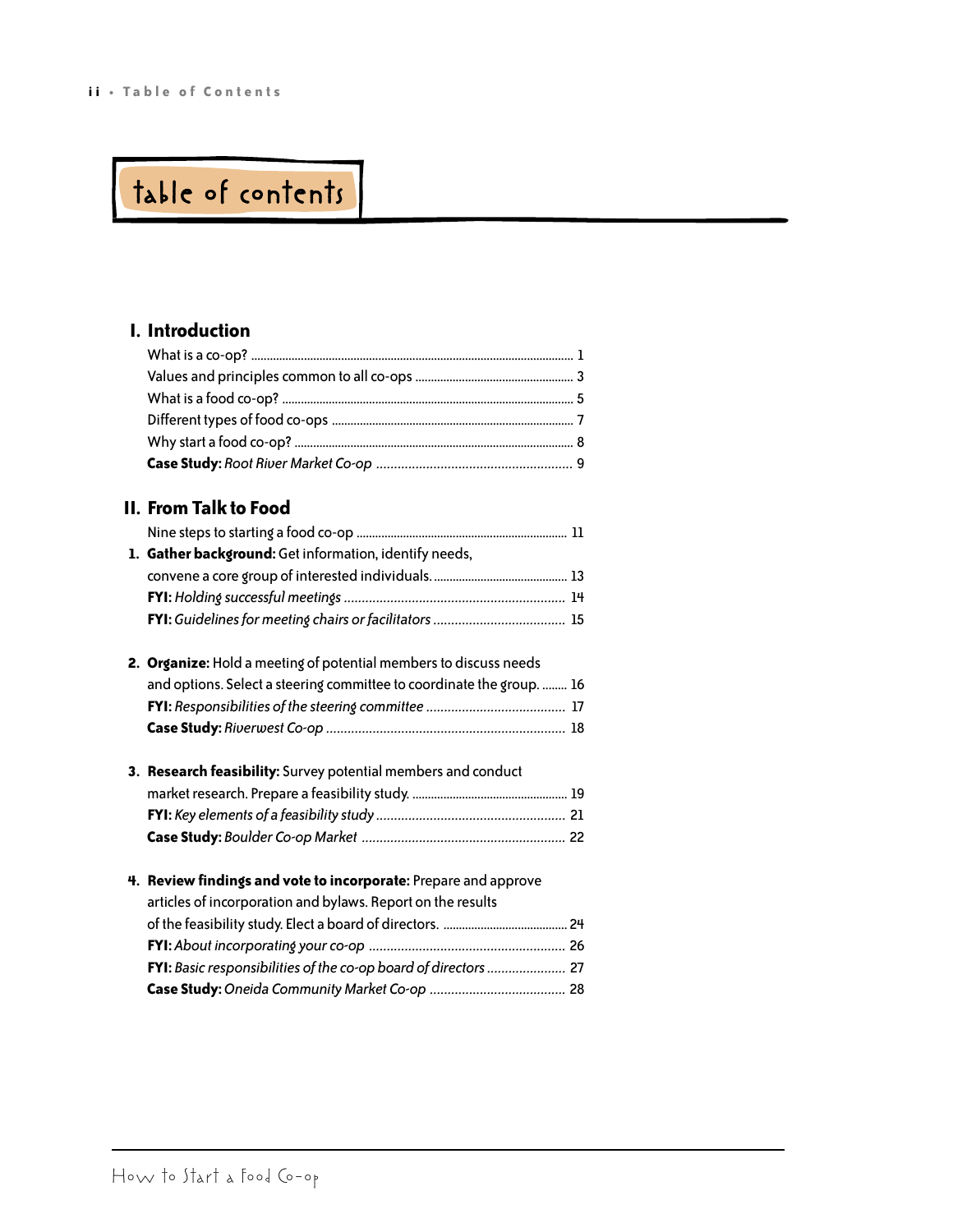# table of contents

## I. Introduction

What is a co-op? ........ 1

Values and principles common to all co-ops ........ 3

What is a food co-op? ........ 5

Different types of food co-ops ........ 7

Why start a food co-op? ........ 8

**Case Study:** *Root River Market Co-op* ........ 9

## II. From Talk to Food

Nine steps to starting a food co-op ........ 11

1. **Gather background:** Get information, identify needs, convene a core group of interested individuals. ........ 13

   **FYI:** *Holding successful meetings* ........ 14

   **FYI:** *Guidelines for meeting chairs or facilitators* ........ 15

2. **Organize:** Hold a meeting of potential members to discuss needs and options. Select a steering committee to coordinate the group. ........ 16

   **FYI:** *Responsibilities of the steering committee* ........ 17

   **Case Study:** *Riverwest Co-op* ........ 18

3. **Research feasibility:** Survey potential members and conduct market research. Prepare a feasibility study. ........ 19

   **FYI:** *Key elements of a feasibility study* ........ 21

   **Case Study:** *Boulder Co-op Market* ........ 22

4. **Review findings and vote to incorporate:** Prepare and approve articles of incorporation and bylaws. Report on the results of the feasibility study. Elect a board of directors. ........ 24

   **FYI:** *About incorporating your co-op* ........ 26

   **FYI:** *Basic responsibilities of the co-op board of directors* ........ 27

   **Case Study:** *Oneida Community Market Co-op* ........ 28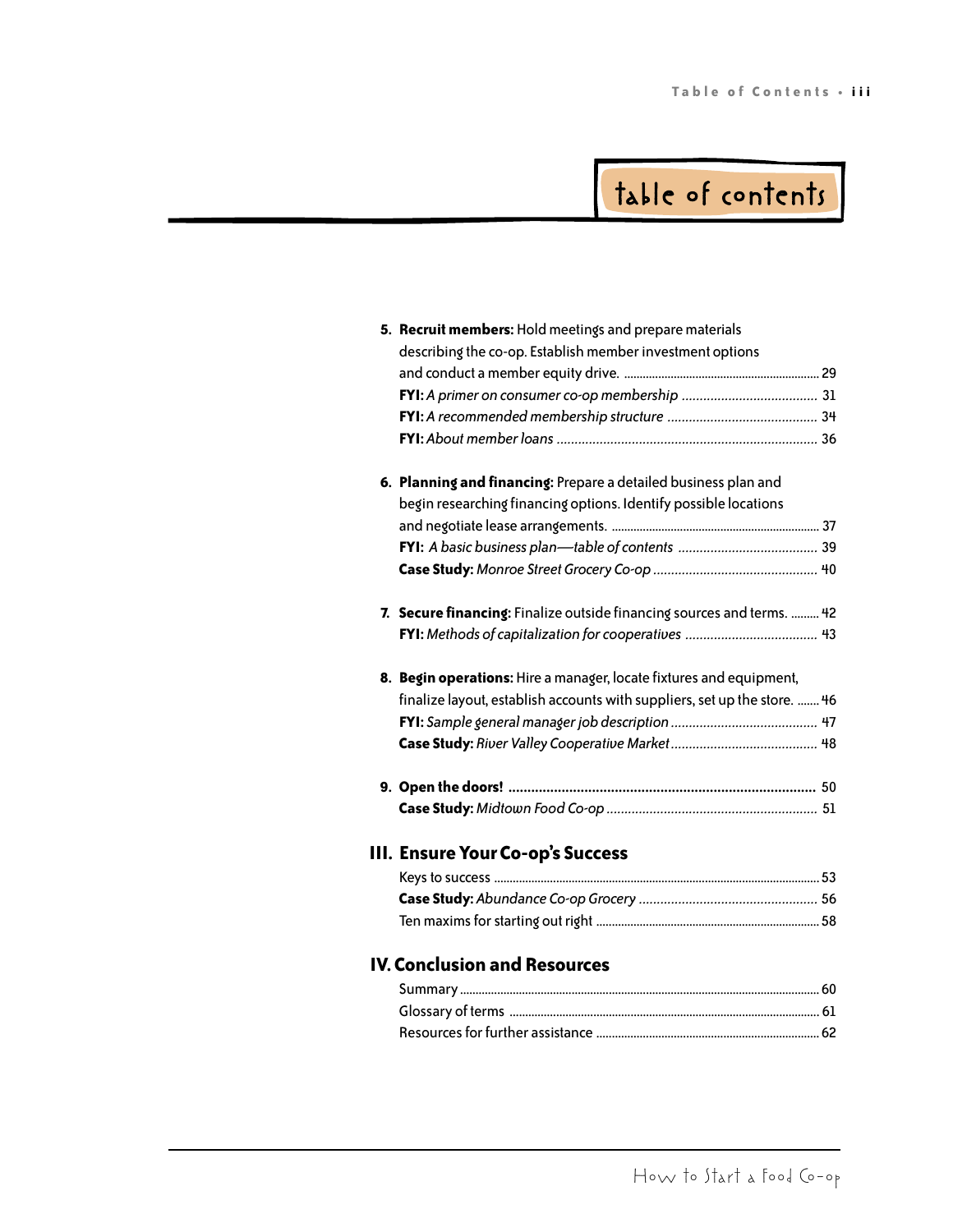# table of contents

5. **Recruit members:** Hold meetings and prepare materials describing the co-op. Establish member investment options and conduct a member equity drive. ........ 29
   - **FYI:** *A primer on consumer co-op membership* ........ 31
   - **FYI:** *A recommended membership structure* ........ 34
   - **FYI:** *About member loans* ........ 36

6. **Planning and financing:** Prepare a detailed business plan and begin researching financing options. Identify possible locations and negotiate lease arrangements. ........ 37
   - **FYI:** *A basic business plan—table of contents* ........ 39
   - **Case Study:** *Monroe Street Grocery Co-op* ........ 40

7. **Secure financing:** Finalize outside financing sources and terms. ........ 42
   - **FYI:** *Methods of capitalization for cooperatives* ........ 43

8. **Begin operations:** Hire a manager, locate fixtures and equipment, finalize layout, establish accounts with suppliers, set up the store. ........ 46
   - **FYI:** *Sample general manager job description* ........ 47
   - **Case Study:** *River Valley Cooperative Market* ........ 48

9. **Open the doors!** ........ 50
   - **Case Study:** *Midtown Food Co-op* ........ 51

## III. Ensure Your Co-op's Success

- Keys to success ........ 53
- **Case Study:** *Abundance Co-op Grocery* ........ 56
- Ten maxims for starting out right ........ 58

## IV. Conclusion and Resources

- Summary ........ 60
- Glossary of terms ........ 61
- Resources for further assistance ........ 62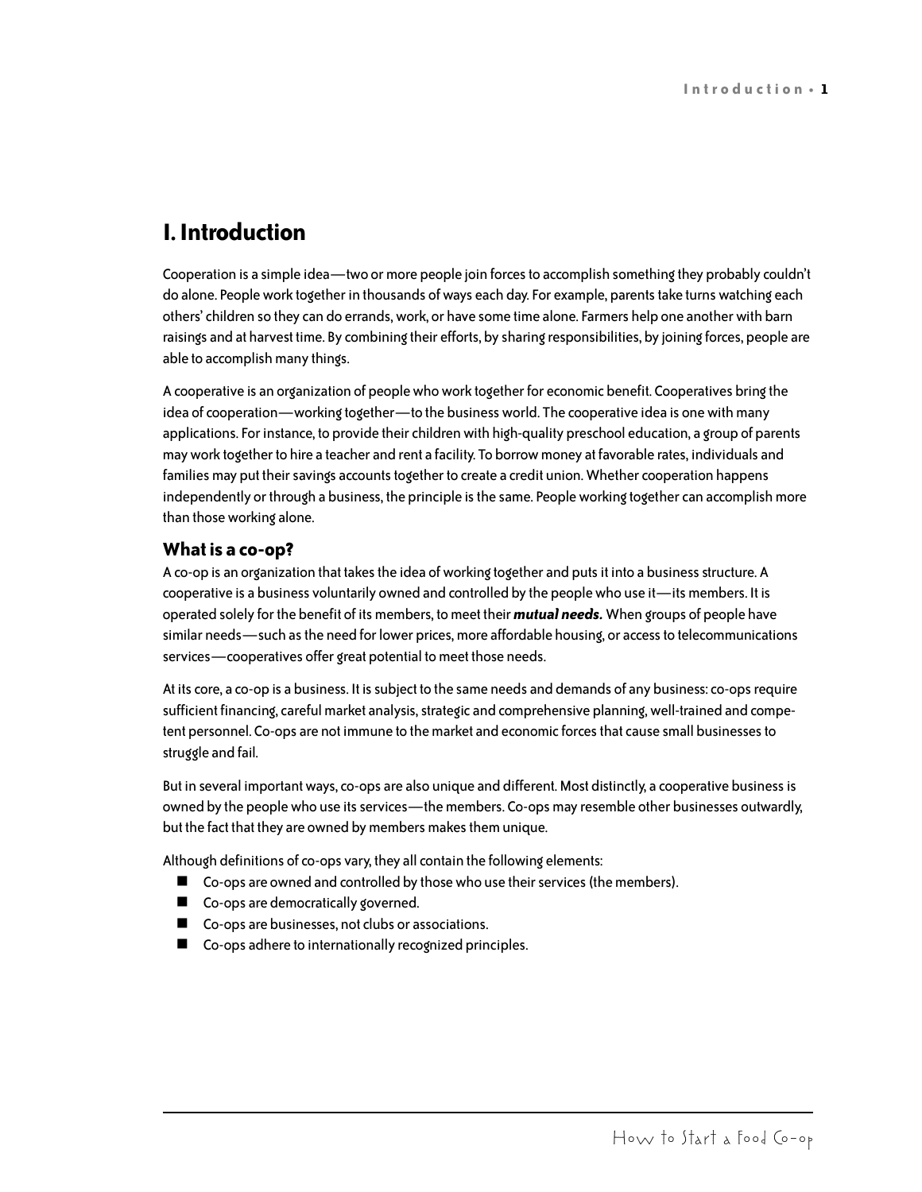# I. Introduction

Cooperation is a simple idea—two or more people join forces to accomplish something they probably couldn't do alone. People work together in thousands of ways each day. For example, parents take turns watching each others' children so they can do errands, work, or have some time alone. Farmers help one another with barn raisings and at harvest time. By combining their efforts, by sharing responsibilities, by joining forces, people are able to accomplish many things.

A cooperative is an organization of people who work together for economic benefit. Cooperatives bring the idea of cooperation—working together—to the business world. The cooperative idea is one with many applications. For instance, to provide their children with high-quality preschool education, a group of parents may work together to hire a teacher and rent a facility. To borrow money at favorable rates, individuals and families may put their savings accounts together to create a credit union. Whether cooperation happens independently or through a business, the principle is the same. People working together can accomplish more than those working alone.

## What is a co-op?

A co-op is an organization that takes the idea of working together and puts it into a business structure. A cooperative is a business voluntarily owned and controlled by the people who use it—its members. It is operated solely for the benefit of its members, to meet their ***mutual needs.*** When groups of people have similar needs—such as the need for lower prices, more affordable housing, or access to telecommunications services—cooperatives offer great potential to meet those needs.

At its core, a co-op is a business. It is subject to the same needs and demands of any business: co-ops require sufficient financing, careful market analysis, strategic and comprehensive planning, well-trained and competent personnel. Co-ops are not immune to the market and economic forces that cause small businesses to struggle and fail.

But in several important ways, co-ops are also unique and different. Most distinctly, a cooperative business is owned by the people who use its services—the members. Co-ops may resemble other businesses outwardly, but the fact that they are owned by members makes them unique.

Although definitions of co-ops vary, they all contain the following elements:

- Co-ops are owned and controlled by those who use their services (the members).
- Co-ops are democratically governed.
- Co-ops are businesses, not clubs or associations.
- Co-ops adhere to internationally recognized principles.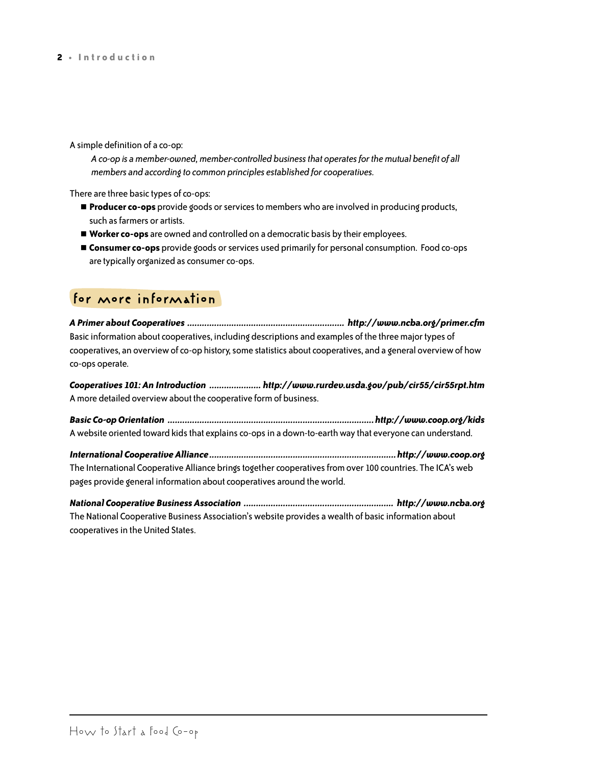A simple definition of a co-op:

> *A co-op is a member-owned, member-controlled business that operates for the mutual benefit of all members and according to common principles established for cooperatives.*

There are three basic types of co-ops:

- **Producer co-ops** provide goods or services to members who are involved in producing products, such as farmers or artists.
- **Worker co-ops** are owned and controlled on a democratic basis by their employees.
- **Consumer co-ops** provide goods or services used primarily for personal consumption. Food co-ops are typically organized as consumer co-ops.

## for more information

***A Primer about Cooperatives*** **..............................................................** ***http://www.ncba.org/primer.cfm***
Basic information about cooperatives, including descriptions and examples of the three major types of cooperatives, an overview of co-op history, some statistics about cooperatives, and a general overview of how co-ops operate.

***Cooperatives 101: An Introduction*** **....................** ***http://www.rurdev.usda.gov/pub/cir55/cir55rpt.htm***
A more detailed overview about the cooperative form of business.

***Basic Co-op Orientation*** **..................................................................................** ***http://www.coop.org/kids***
A website oriented toward kids that explains co-ops in a down-to-earth way that everyone can understand.

***International Cooperative Alliance*** **..........................................................................** ***http://www.coop.org***
The International Cooperative Alliance brings together cooperatives from over 100 countries. The ICA's web pages provide general information about cooperatives around the world.

***National Cooperative Business Association*** **............................................................** ***http://www.ncba.org***
The National Cooperative Business Association's website provides a wealth of basic information about cooperatives in the United States.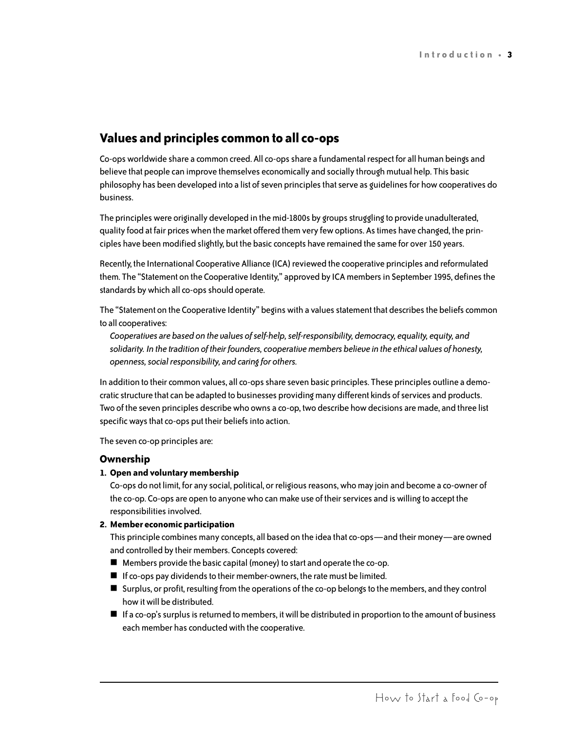## Values and principles common to all co-ops

Co-ops worldwide share a common creed. All co-ops share a fundamental respect for all human beings and believe that people can improve themselves economically and socially through mutual help. This basic philosophy has been developed into a list of seven principles that serve as guidelines for how cooperatives do business.

The principles were originally developed in the mid-1800s by groups struggling to provide unadulterated, quality food at fair prices when the market offered them very few options. As times have changed, the principles have been modified slightly, but the basic concepts have remained the same for over 150 years.

Recently, the International Cooperative Alliance (ICA) reviewed the cooperative principles and reformulated them. The "Statement on the Cooperative Identity," approved by ICA members in September 1995, defines the standards by which all co-ops should operate.

The "Statement on the Cooperative Identity" begins with a values statement that describes the beliefs common to all cooperatives:

> *Cooperatives are based on the values of self-help, self-responsibility, democracy, equality, equity, and solidarity. In the tradition of their founders, cooperative members believe in the ethical values of honesty, openness, social responsibility, and caring for others.*

In addition to their common values, all co-ops share seven basic principles. These principles outline a democratic structure that can be adapted to businesses providing many different kinds of services and products. Two of the seven principles describe who owns a co-op, two describe how decisions are made, and three list specific ways that co-ops put their beliefs into action.

The seven co-op principles are:

### Ownership

1. **Open and voluntary membership**

   Co-ops do not limit, for any social, political, or religious reasons, who may join and become a co-owner of the co-op. Co-ops are open to anyone who can make use of their services and is willing to accept the responsibilities involved.

2. **Member economic participation**

   This principle combines many concepts, all based on the idea that co-ops—and their money—are owned and controlled by their members. Concepts covered:

   - Members provide the basic capital (money) to start and operate the co-op.
   - If co-ops pay dividends to their member-owners, the rate must be limited.
   - Surplus, or profit, resulting from the operations of the co-op belongs to the members, and they control how it will be distributed.
   - If a co-op's surplus is returned to members, it will be distributed in proportion to the amount of business each member has conducted with the cooperative.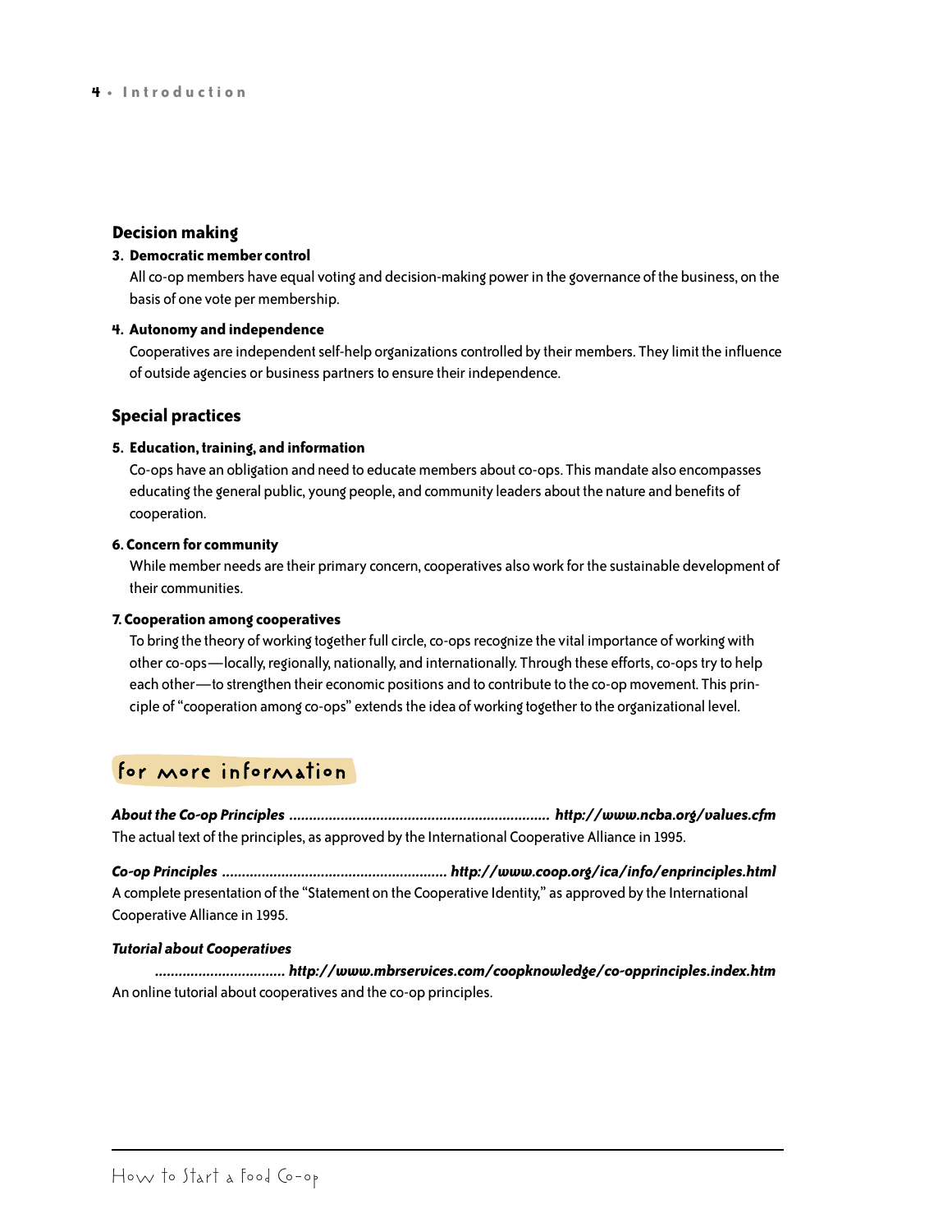### Decision making

**3. Democratic member control**

All co-op members have equal voting and decision-making power in the governance of the business, on the basis of one vote per membership.

**4. Autonomy and independence**

Cooperatives are independent self-help organizations controlled by their members. They limit the influence of outside agencies or business partners to ensure their independence.

### Special practices

**5. Education, training, and information**

Co-ops have an obligation and need to educate members about co-ops. This mandate also encompasses educating the general public, young people, and community leaders about the nature and benefits of cooperation.

**6. Concern for community**

While member needs are their primary concern, cooperatives also work for the sustainable development of their communities.

**7. Cooperation among cooperatives**

To bring the theory of working together full circle, co-ops recognize the vital importance of working with other co-ops—locally, regionally, nationally, and internationally. Through these efforts, co-ops try to help each other—to strengthen their economic positions and to contribute to the co-op movement. This principle of "cooperation among co-ops" extends the idea of working together to the organizational level.

## for more information

***About the Co-op Principles* ................................................................ *http://www.ncba.org/values.cfm***
The actual text of the principles, as approved by the International Cooperative Alliance in 1995.

***Co-op Principles* ........................................................ *http://www.coop.org/ica/info/enprinciples.html***
A complete presentation of the "Statement on the Cooperative Identity," as approved by the International Cooperative Alliance in 1995.

***Tutorial about Cooperatives***
***................................ http://www.mbrservices.com/coopknowledge/co-opprinciples.index.htm***
An online tutorial about cooperatives and the co-op principles.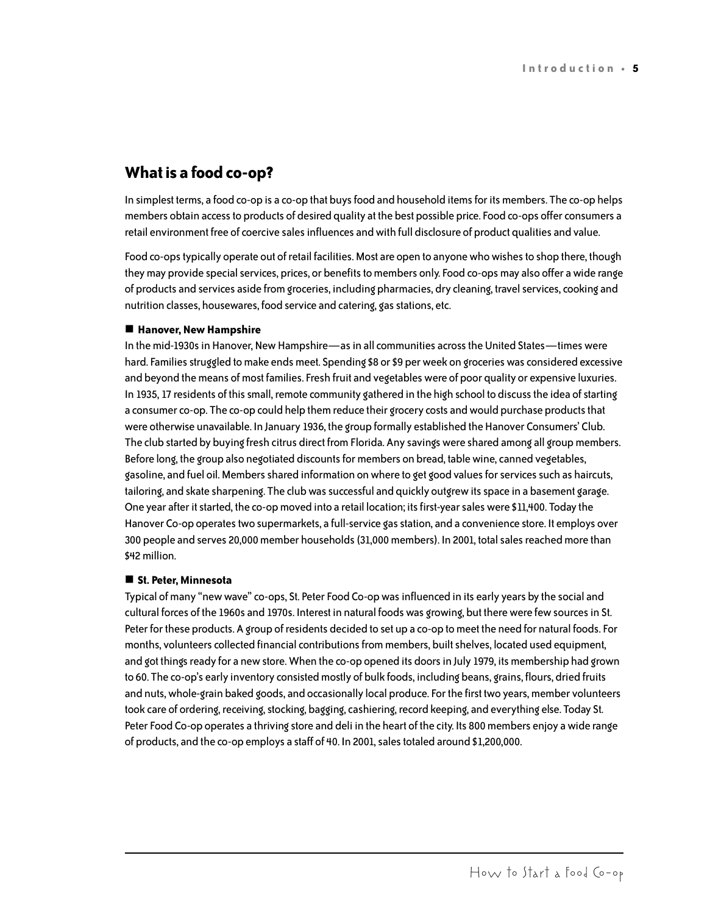## What is a food co-op?

In simplest terms, a food co-op is a co-op that buys food and household items for its members. The co-op helps members obtain access to products of desired quality at the best possible price. Food co-ops offer consumers a retail environment free of coercive sales influences and with full disclosure of product qualities and value.

Food co-ops typically operate out of retail facilities. Most are open to anyone who wishes to shop there, though they may provide special services, prices, or benefits to members only. Food co-ops may also offer a wide range of products and services aside from groceries, including pharmacies, dry cleaning, travel services, cooking and nutrition classes, housewares, food service and catering, gas stations, etc.

### ■ Hanover, New Hampshire

In the mid-1930s in Hanover, New Hampshire—as in all communities across the United States—times were hard. Families struggled to make ends meet. Spending $8 or $9 per week on groceries was considered excessive and beyond the means of most families. Fresh fruit and vegetables were of poor quality or expensive luxuries. In 1935, 17 residents of this small, remote community gathered in the high school to discuss the idea of starting a consumer co-op. The co-op could help them reduce their grocery costs and would purchase products that were otherwise unavailable. In January 1936, the group formally established the Hanover Consumers' Club. The club started by buying fresh citrus direct from Florida. Any savings were shared among all group members. Before long, the group also negotiated discounts for members on bread, table wine, canned vegetables, gasoline, and fuel oil. Members shared information on where to get good values for services such as haircuts, tailoring, and skate sharpening. The club was successful and quickly outgrew its space in a basement garage. One year after it started, the co-op moved into a retail location; its first-year sales were $11,400. Today the Hanover Co-op operates two supermarkets, a full-service gas station, and a convenience store. It employs over 300 people and serves 20,000 member households (31,000 members). In 2001, total sales reached more than $42 million.

### ■ St. Peter, Minnesota

Typical of many "new wave" co-ops, St. Peter Food Co-op was influenced in its early years by the social and cultural forces of the 1960s and 1970s. Interest in natural foods was growing, but there were few sources in St. Peter for these products. A group of residents decided to set up a co-op to meet the need for natural foods. For months, volunteers collected financial contributions from members, built shelves, located used equipment, and got things ready for a new store. When the co-op opened its doors in July 1979, its membership had grown to 60. The co-op's early inventory consisted mostly of bulk foods, including beans, grains, flours, dried fruits and nuts, whole-grain baked goods, and occasionally local produce. For the first two years, member volunteers took care of ordering, receiving, stocking, bagging, cashiering, record keeping, and everything else. Today St. Peter Food Co-op operates a thriving store and deli in the heart of the city. Its 800 members enjoy a wide range of products, and the co-op employs a staff of 40. In 2001, sales totaled around $1,200,000.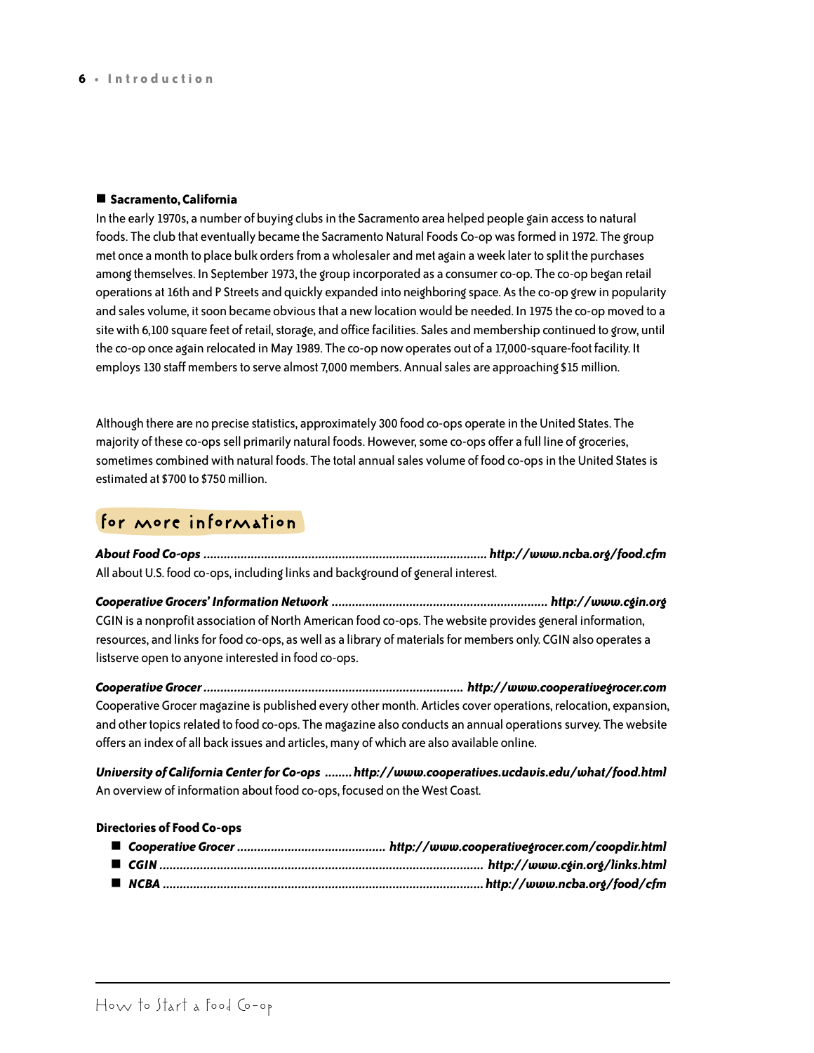- **Sacramento, California**

In the early 1970s, a number of buying clubs in the Sacramento area helped people gain access to natural foods. The club that eventually became the Sacramento Natural Foods Co-op was formed in 1972. The group met once a month to place bulk orders from a wholesaler and met again a week later to split the purchases among themselves. In September 1973, the group incorporated as a consumer co-op. The co-op began retail operations at 16th and P Streets and quickly expanded into neighboring space. As the co-op grew in popularity and sales volume, it soon became obvious that a new location would be needed. In 1975 the co-op moved to a site with 6,100 square feet of retail, storage, and office facilities. Sales and membership continued to grow, until the co-op once again relocated in May 1989. The co-op now operates out of a 17,000-square-foot facility. It employs 130 staff members to serve almost 7,000 members. Annual sales are approaching $15 million.

Although there are no precise statistics, approximately 300 food co-ops operate in the United States. The majority of these co-ops sell primarily natural foods. However, some co-ops offer a full line of groceries, sometimes combined with natural foods. The total annual sales volume of food co-ops in the United States is estimated at $700 to $750 million.

## for more information

***About Food Co-ops*** ........ ***http://www.ncba.org/food.cfm***
All about U.S. food co-ops, including links and background of general interest.

***Cooperative Grocers' Information Network*** ........ ***http://www.cgin.org***
CGIN is a nonprofit association of North American food co-ops. The website provides general information, resources, and links for food co-ops, as well as a library of materials for members only. CGIN also operates a listserve open to anyone interested in food co-ops.

***Cooperative Grocer*** ........ ***http://www.cooperativegrocer.com***
Cooperative Grocer magazine is published every other month. Articles cover operations, relocation, expansion, and other topics related to food co-ops. The magazine also conducts an annual operations survey. The website offers an index of all back issues and articles, many of which are also available online.

***University of California Center for Co-ops*** ........ ***http://www.cooperatives.ucdavis.edu/what/food.html***
An overview of information about food co-ops, focused on the West Coast.

**Directories of Food Co-ops**

- ***Cooperative Grocer*** ........ ***http://www.cooperativegrocer.com/coopdir.html***
- ***CGIN*** ........ ***http://www.cgin.org/links.html***
- ***NCBA*** ........ ***http://www.ncba.org/food/cfm***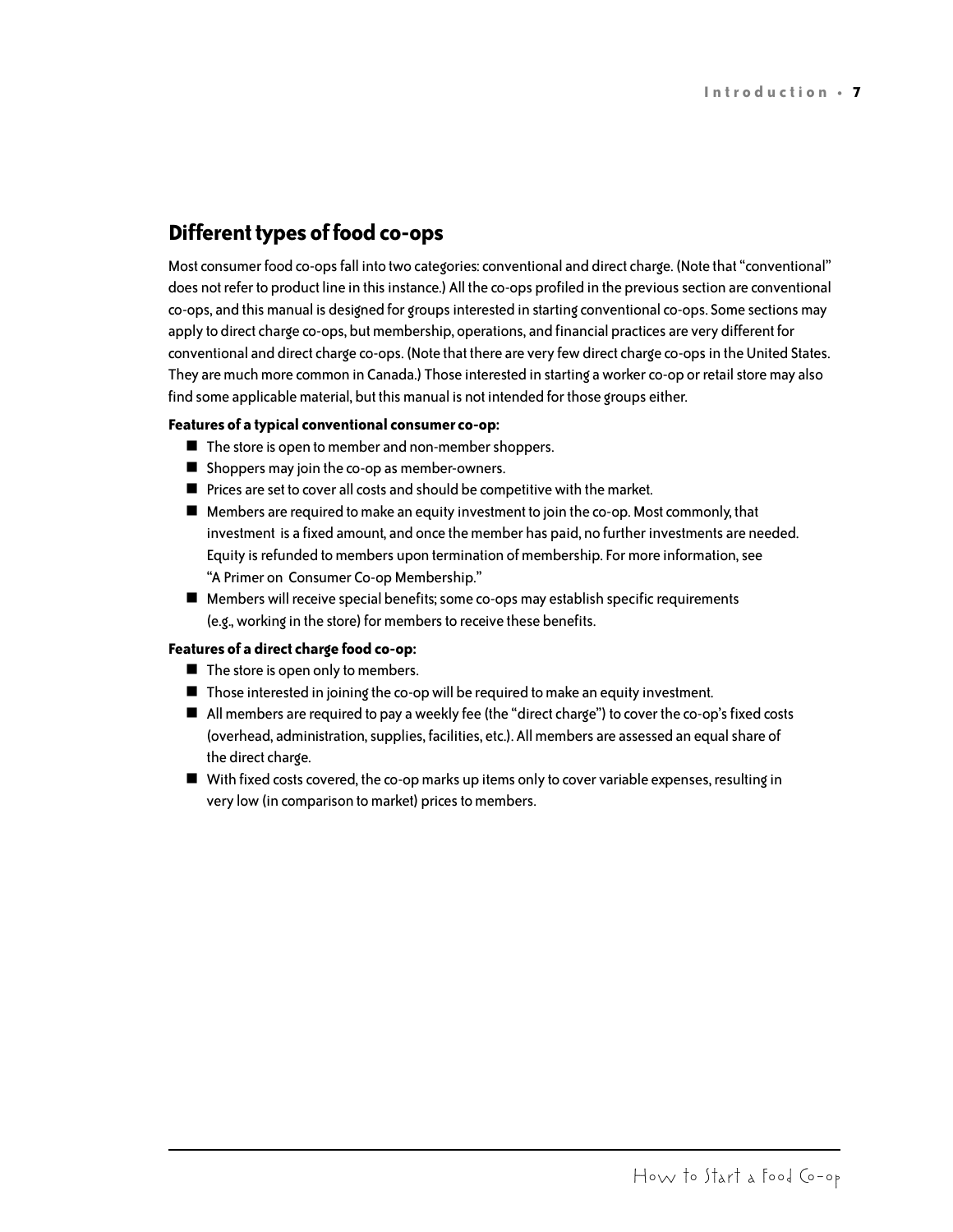## Different types of food co-ops

Most consumer food co-ops fall into two categories: conventional and direct charge. (Note that "conventional" does not refer to product line in this instance.) All the co-ops profiled in the previous section are conventional co-ops, and this manual is designed for groups interested in starting conventional co-ops. Some sections may apply to direct charge co-ops, but membership, operations, and financial practices are very different for conventional and direct charge co-ops. (Note that there are very few direct charge co-ops in the United States. They are much more common in Canada.) Those interested in starting a worker co-op or retail store may also find some applicable material, but this manual is not intended for those groups either.

**Features of a typical conventional consumer co-op:**

- The store is open to member and non-member shoppers.
- Shoppers may join the co-op as member-owners.
- Prices are set to cover all costs and should be competitive with the market.
- Members are required to make an equity investment to join the co-op. Most commonly, that investment is a fixed amount, and once the member has paid, no further investments are needed. Equity is refunded to members upon termination of membership. For more information, see "A Primer on Consumer Co-op Membership."
- Members will receive special benefits; some co-ops may establish specific requirements (e.g., working in the store) for members to receive these benefits.

**Features of a direct charge food co-op:**

- The store is open only to members.
- Those interested in joining the co-op will be required to make an equity investment.
- All members are required to pay a weekly fee (the "direct charge") to cover the co-op's fixed costs (overhead, administration, supplies, facilities, etc.). All members are assessed an equal share of the direct charge.
- With fixed costs covered, the co-op marks up items only to cover variable expenses, resulting in very low (in comparison to market) prices to members.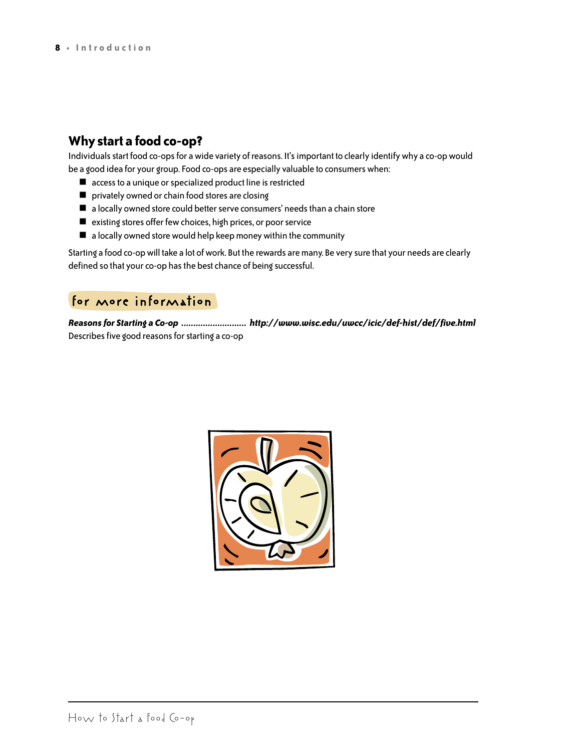## Why start a food co-op?

Individuals start food co-ops for a wide variety of reasons. It's important to clearly identify why a co-op would be a good idea for your group. Food co-ops are especially valuable to consumers when:

- access to a unique or specialized product line is restricted
- privately owned or chain food stores are closing
- a locally owned store could better serve consumers' needs than a chain store
- existing stores offer few choices, high prices, or poor service
- a locally owned store would help keep money within the community

Starting a food co-op will take a lot of work. But the rewards are many. Be very sure that your needs are clearly defined so that your co-op has the best chance of being successful.

### for more information

***Reasons for Starting a Co-op* .......................... *http://www.wisc.edu/uwcc/icic/def-hist/def/five.html***

Describes five good reasons for starting a co-op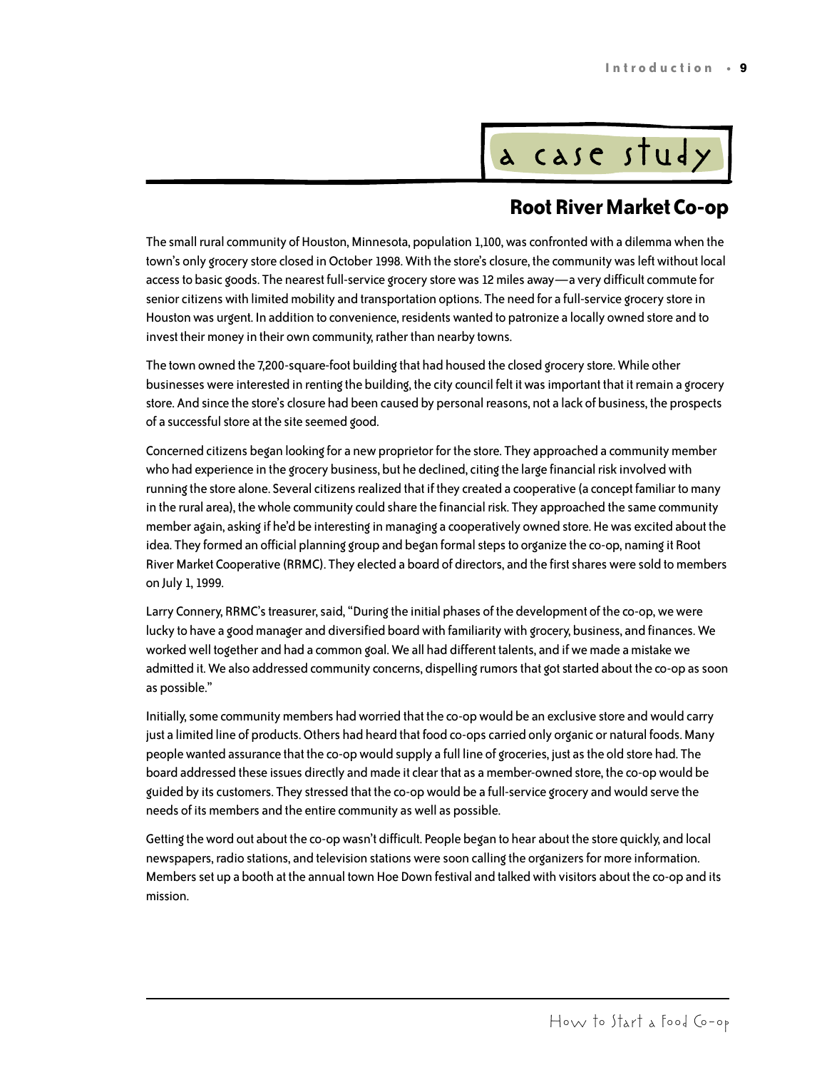## a case study

### Root River Market Co-op

The small rural community of Houston, Minnesota, population 1,100, was confronted with a dilemma when the town's only grocery store closed in October 1998. With the store's closure, the community was left without local access to basic goods. The nearest full-service grocery store was 12 miles away—a very difficult commute for senior citizens with limited mobility and transportation options. The need for a full-service grocery store in Houston was urgent. In addition to convenience, residents wanted to patronize a locally owned store and to invest their money in their own community, rather than nearby towns.

The town owned the 7,200-square-foot building that had housed the closed grocery store. While other businesses were interested in renting the building, the city council felt it was important that it remain a grocery store. And since the store's closure had been caused by personal reasons, not a lack of business, the prospects of a successful store at the site seemed good.

Concerned citizens began looking for a new proprietor for the store. They approached a community member who had experience in the grocery business, but he declined, citing the large financial risk involved with running the store alone. Several citizens realized that if they created a cooperative (a concept familiar to many in the rural area), the whole community could share the financial risk. They approached the same community member again, asking if he'd be interesting in managing a cooperatively owned store. He was excited about the idea. They formed an official planning group and began formal steps to organize the co-op, naming it Root River Market Cooperative (RRMC). They elected a board of directors, and the first shares were sold to members on July 1, 1999.

Larry Connery, RRMC's treasurer, said, "During the initial phases of the development of the co-op, we were lucky to have a good manager and diversified board with familiarity with grocery, business, and finances. We worked well together and had a common goal. We all had different talents, and if we made a mistake we admitted it. We also addressed community concerns, dispelling rumors that got started about the co-op as soon as possible."

Initially, some community members had worried that the co-op would be an exclusive store and would carry just a limited line of products. Others had heard that food co-ops carried only organic or natural foods. Many people wanted assurance that the co-op would supply a full line of groceries, just as the old store had. The board addressed these issues directly and made it clear that as a member-owned store, the co-op would be guided by its customers. They stressed that the co-op would be a full-service grocery and would serve the needs of its members and the entire community as well as possible.

Getting the word out about the co-op wasn't difficult. People began to hear about the store quickly, and local newspapers, radio stations, and television stations were soon calling the organizers for more information. Members set up a booth at the annual town Hoe Down festival and talked with visitors about the co-op and its mission.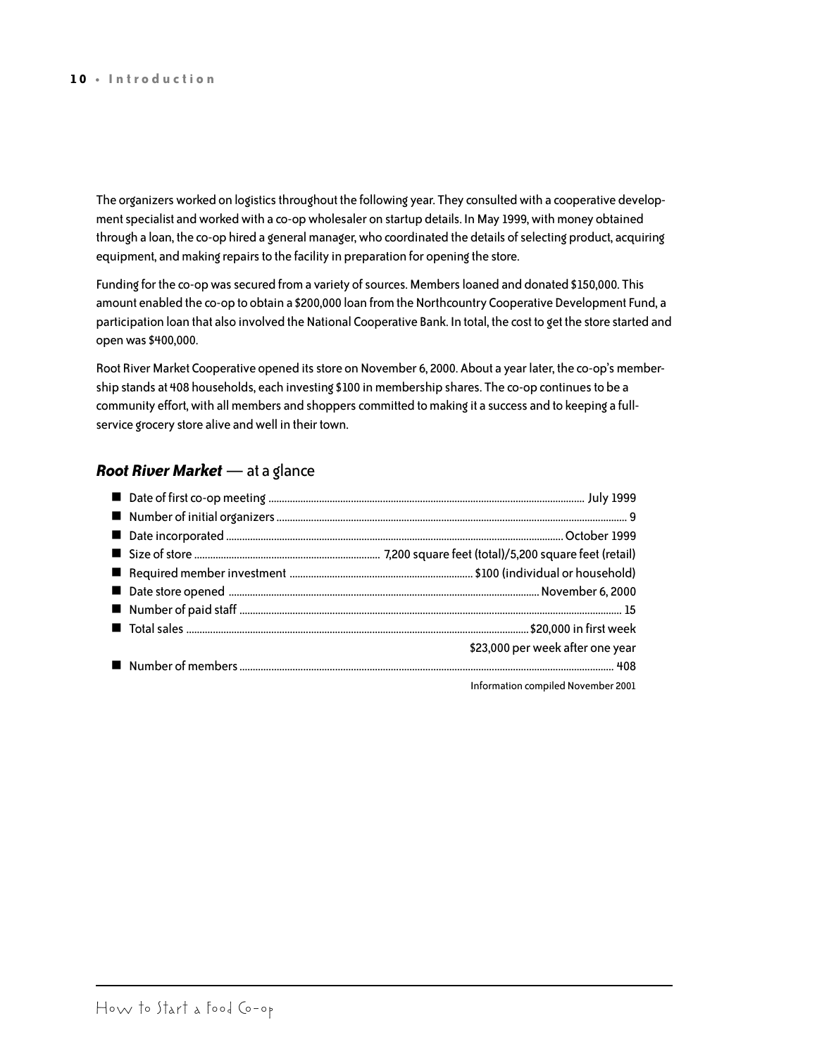The organizers worked on logistics throughout the following year. They consulted with a cooperative development specialist and worked with a co-op wholesaler on startup details. In May 1999, with money obtained through a loan, the co-op hired a general manager, who coordinated the details of selecting product, acquiring equipment, and making repairs to the facility in preparation for opening the store.

Funding for the co-op was secured from a variety of sources. Members loaned and donated $150,000. This amount enabled the co-op to obtain a $200,000 loan from the Northcountry Cooperative Development Fund, a participation loan that also involved the National Cooperative Bank. In total, the cost to get the store started and open was $400,000.

Root River Market Cooperative opened its store on November 6, 2000. About a year later, the co-op's membership stands at 408 households, each investing $100 in membership shares. The co-op continues to be a community effort, with all members and shoppers committed to making it a success and to keeping a full-service grocery store alive and well in their town.

## ***Root River Market*** — at a glance

- Date of first co-op meeting ............ July 1999
- Number of initial organizers ............ 9
- Date incorporated ............ October 1999
- Size of store ............ 7,200 square feet (total)/5,200 square feet (retail)
- Required member investment ............ $100 (individual or household)
- Date store opened ............ November 6, 2000
- Number of paid staff ............ 15
- Total sales ............ $20,000 in first week
  $23,000 per week after one year
- Number of members ............ 408

Information compiled November 2001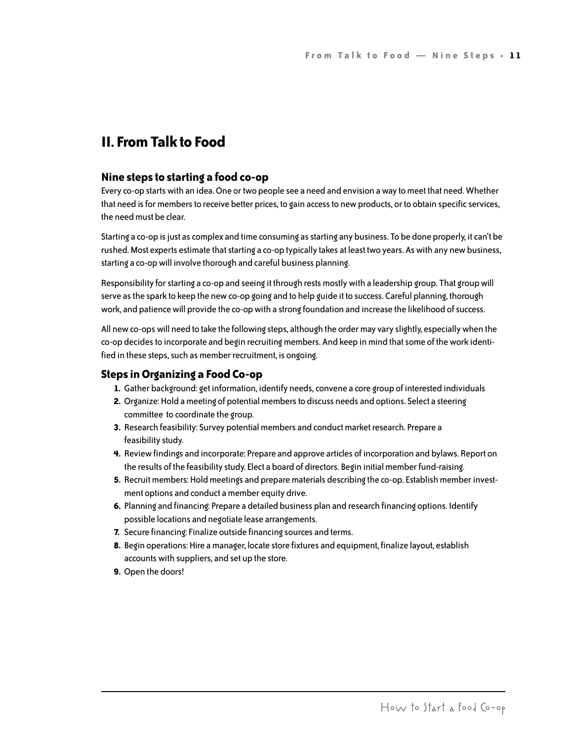# II. From Talk to Food

## Nine steps to starting a food co-op

Every co-op starts with an idea. One or two people see a need and envision a way to meet that need. Whether that need is for members to receive better prices, to gain access to new products, or to obtain specific services, the need must be clear.

Starting a co-op is just as complex and time consuming as starting any business. To be done properly, it can't be rushed. Most experts estimate that starting a co-op typically takes at least two years. As with any new business, starting a co-op will involve thorough and careful business planning.

Responsibility for starting a co-op and seeing it through rests mostly with a leadership group. That group will serve as the spark to keep the new co-op going and to help guide it to success. Careful planning, thorough work, and patience will provide the co-op with a strong foundation and increase the likelihood of success.

All new co-ops will need to take the following steps, although the order may vary slightly, especially when the co-op decides to incorporate and begin recruiting members. And keep in mind that some of the work identified in these steps, such as member recruitment, is ongoing.

## Steps in Organizing a Food Co-op

1. Gather background: get information, identify needs, convene a core group of interested individuals
2. Organize: Hold a meeting of potential members to discuss needs and options. Select a steering committee to coordinate the group.
3. Research feasibility: Survey potential members and conduct market research. Prepare a feasibility study.
4. Review findings and incorporate: Prepare and approve articles of incorporation and bylaws. Report on the results of the feasibility study. Elect a board of directors. Begin initial member fund-raising.
5. Recruit members: Hold meetings and prepare materials describing the co-op. Establish member investment options and conduct a member equity drive.
6. Planning and financing: Prepare a detailed business plan and research financing options. Identify possible locations and negotiate lease arrangements.
7. Secure financing: Finalize outside financing sources and terms.
8. Begin operations: Hire a manager, locate store fixtures and equipment, finalize layout, establish accounts with suppliers, and set up the store.
9. Open the doors!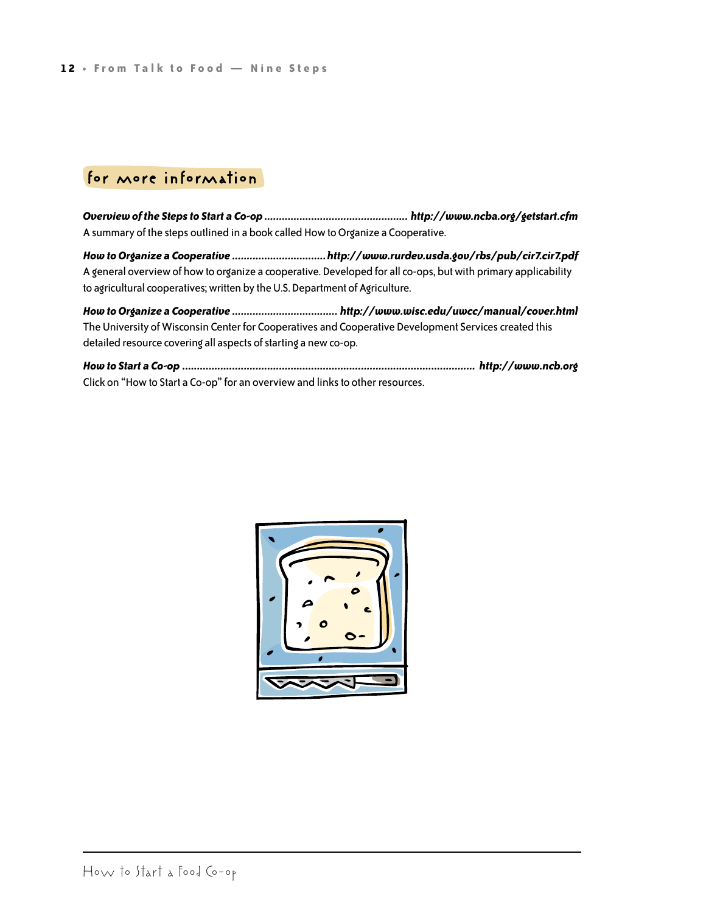## for more information

***Overview of the Steps to Start a Co-op*** ................................................ ***http://www.ncba.org/getstart.cfm***
A summary of the steps outlined in a book called How to Organize a Cooperative.

***How to Organize a Cooperative*** ............................... ***http://www.rurdev.usda.gov/rbs/pub/cir7.cir7.pdf***
A general overview of how to organize a cooperative. Developed for all co-ops, but with primary applicability to agricultural cooperatives; written by the U.S. Department of Agriculture.

***How to Organize a Cooperative*** ................................... ***http://www.wisc.edu/uwcc/manual/cover.html***
The University of Wisconsin Center for Cooperatives and Cooperative Development Services created this detailed resource covering all aspects of starting a new co-op.

***How to Start a Co-op*** ................................................................................................. ***http://www.ncb.org***
Click on "How to Start a Co-op" for an overview and links to other resources.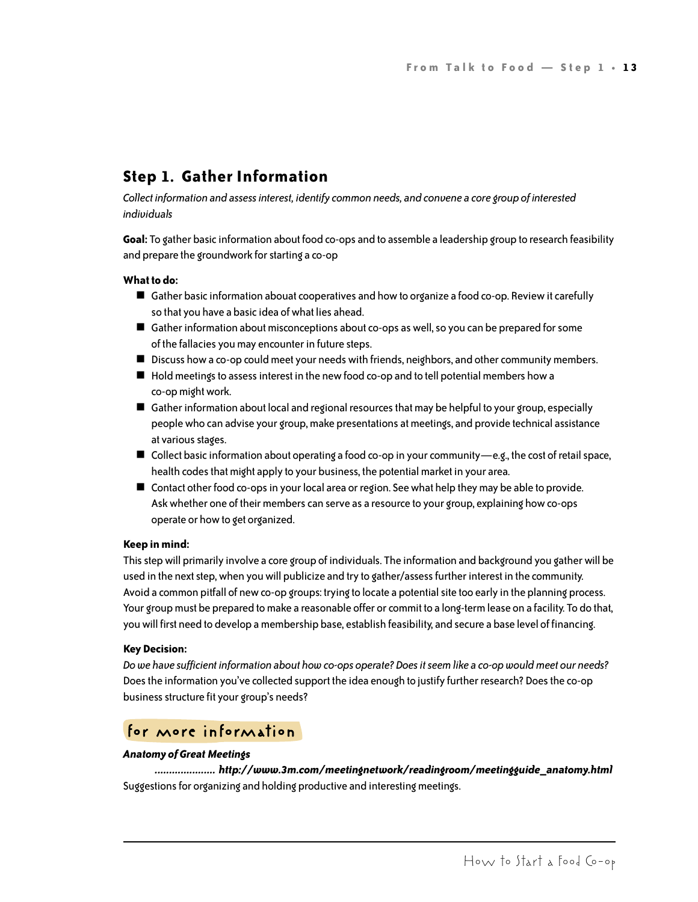## Step 1. Gather Information

*Collect information and assess interest, identify common needs, and convene a core group of interested individuals*

**Goal:** To gather basic information about food co-ops and to assemble a leadership group to research feasibility and prepare the groundwork for starting a co-op

**What to do:**

- Gather basic information abouat cooperatives and how to organize a food co-op. Review it carefully so that you have a basic idea of what lies ahead.
- Gather information about misconceptions about co-ops as well, so you can be prepared for some of the fallacies you may encounter in future steps.
- Discuss how a co-op could meet your needs with friends, neighbors, and other community members.
- Hold meetings to assess interest in the new food co-op and to tell potential members how a co-op might work.
- Gather information about local and regional resources that may be helpful to your group, especially people who can advise your group, make presentations at meetings, and provide technical assistance at various stages.
- Collect basic information about operating a food co-op in your community—e.g., the cost of retail space, health codes that might apply to your business, the potential market in your area.
- Contact other food co-ops in your local area or region. See what help they may be able to provide. Ask whether one of their members can serve as a resource to your group, explaining how co-ops operate or how to get organized.

**Keep in mind:**

This step will primarily involve a core group of individuals. The information and background you gather will be used in the next step, when you will publicize and try to gather/assess further interest in the community. Avoid a common pitfall of new co-op groups: trying to locate a potential site too early in the planning process. Your group must be prepared to make a reasonable offer or commit to a long-term lease on a facility. To do that, you will first need to develop a membership base, establish feasibility, and secure a base level of financing.

**Key Decision:**

*Do we have sufficient information about how co-ops operate? Does it seem like a co-op would meet our needs?* Does the information you've collected support the idea enough to justify further research? Does the co-op business structure fit your group's needs?

### for more information

***Anatomy of Great Meetings***
***.................... http://www.3m.com/meetingnetwork/readingroom/meetingguide_anatomy.html***
Suggestions for organizing and holding productive and interesting meetings.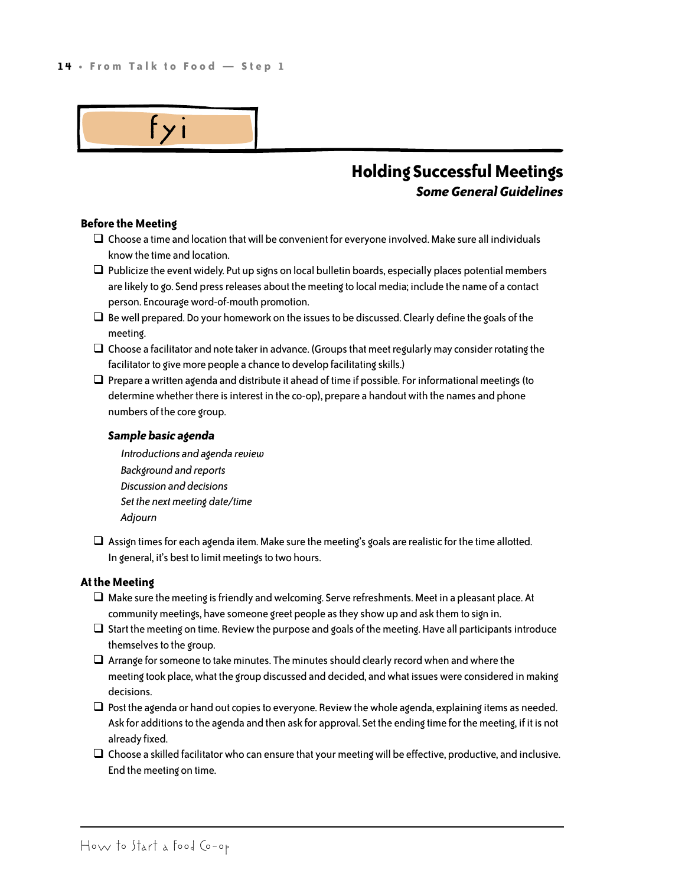fyi

## Holding Successful Meetings

***Some General Guidelines***

### Before the Meeting

- ☐ Choose a time and location that will be convenient for everyone involved. Make sure all individuals know the time and location.
- ☐ Publicize the event widely. Put up signs on local bulletin boards, especially places potential members are likely to go. Send press releases about the meeting to local media; include the name of a contact person. Encourage word-of-mouth promotion.
- ☐ Be well prepared. Do your homework on the issues to be discussed. Clearly define the goals of the meeting.
- ☐ Choose a facilitator and note taker in advance. (Groups that meet regularly may consider rotating the facilitator to give more people a chance to develop facilitating skills.)
- ☐ Prepare a written agenda and distribute it ahead of time if possible. For informational meetings (to determine whether there is interest in the co-op), prepare a handout with the names and phone numbers of the core group.

  ***Sample basic agenda***

  *Introductions and agenda review*
  *Background and reports*
  *Discussion and decisions*
  *Set the next meeting date/time*
  *Adjourn*

- ☐ Assign times for each agenda item. Make sure the meeting's goals are realistic for the time allotted. In general, it's best to limit meetings to two hours.

### At the Meeting

- ☐ Make sure the meeting is friendly and welcoming. Serve refreshments. Meet in a pleasant place. At community meetings, have someone greet people as they show up and ask them to sign in.
- ☐ Start the meeting on time. Review the purpose and goals of the meeting. Have all participants introduce themselves to the group.
- ☐ Arrange for someone to take minutes. The minutes should clearly record when and where the meeting took place, what the group discussed and decided, and what issues were considered in making decisions.
- ☐ Post the agenda or hand out copies to everyone. Review the whole agenda, explaining items as needed. Ask for additions to the agenda and then ask for approval. Set the ending time for the meeting, if it is not already fixed.
- ☐ Choose a skilled facilitator who can ensure that your meeting will be effective, productive, and inclusive. End the meeting on time.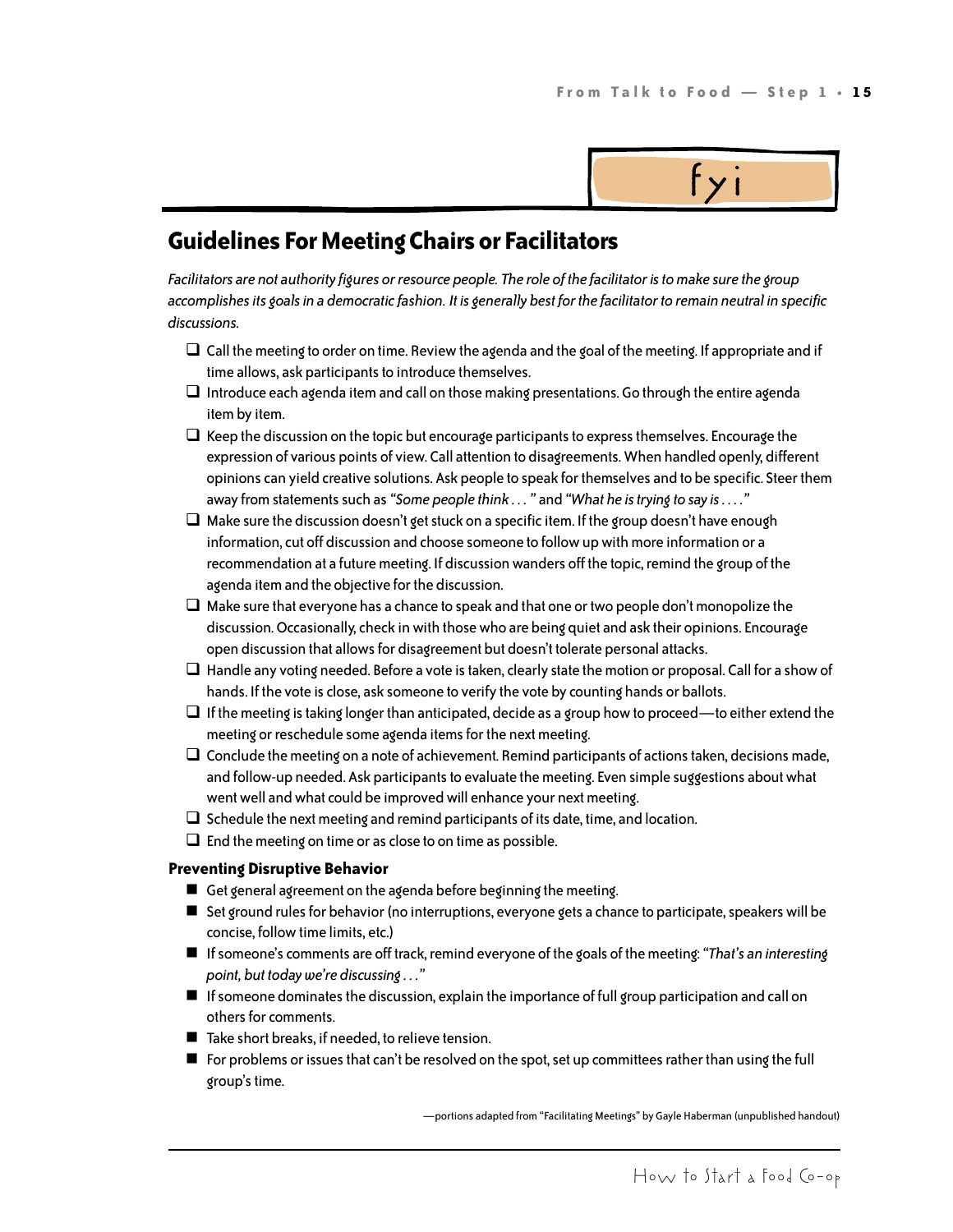fyi

## Guidelines For Meeting Chairs or Facilitators

*Facilitators are not authority figures or resource people. The role of the facilitator is to make sure the group accomplishes its goals in a democratic fashion. It is generally best for the facilitator to remain neutral in specific discussions.*

- ❑ Call the meeting to order on time. Review the agenda and the goal of the meeting. If appropriate and if time allows, ask participants to introduce themselves.
- ❑ Introduce each agenda item and call on those making presentations. Go through the entire agenda item by item.
- ❑ Keep the discussion on the topic but encourage participants to express themselves. Encourage the expression of various points of view. Call attention to disagreements. When handled openly, different opinions can yield creative solutions. Ask people to speak for themselves and to be specific. Steer them away from statements such as *"Some people think . . . "* and *"What he is trying to say is . . . ."*
- ❑ Make sure the discussion doesn't get stuck on a specific item. If the group doesn't have enough information, cut off discussion and choose someone to follow up with more information or a recommendation at a future meeting. If discussion wanders off the topic, remind the group of the agenda item and the objective for the discussion.
- ❑ Make sure that everyone has a chance to speak and that one or two people don't monopolize the discussion. Occasionally, check in with those who are being quiet and ask their opinions. Encourage open discussion that allows for disagreement but doesn't tolerate personal attacks.
- ❑ Handle any voting needed. Before a vote is taken, clearly state the motion or proposal. Call for a show of hands. If the vote is close, ask someone to verify the vote by counting hands or ballots.
- ❑ If the meeting is taking longer than anticipated, decide as a group how to proceed—to either extend the meeting or reschedule some agenda items for the next meeting.
- ❑ Conclude the meeting on a note of achievement. Remind participants of actions taken, decisions made, and follow-up needed. Ask participants to evaluate the meeting. Even simple suggestions about what went well and what could be improved will enhance your next meeting.
- ❑ Schedule the next meeting and remind participants of its date, time, and location.
- ❑ End the meeting on time or as close to on time as possible.

### Preventing Disruptive Behavior

- Get general agreement on the agenda before beginning the meeting.
- Set ground rules for behavior (no interruptions, everyone gets a chance to participate, speakers will be concise, follow time limits, etc.)
- If someone's comments are off track, remind everyone of the goals of the meeting: *"That's an interesting point, but today we're discussing . . ."*
- If someone dominates the discussion, explain the importance of full group participation and call on others for comments.
- Take short breaks, if needed, to relieve tension.
- For problems or issues that can't be resolved on the spot, set up committees rather than using the full group's time.

—portions adapted from "Facilitating Meetings" by Gayle Haberman (unpublished handout)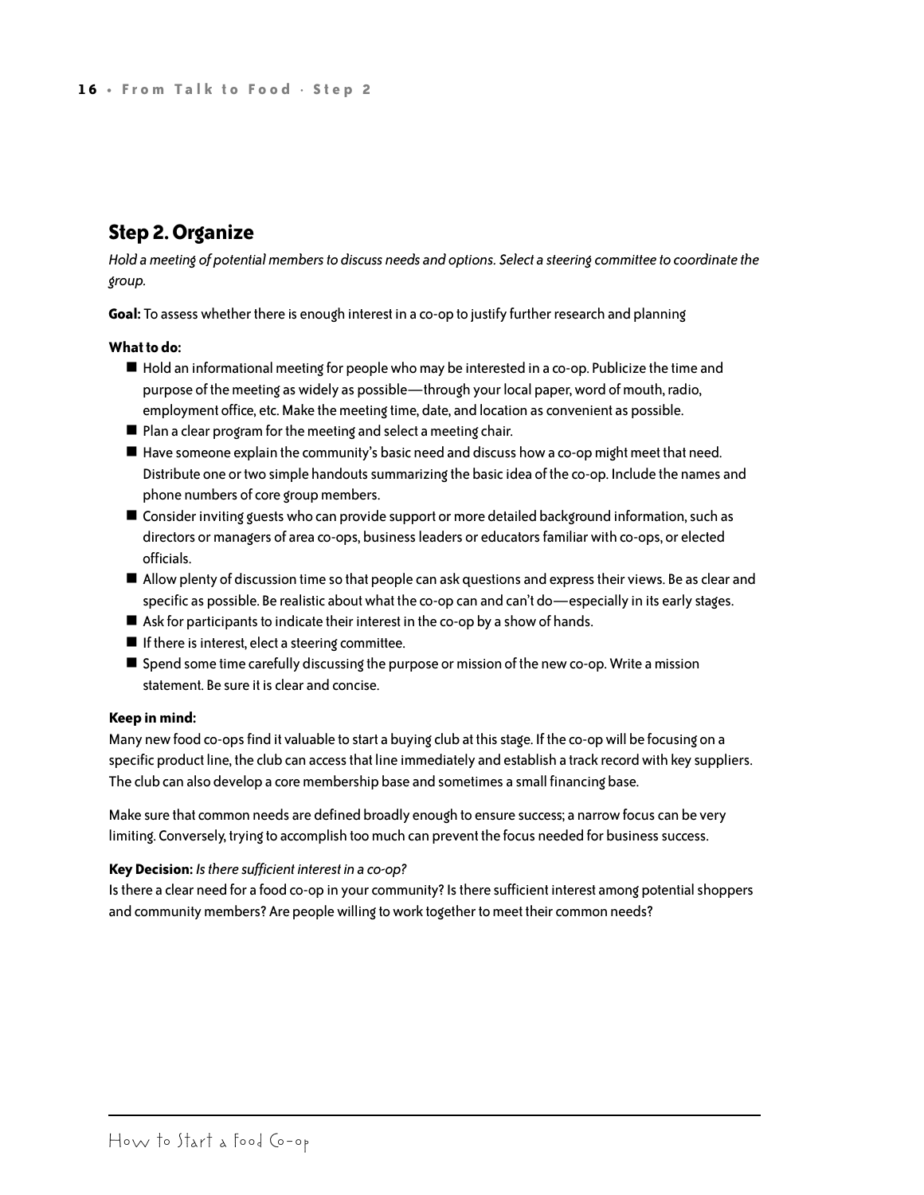## Step 2. Organize

*Hold a meeting of potential members to discuss needs and options. Select a steering committee to coordinate the group.*

**Goal:** To assess whether there is enough interest in a co-op to justify further research and planning

**What to do:**

- Hold an informational meeting for people who may be interested in a co-op. Publicize the time and purpose of the meeting as widely as possible—through your local paper, word of mouth, radio, employment office, etc. Make the meeting time, date, and location as convenient as possible.
- Plan a clear program for the meeting and select a meeting chair.
- Have someone explain the community's basic need and discuss how a co-op might meet that need. Distribute one or two simple handouts summarizing the basic idea of the co-op. Include the names and phone numbers of core group members.
- Consider inviting guests who can provide support or more detailed background information, such as directors or managers of area co-ops, business leaders or educators familiar with co-ops, or elected officials.
- Allow plenty of discussion time so that people can ask questions and express their views. Be as clear and specific as possible. Be realistic about what the co-op can and can't do—especially in its early stages.
- Ask for participants to indicate their interest in the co-op by a show of hands.
- If there is interest, elect a steering committee.
- Spend some time carefully discussing the purpose or mission of the new co-op. Write a mission statement. Be sure it is clear and concise.

**Keep in mind:**

Many new food co-ops find it valuable to start a buying club at this stage. If the co-op will be focusing on a specific product line, the club can access that line immediately and establish a track record with key suppliers. The club can also develop a core membership base and sometimes a small financing base.

Make sure that common needs are defined broadly enough to ensure success; a narrow focus can be very limiting. Conversely, trying to accomplish too much can prevent the focus needed for business success.

**Key Decision:** *Is there sufficient interest in a co-op?*

Is there a clear need for a food co-op in your community? Is there sufficient interest among potential shoppers and community members? Are people willing to work together to meet their common needs?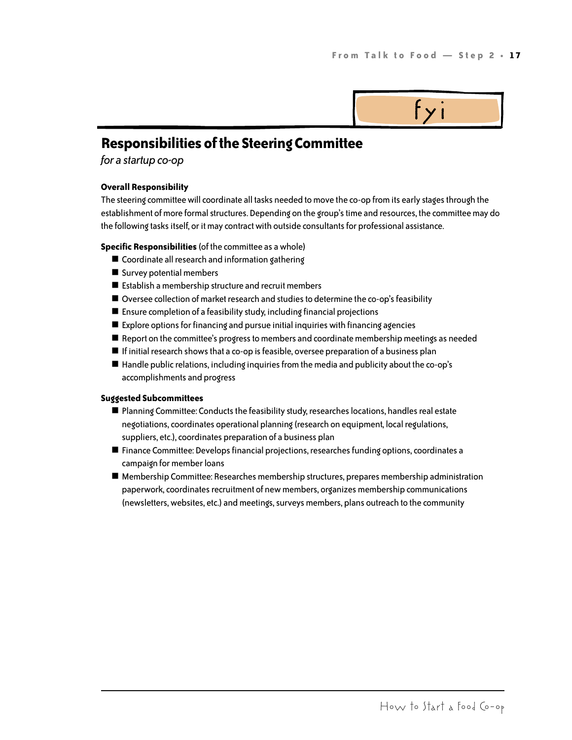fyi

## Responsibilities of the Steering Committee

*for a startup co-op*

**Overall Responsibility**

The steering committee will coordinate all tasks needed to move the co-op from its early stages through the establishment of more formal structures. Depending on the group's time and resources, the committee may do the following tasks itself, or it may contract with outside consultants for professional assistance.

**Specific Responsibilities** (of the committee as a whole)

- Coordinate all research and information gathering
- Survey potential members
- Establish a membership structure and recruit members
- Oversee collection of market research and studies to determine the co-op's feasibility
- Ensure completion of a feasibility study, including financial projections
- Explore options for financing and pursue initial inquiries with financing agencies
- Report on the committee's progress to members and coordinate membership meetings as needed
- If initial research shows that a co-op is feasible, oversee preparation of a business plan
- Handle public relations, including inquiries from the media and publicity about the co-op's accomplishments and progress

**Suggested Subcommittees**

- Planning Committee: Conducts the feasibility study, researches locations, handles real estate negotiations, coordinates operational planning (research on equipment, local regulations, suppliers, etc.), coordinates preparation of a business plan
- Finance Committee: Develops financial projections, researches funding options, coordinates a campaign for member loans
- Membership Committee: Researches membership structures, prepares membership administration paperwork, coordinates recruitment of new members, organizes membership communications (newsletters, websites, etc.) and meetings, surveys members, plans outreach to the community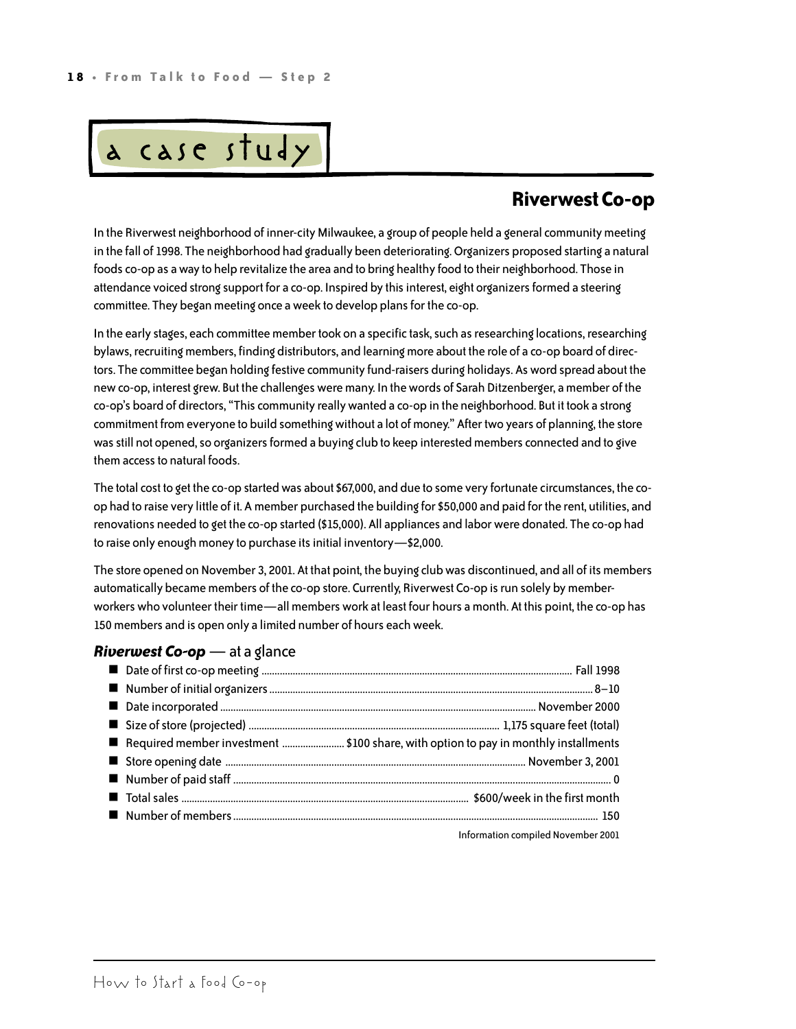# a case study

## Riverwest Co-op

In the Riverwest neighborhood of inner-city Milwaukee, a group of people held a general community meeting in the fall of 1998. The neighborhood had gradually been deteriorating. Organizers proposed starting a natural foods co-op as a way to help revitalize the area and to bring healthy food to their neighborhood. Those in attendance voiced strong support for a co-op. Inspired by this interest, eight organizers formed a steering committee. They began meeting once a week to develop plans for the co-op.

In the early stages, each committee member took on a specific task, such as researching locations, researching bylaws, recruiting members, finding distributors, and learning more about the role of a co-op board of directors. The committee began holding festive community fund-raisers during holidays. As word spread about the new co-op, interest grew. But the challenges were many. In the words of Sarah Ditzenberger, a member of the co-op's board of directors, "This community really wanted a co-op in the neighborhood. But it took a strong commitment from everyone to build something without a lot of money." After two years of planning, the store was still not opened, so organizers formed a buying club to keep interested members connected and to give them access to natural foods.

The total cost to get the co-op started was about $67,000, and due to some very fortunate circumstances, the co-op had to raise very little of it. A member purchased the building for $50,000 and paid for the rent, utilities, and renovations needed to get the co-op started ($15,000). All appliances and labor were donated. The co-op had to raise only enough money to purchase its initial inventory—$2,000.

The store opened on November 3, 2001. At that point, the buying club was discontinued, and all of its members automatically became members of the co-op store. Currently, Riverwest Co-op is run solely by member-workers who volunteer their time—all members work at least four hours a month. At this point, the co-op has 150 members and is open only a limited number of hours each week.

### *Riverwest Co-op* — at a glance

- Date of first co-op meeting .......... Fall 1998
- Number of initial organizers .......... 8–10
- Date incorporated .......... November 2000
- Size of store (projected) .......... 1,175 square feet (total)
- Required member investment .......... $100 share, with option to pay in monthly installments
- Store opening date .......... November 3, 2001
- Number of paid staff .......... 0
- Total sales .......... $600/week in the first month
- Number of members .......... 150

Information compiled November 2001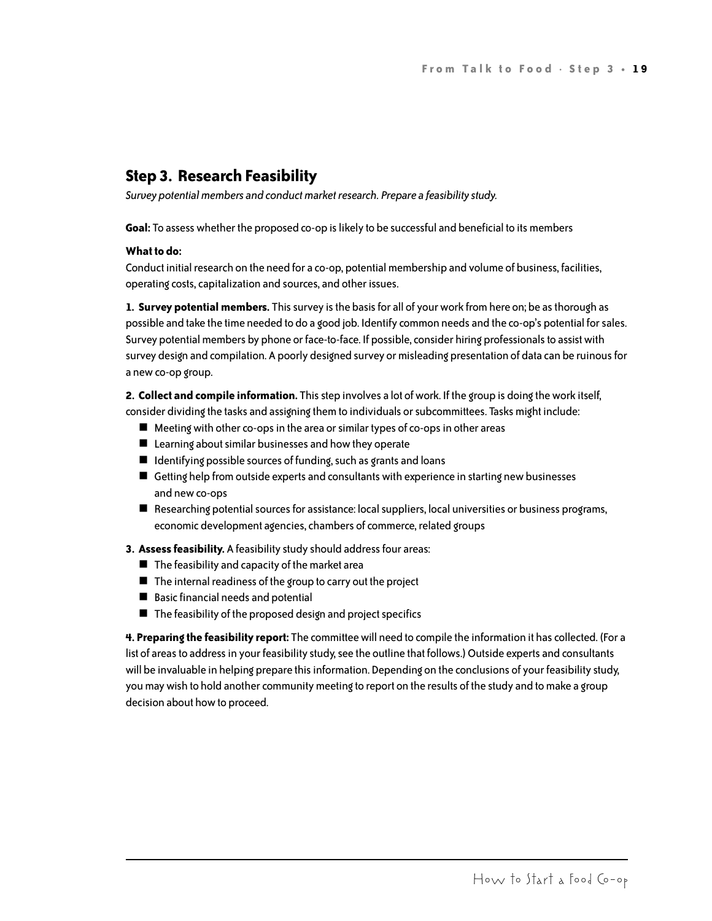## Step 3. Research Feasibility

*Survey potential members and conduct market research. Prepare a feasibility study.*

**Goal:** To assess whether the proposed co-op is likely to be successful and beneficial to its members

**What to do:**

Conduct initial research on the need for a co-op, potential membership and volume of business, facilities, operating costs, capitalization and sources, and other issues.

**1. Survey potential members.** This survey is the basis for all of your work from here on; be as thorough as possible and take the time needed to do a good job. Identify common needs and the co-op's potential for sales. Survey potential members by phone or face-to-face. If possible, consider hiring professionals to assist with survey design and compilation. A poorly designed survey or misleading presentation of data can be ruinous for a new co-op group.

**2. Collect and compile information.** This step involves a lot of work. If the group is doing the work itself, consider dividing the tasks and assigning them to individuals or subcommittees. Tasks might include:

- Meeting with other co-ops in the area or similar types of co-ops in other areas
- Learning about similar businesses and how they operate
- Identifying possible sources of funding, such as grants and loans
- Getting help from outside experts and consultants with experience in starting new businesses and new co-ops
- Researching potential sources for assistance: local suppliers, local universities or business programs, economic development agencies, chambers of commerce, related groups

**3. Assess feasibility.** A feasibility study should address four areas:

- The feasibility and capacity of the market area
- The internal readiness of the group to carry out the project
- Basic financial needs and potential
- The feasibility of the proposed design and project specifics

**4. Preparing the feasibility report:** The committee will need to compile the information it has collected. (For a list of areas to address in your feasibility study, see the outline that follows.) Outside experts and consultants will be invaluable in helping prepare this information. Depending on the conclusions of your feasibility study, you may wish to hold another community meeting to report on the results of the study and to make a group decision about how to proceed.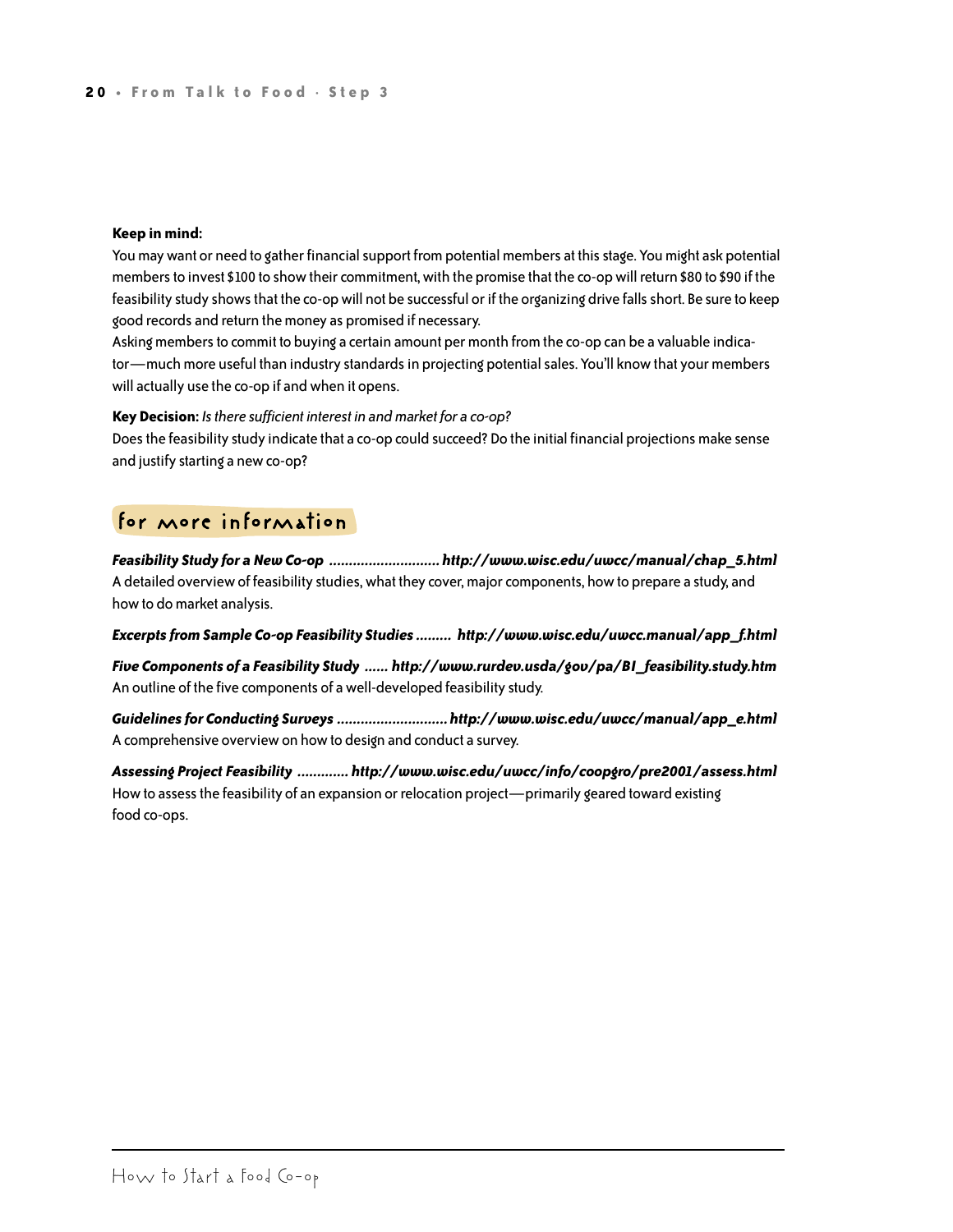**Keep in mind:**

You may want or need to gather financial support from potential members at this stage. You might ask potential members to invest $100 to show their commitment, with the promise that the co-op will return $80 to $90 if the feasibility study shows that the co-op will not be successful or if the organizing drive falls short. Be sure to keep good records and return the money as promised if necessary.

Asking members to commit to buying a certain amount per month from the co-op can be a valuable indicator—much more useful than industry standards in projecting potential sales. You'll know that your members will actually use the co-op if and when it opens.

**Key Decision:** *Is there sufficient interest in and market for a co-op?*

Does the feasibility study indicate that a co-op could succeed? Do the initial financial projections make sense and justify starting a new co-op?

## for more information

***Feasibility Study for a New Co-op ............................ http://www.wisc.edu/uwcc/manual/chap_5.html***

A detailed overview of feasibility studies, what they cover, major components, how to prepare a study, and how to do market analysis.

***Excerpts from Sample Co-op Feasibility Studies ......... http://www.wisc.edu/uwcc.manual/app_f.html***

***Five Components of a Feasibility Study ...... http://www.rurdev.usda/gov/pa/BI_feasibility.study.htm***

An outline of the five components of a well-developed feasibility study.

***Guidelines for Conducting Surveys ............................ http://www.wisc.edu/uwcc/manual/app_e.html***

A comprehensive overview on how to design and conduct a survey.

***Assessing Project Feasibility ............. http://www.wisc.edu/uwcc/info/coopgro/pre2001/assess.html***

How to assess the feasibility of an expansion or relocation project—primarily geared toward existing food co-ops.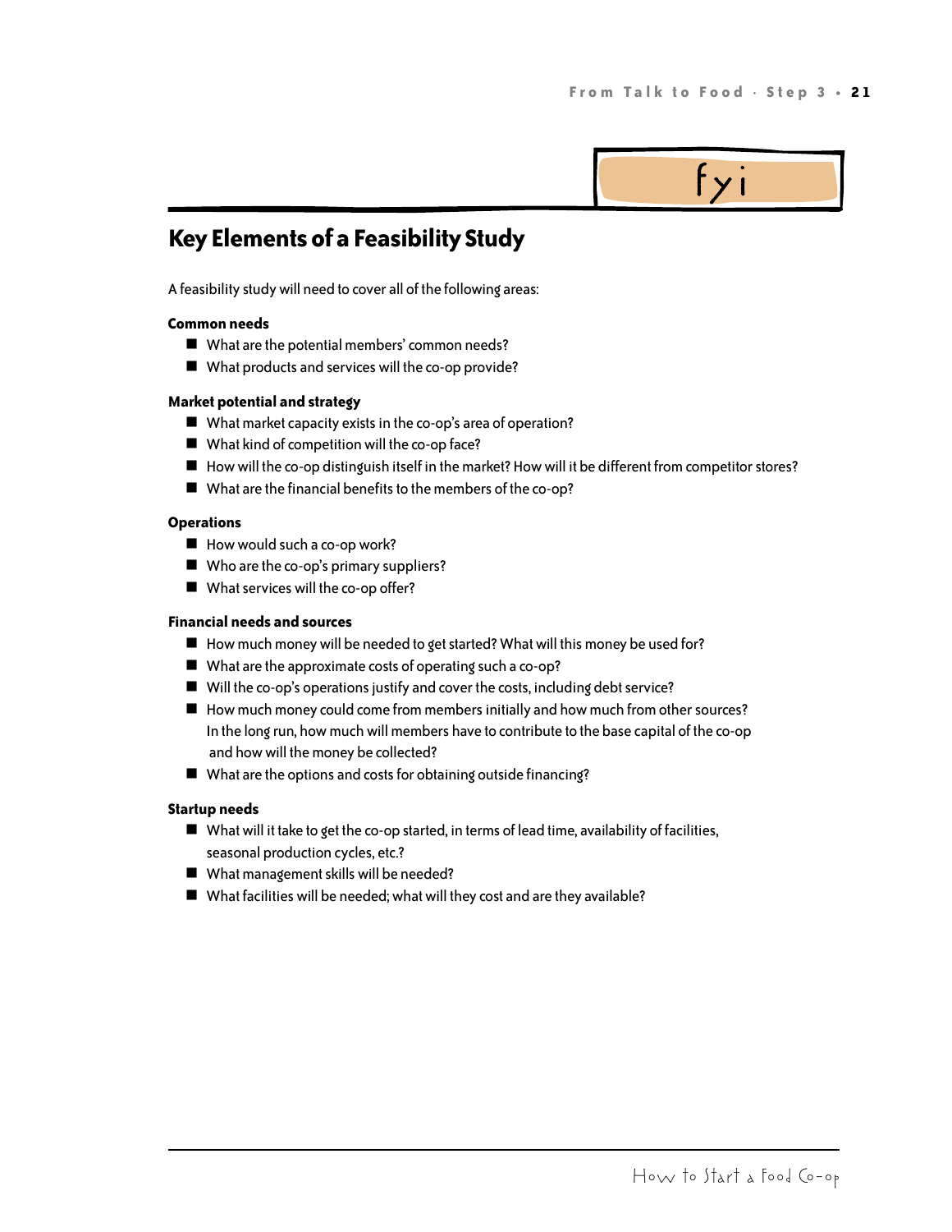fyi

## Key Elements of a Feasibility Study

A feasibility study will need to cover all of the following areas:

**Common needs**

- What are the potential members' common needs?
- What products and services will the co-op provide?

**Market potential and strategy**

- What market capacity exists in the co-op's area of operation?
- What kind of competition will the co-op face?
- How will the co-op distinguish itself in the market? How will it be different from competitor stores?
- What are the financial benefits to the members of the co-op?

**Operations**

- How would such a co-op work?
- Who are the co-op's primary suppliers?
- What services will the co-op offer?

**Financial needs and sources**

- How much money will be needed to get started? What will this money be used for?
- What are the approximate costs of operating such a co-op?
- Will the co-op's operations justify and cover the costs, including debt service?
- How much money could come from members initially and how much from other sources? In the long run, how much will members have to contribute to the base capital of the co-op and how will the money be collected?
- What are the options and costs for obtaining outside financing?

**Startup needs**

- What will it take to get the co-op started, in terms of lead time, availability of facilities, seasonal production cycles, etc.?
- What management skills will be needed?
- What facilities will be needed; what will they cost and are they available?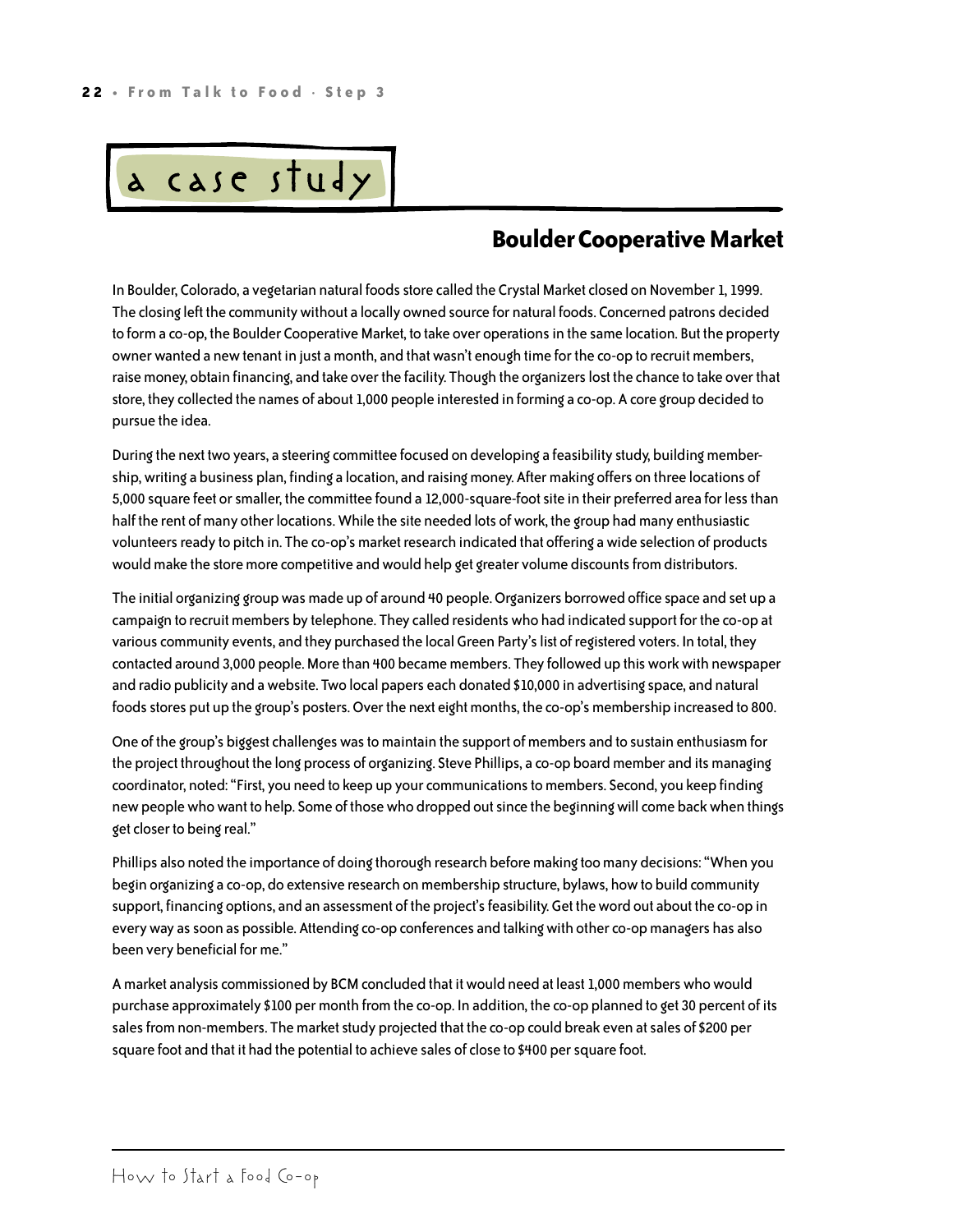## a case study

### Boulder Cooperative Market

In Boulder, Colorado, a vegetarian natural foods store called the Crystal Market closed on November 1, 1999. The closing left the community without a locally owned source for natural foods. Concerned patrons decided to form a co-op, the Boulder Cooperative Market, to take over operations in the same location. But the property owner wanted a new tenant in just a month, and that wasn't enough time for the co-op to recruit members, raise money, obtain financing, and take over the facility. Though the organizers lost the chance to take over that store, they collected the names of about 1,000 people interested in forming a co-op. A core group decided to pursue the idea.

During the next two years, a steering committee focused on developing a feasibility study, building membership, writing a business plan, finding a location, and raising money. After making offers on three locations of 5,000 square feet or smaller, the committee found a 12,000-square-foot site in their preferred area for less than half the rent of many other locations. While the site needed lots of work, the group had many enthusiastic volunteers ready to pitch in. The co-op's market research indicated that offering a wide selection of products would make the store more competitive and would help get greater volume discounts from distributors.

The initial organizing group was made up of around 40 people. Organizers borrowed office space and set up a campaign to recruit members by telephone. They called residents who had indicated support for the co-op at various community events, and they purchased the local Green Party's list of registered voters. In total, they contacted around 3,000 people. More than 400 became members. They followed up this work with newspaper and radio publicity and a website. Two local papers each donated $10,000 in advertising space, and natural foods stores put up the group's posters. Over the next eight months, the co-op's membership increased to 800.

One of the group's biggest challenges was to maintain the support of members and to sustain enthusiasm for the project throughout the long process of organizing. Steve Phillips, a co-op board member and its managing coordinator, noted: "First, you need to keep up your communications to members. Second, you keep finding new people who want to help. Some of those who dropped out since the beginning will come back when things get closer to being real."

Phillips also noted the importance of doing thorough research before making too many decisions: "When you begin organizing a co-op, do extensive research on membership structure, bylaws, how to build community support, financing options, and an assessment of the project's feasibility. Get the word out about the co-op in every way as soon as possible. Attending co-op conferences and talking with other co-op managers has also been very beneficial for me."

A market analysis commissioned by BCM concluded that it would need at least 1,000 members who would purchase approximately $100 per month from the co-op. In addition, the co-op planned to get 30 percent of its sales from non-members. The market study projected that the co-op could break even at sales of $200 per square foot and that it had the potential to achieve sales of close to $400 per square foot.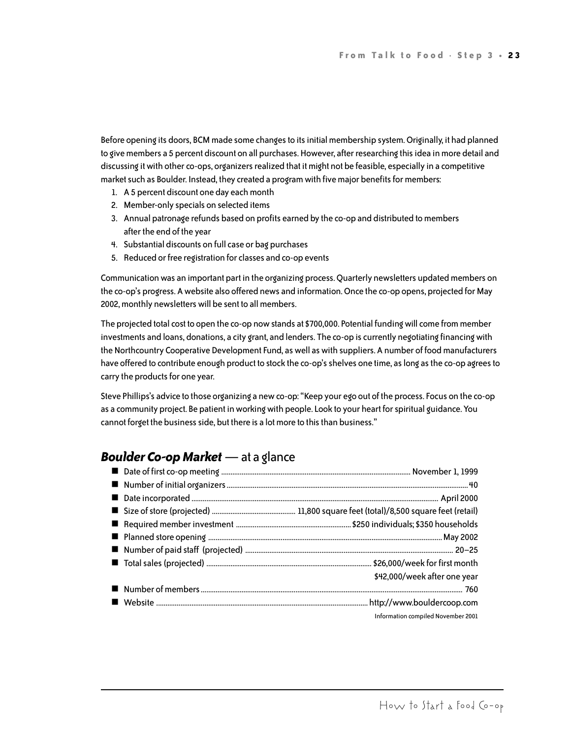Before opening its doors, BCM made some changes to its initial membership system. Originally, it had planned to give members a 5 percent discount on all purchases. However, after researching this idea in more detail and discussing it with other co-ops, organizers realized that it might not be feasible, especially in a competitive market such as Boulder. Instead, they created a program with five major benefits for members:

1. A 5 percent discount one day each month
2. Member-only specials on selected items
3. Annual patronage refunds based on profits earned by the co-op and distributed to members after the end of the year
4. Substantial discounts on full case or bag purchases
5. Reduced or free registration for classes and co-op events

Communication was an important part in the organizing process. Quarterly newsletters updated members on the co-op's progress. A website also offered news and information. Once the co-op opens, projected for May 2002, monthly newsletters will be sent to all members.

The projected total cost to open the co-op now stands at $700,000. Potential funding will come from member investments and loans, donations, a city grant, and lenders. The co-op is currently negotiating financing with the Northcountry Cooperative Development Fund, as well as with suppliers. A number of food manufacturers have offered to contribute enough product to stock the co-op's shelves one time, as long as the co-op agrees to carry the products for one year.

Steve Phillips's advice to those organizing a new co-op: "Keep your ego out of the process. Focus on the co-op as a community project. Be patient in working with people. Look to your heart for spiritual guidance. You cannot forget the business side, but there is a lot more to this than business."

## ***Boulder Co-op Market*** — at a glance

- Date of first co-op meeting .......... November 1, 1999
- Number of initial organizers .......... 40
- Date incorporated .......... April 2000
- Size of store (projected) .......... 11,800 square feet (total)/8,500 square feet (retail)
- Required member investment .......... $250 individuals; $350 households
- Planned store opening .......... May 2002
- Number of paid staff (projected) .......... 20–25
- Total sales (projected) .......... $26,000/week for first month
  $42,000/week after one year
- Number of members .......... 760
- Website .......... http://www.bouldercoop.com

Information compiled November 2001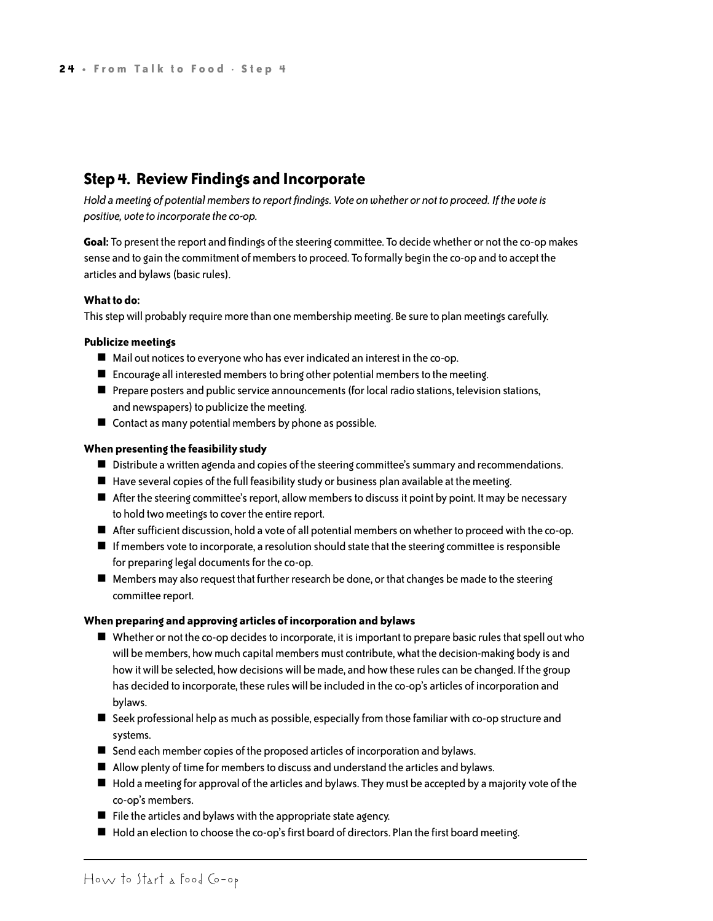## Step 4. Review Findings and Incorporate

*Hold a meeting of potential members to report findings. Vote on whether or not to proceed. If the vote is positive, vote to incorporate the co-op.*

**Goal:** To present the report and findings of the steering committee. To decide whether or not the co-op makes sense and to gain the commitment of members to proceed. To formally begin the co-op and to accept the articles and bylaws (basic rules).

**What to do:**

This step will probably require more than one membership meeting. Be sure to plan meetings carefully.

**Publicize meetings**

- Mail out notices to everyone who has ever indicated an interest in the co-op.
- Encourage all interested members to bring other potential members to the meeting.
- Prepare posters and public service announcements (for local radio stations, television stations, and newspapers) to publicize the meeting.
- Contact as many potential members by phone as possible.

**When presenting the feasibility study**

- Distribute a written agenda and copies of the steering committee's summary and recommendations.
- Have several copies of the full feasibility study or business plan available at the meeting.
- After the steering committee's report, allow members to discuss it point by point. It may be necessary to hold two meetings to cover the entire report.
- After sufficient discussion, hold a vote of all potential members on whether to proceed with the co-op.
- If members vote to incorporate, a resolution should state that the steering committee is responsible for preparing legal documents for the co-op.
- Members may also request that further research be done, or that changes be made to the steering committee report.

**When preparing and approving articles of incorporation and bylaws**

- Whether or not the co-op decides to incorporate, it is important to prepare basic rules that spell out who will be members, how much capital members must contribute, what the decision-making body is and how it will be selected, how decisions will be made, and how these rules can be changed. If the group has decided to incorporate, these rules will be included in the co-op's articles of incorporation and bylaws.
- Seek professional help as much as possible, especially from those familiar with co-op structure and systems.
- Send each member copies of the proposed articles of incorporation and bylaws.
- Allow plenty of time for members to discuss and understand the articles and bylaws.
- Hold a meeting for approval of the articles and bylaws. They must be accepted by a majority vote of the co-op's members.
- File the articles and bylaws with the appropriate state agency.
- Hold an election to choose the co-op's first board of directors. Plan the first board meeting.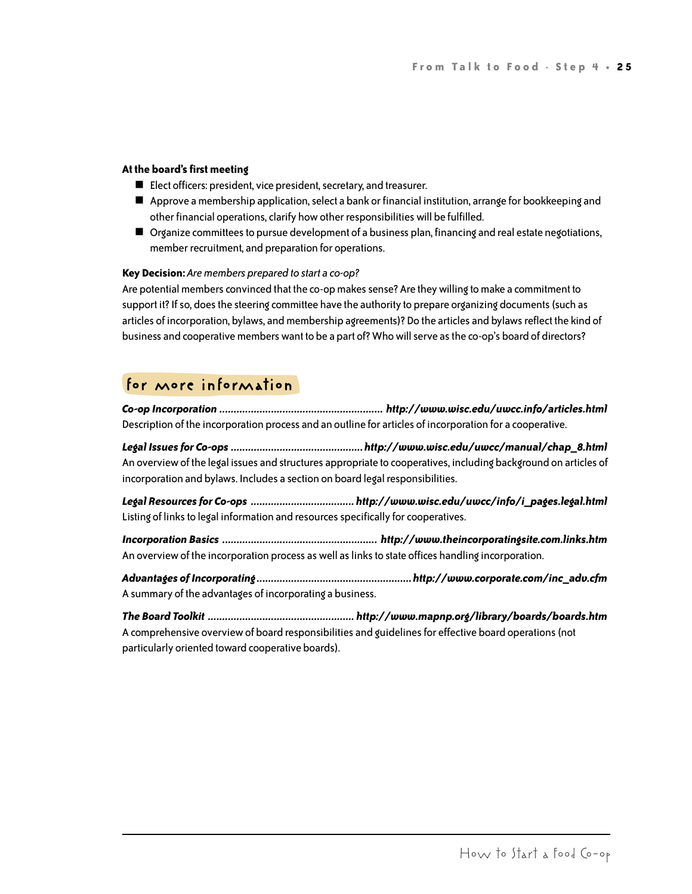**At the board's first meeting**

- Elect officers: president, vice president, secretary, and treasurer.
- Approve a membership application, select a bank or financial institution, arrange for bookkeeping and other financial operations, clarify how other responsibilities will be fulfilled.
- Organize committees to pursue development of a business plan, financing and real estate negotiations, member recruitment, and preparation for operations.

**Key Decision:** *Are members prepared to start a co-op?*

Are potential members convinced that the co-op makes sense? Are they willing to make a commitment to support it? If so, does the steering committee have the authority to prepare organizing documents (such as articles of incorporation, bylaws, and membership agreements)? Do the articles and bylaws reflect the kind of business and cooperative members want to be a part of? Who will serve as the co-op's board of directors?

## for more information

***Co-op Incorporation* ........................................................ *http://www.wisc.edu/uwcc.info/articles.html***
Description of the incorporation process and an outline for articles of incorporation for a cooperative.

***Legal Issues for Co-ops* ............................................. *http://www.wisc.edu/uwcc/manual/chap_8.html***
An overview of the legal issues and structures appropriate to cooperatives, including background on articles of incorporation and bylaws. Includes a section on board legal responsibilities.

***Legal Resources for Co-ops* .................................. *http://www.wisc.edu/uwcc/info/i_pages.legal.html***
Listing of links to legal information and resources specifically for cooperatives.

***Incorporation Basics* ..................................................... *http://www.theincorporatingsite.com.links.htm***
An overview of the incorporation process as well as links to state offices handling incorporation.

***Advantages of Incorporating* ..................................................... *http://www.corporate.com/inc_adv.cfm***
A summary of the advantages of incorporating a business.

***The Board Toolkit* .................................................. *http://www.mapnp.org/library/boards/boards.htm***
A comprehensive overview of board responsibilities and guidelines for effective board operations (not particularly oriented toward cooperative boards).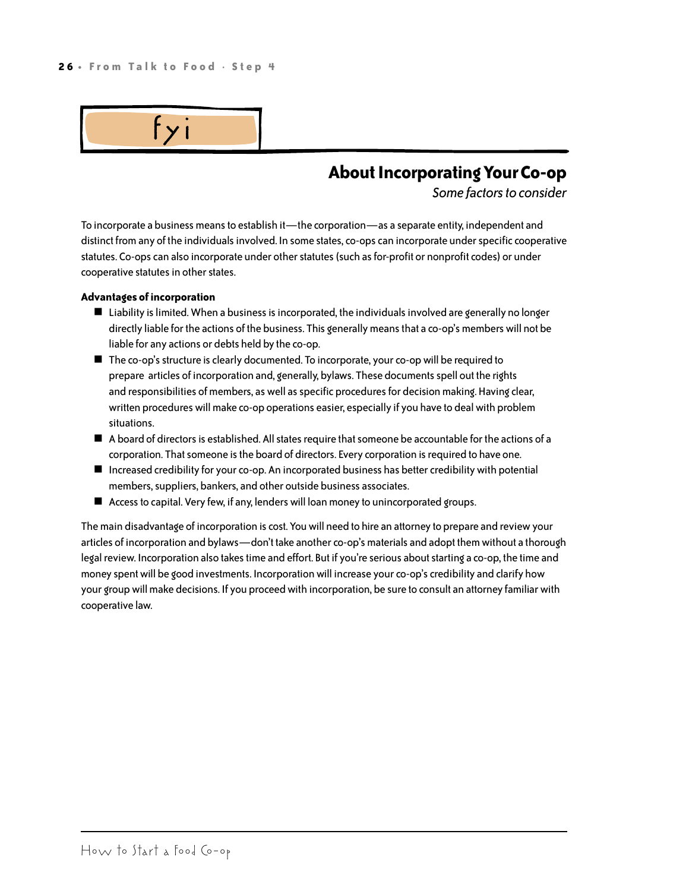fyi

## About Incorporating Your Co-op

*Some factors to consider*

To incorporate a business means to establish it—the corporation—as a separate entity, independent and distinct from any of the individuals involved. In some states, co-ops can incorporate under specific cooperative statutes. Co-ops can also incorporate under other statutes (such as for-profit or nonprofit codes) or under cooperative statutes in other states.

**Advantages of incorporation**

- Liability is limited. When a business is incorporated, the individuals involved are generally no longer directly liable for the actions of the business. This generally means that a co-op's members will not be liable for any actions or debts held by the co-op.
- The co-op's structure is clearly documented. To incorporate, your co-op will be required to prepare articles of incorporation and, generally, bylaws. These documents spell out the rights and responsibilities of members, as well as specific procedures for decision making. Having clear, written procedures will make co-op operations easier, especially if you have to deal with problem situations.
- A board of directors is established. All states require that someone be accountable for the actions of a corporation. That someone is the board of directors. Every corporation is required to have one.
- Increased credibility for your co-op. An incorporated business has better credibility with potential members, suppliers, bankers, and other outside business associates.
- Access to capital. Very few, if any, lenders will loan money to unincorporated groups.

The main disadvantage of incorporation is cost. You will need to hire an attorney to prepare and review your articles of incorporation and bylaws—don't take another co-op's materials and adopt them without a thorough legal review. Incorporation also takes time and effort. But if you're serious about starting a co-op, the time and money spent will be good investments. Incorporation will increase your co-op's credibility and clarify how your group will make decisions. If you proceed with incorporation, be sure to consult an attorney familiar with cooperative law.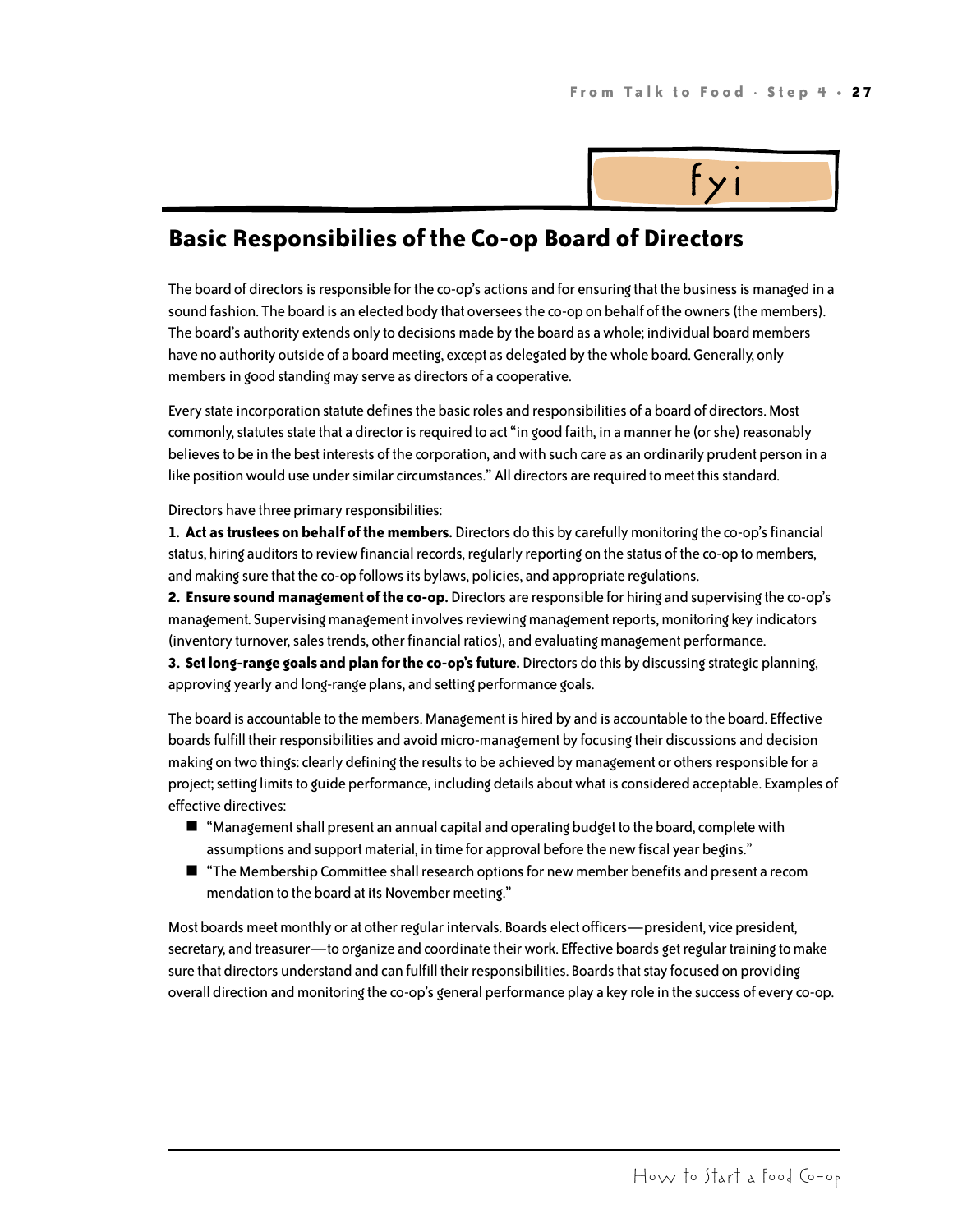fyi

## Basic Responsibilies of the Co-op Board of Directors

The board of directors is responsible for the co-op's actions and for ensuring that the business is managed in a sound fashion. The board is an elected body that oversees the co-op on behalf of the owners (the members). The board's authority extends only to decisions made by the board as a whole; individual board members have no authority outside of a board meeting, except as delegated by the whole board. Generally, only members in good standing may serve as directors of a cooperative.

Every state incorporation statute defines the basic roles and responsibilities of a board of directors. Most commonly, statutes state that a director is required to act "in good faith, in a manner he (or she) reasonably believes to be in the best interests of the corporation, and with such care as an ordinarily prudent person in a like position would use under similar circumstances." All directors are required to meet this standard.

Directors have three primary responsibilities:

**1. Act as trustees on behalf of the members.** Directors do this by carefully monitoring the co-op's financial status, hiring auditors to review financial records, regularly reporting on the status of the co-op to members, and making sure that the co-op follows its bylaws, policies, and appropriate regulations.

**2. Ensure sound management of the co-op.** Directors are responsible for hiring and supervising the co-op's management. Supervising management involves reviewing management reports, monitoring key indicators (inventory turnover, sales trends, other financial ratios), and evaluating management performance.

**3. Set long-range goals and plan for the co-op's future.** Directors do this by discussing strategic planning, approving yearly and long-range plans, and setting performance goals.

The board is accountable to the members. Management is hired by and is accountable to the board. Effective boards fulfill their responsibilities and avoid micro-management by focusing their discussions and decision making on two things: clearly defining the results to be achieved by management or others responsible for a project; setting limits to guide performance, including details about what is considered acceptable. Examples of effective directives:

- "Management shall present an annual capital and operating budget to the board, complete with assumptions and support material, in time for approval before the new fiscal year begins."
- "The Membership Committee shall research options for new member benefits and present a recommendation to the board at its November meeting."

Most boards meet monthly or at other regular intervals. Boards elect officers—president, vice president, secretary, and treasurer—to organize and coordinate their work. Effective boards get regular training to make sure that directors understand and can fulfill their responsibilities. Boards that stay focused on providing overall direction and monitoring the co-op's general performance play a key role in the success of every co-op.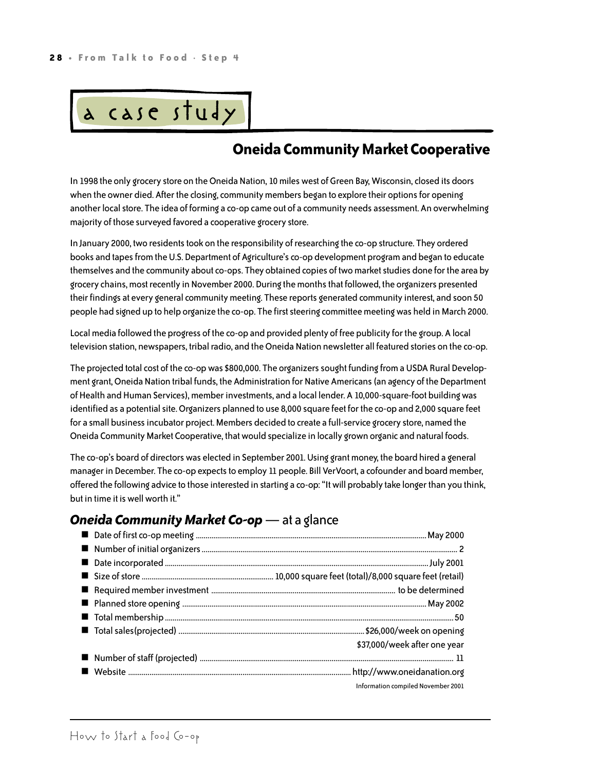# a case study

## Oneida Community Market Cooperative

In 1998 the only grocery store on the Oneida Nation, 10 miles west of Green Bay, Wisconsin, closed its doors when the owner died. After the closing, community members began to explore their options for opening another local store. The idea of forming a co-op came out of a community needs assessment. An overwhelming majority of those surveyed favored a cooperative grocery store.

In January 2000, two residents took on the responsibility of researching the co-op structure. They ordered books and tapes from the U.S. Department of Agriculture's co-op development program and began to educate themselves and the community about co-ops. They obtained copies of two market studies done for the area by grocery chains, most recently in November 2000. During the months that followed, the organizers presented their findings at every general community meeting. These reports generated community interest, and soon 50 people had signed up to help organize the co-op. The first steering committee meeting was held in March 2000.

Local media followed the progress of the co-op and provided plenty of free publicity for the group. A local television station, newspapers, tribal radio, and the Oneida Nation newsletter all featured stories on the co-op.

The projected total cost of the co-op was $800,000. The organizers sought funding from a USDA Rural Development grant, Oneida Nation tribal funds, the Administration for Native Americans (an agency of the Department of Health and Human Services), member investments, and a local lender. A 10,000-square-foot building was identified as a potential site. Organizers planned to use 8,000 square feet for the co-op and 2,000 square feet for a small business incubator project. Members decided to create a full-service grocery store, named the Oneida Community Market Cooperative, that would specialize in locally grown organic and natural foods.

The co-op's board of directors was elected in September 2001. Using grant money, the board hired a general manager in December. The co-op expects to employ 11 people. Bill VerVoort, a cofounder and board member, offered the following advice to those interested in starting a co-op: "It will probably take longer than you think, but in time it is well worth it."

### *Oneida Community Market Co-op* — at a glance

- Date of first co-op meeting .......... May 2000
- Number of initial organizers .......... 2
- Date incorporated .......... July 2001
- Size of store .......... 10,000 square feet (total)/8,000 square feet (retail)
- Required member investment .......... to be determined
- Planned store opening .......... May 2002
- Total membership .......... 50
- Total sales (projected) .......... $26,000/week on opening; $37,000/week after one year
- Number of staff (projected) .......... 11
- Website .......... http://www.oneidanation.org

Information compiled November 2001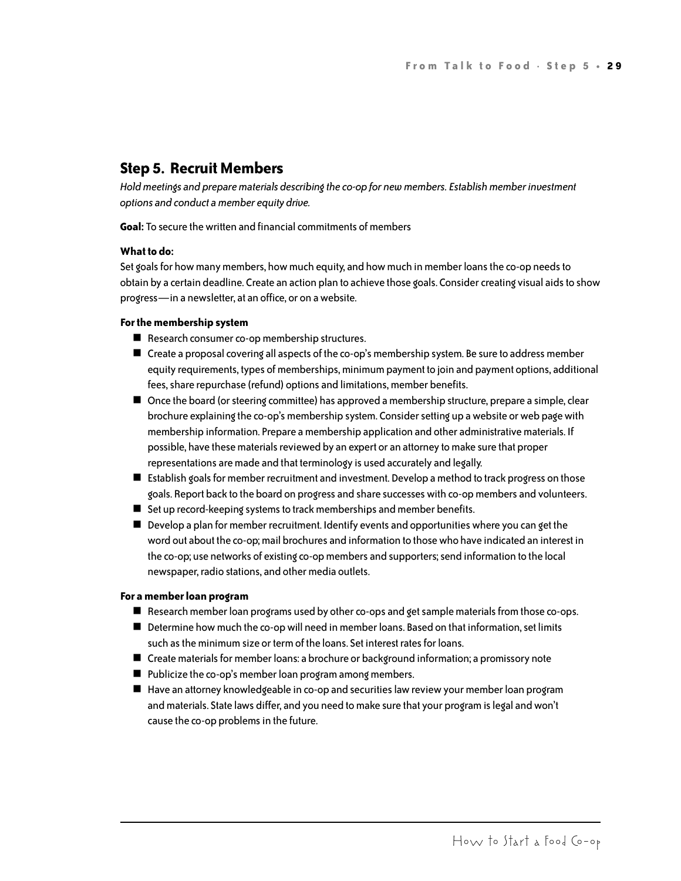## Step 5. Recruit Members

*Hold meetings and prepare materials describing the co-op for new members. Establish member investment options and conduct a member equity drive.*

**Goal:** To secure the written and financial commitments of members

**What to do:**

Set goals for how many members, how much equity, and how much in member loans the co-op needs to obtain by a certain deadline. Create an action plan to achieve those goals. Consider creating visual aids to show progress—in a newsletter, at an office, or on a website.

**For the membership system**

- Research consumer co-op membership structures.
- Create a proposal covering all aspects of the co-op's membership system. Be sure to address member equity requirements, types of memberships, minimum payment to join and payment options, additional fees, share repurchase (refund) options and limitations, member benefits.
- Once the board (or steering committee) has approved a membership structure, prepare a simple, clear brochure explaining the co-op's membership system. Consider setting up a website or web page with membership information. Prepare a membership application and other administrative materials. If possible, have these materials reviewed by an expert or an attorney to make sure that proper representations are made and that terminology is used accurately and legally.
- Establish goals for member recruitment and investment. Develop a method to track progress on those goals. Report back to the board on progress and share successes with co-op members and volunteers.
- Set up record-keeping systems to track memberships and member benefits.
- Develop a plan for member recruitment. Identify events and opportunities where you can get the word out about the co-op; mail brochures and information to those who have indicated an interest in the co-op; use networks of existing co-op members and supporters; send information to the local newspaper, radio stations, and other media outlets.

**For a member loan program**

- Research member loan programs used by other co-ops and get sample materials from those co-ops.
- Determine how much the co-op will need in member loans. Based on that information, set limits such as the minimum size or term of the loans. Set interest rates for loans.
- Create materials for member loans: a brochure or background information; a promissory note
- Publicize the co-op's member loan program among members.
- Have an attorney knowledgeable in co-op and securities law review your member loan program and materials. State laws differ, and you need to make sure that your program is legal and won't cause the co-op problems in the future.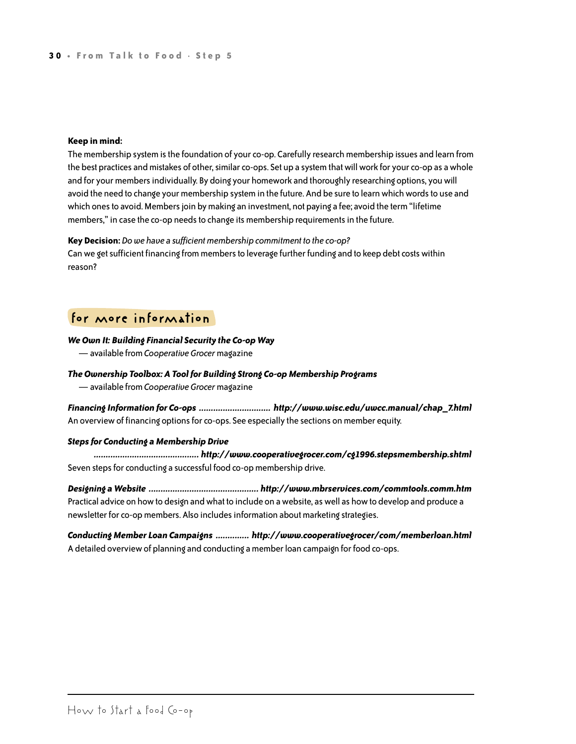**Keep in mind:**

The membership system is the foundation of your co-op. Carefully research membership issues and learn from the best practices and mistakes of other, similar co-ops. Set up a system that will work for your co-op as a whole and for your members individually. By doing your homework and thoroughly researching options, you will avoid the need to change your membership system in the future. And be sure to learn which words to use and which ones to avoid. Members join by making an investment, not paying a fee; avoid the term “lifetime members,” in case the co-op needs to change its membership requirements in the future.

**Key Decision:** *Do we have a sufficient membership commitment to the co-op?*
Can we get sufficient financing from members to leverage further funding and to keep debt costs within reason?

## for more information

***We Own It: Building Financial Security the Co-op Way***
— available from *Cooperative Grocer* magazine

***The Ownership Toolbox: A Tool for Building Strong Co-op Membership Programs***
— available from *Cooperative Grocer* magazine

***Financing Information for Co-ops .............................. http://www.wisc.edu/uwcc.manual/chap_7.html***
An overview of financing options for co-ops. See especially the sections on member equity.

***Steps for Conducting a Membership Drive***
***........................................... http://www.cooperativegrocer.com/cg1996.stepsmembership.shtml***
Seven steps for conducting a successful food co-op membership drive.

***Designing a Website ............................................. http://www.mbrservices.com/commtools.comm.htm***
Practical advice on how to design and what to include on a website, as well as how to develop and produce a newsletter for co-op members. Also includes information about marketing strategies.

***Conducting Member Loan Campaigns ............. http://www.cooperativegrocer/com/memberloan.html***
A detailed overview of planning and conducting a member loan campaign for food co-ops.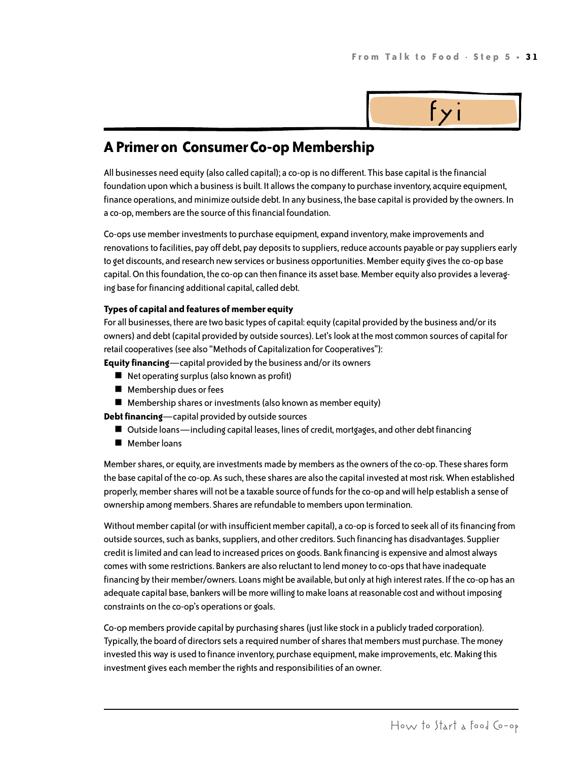fyi

## A Primer on Consumer Co-op Membership

All businesses need equity (also called capital); a co-op is no different. This base capital is the financial foundation upon which a business is built. It allows the company to purchase inventory, acquire equipment, finance operations, and minimize outside debt. In any business, the base capital is provided by the owners. In a co-op, members are the source of this financial foundation.

Co-ops use member investments to purchase equipment, expand inventory, make improvements and renovations to facilities, pay off debt, pay deposits to suppliers, reduce accounts payable or pay suppliers early to get discounts, and research new services or business opportunities. Member equity gives the co-op base capital. On this foundation, the co-op can then finance its asset base. Member equity also provides a leveraging base for financing additional capital, called debt.

**Types of capital and features of member equity**

For all businesses, there are two basic types of capital: equity (capital provided by the business and/or its owners) and debt (capital provided by outside sources). Let's look at the most common sources of capital for retail cooperatives (see also "Methods of Capitalization for Cooperatives"):

**Equity financing**—capital provided by the business and/or its owners

- Net operating surplus (also known as profit)
- Membership dues or fees
- Membership shares or investments (also known as member equity)

**Debt financing**—capital provided by outside sources

- Outside loans—including capital leases, lines of credit, mortgages, and other debt financing
- Member loans

Member shares, or equity, are investments made by members as the owners of the co-op. These shares form the base capital of the co-op. As such, these shares are also the capital invested at most risk. When established properly, member shares will not be a taxable source of funds for the co-op and will help establish a sense of ownership among members. Shares are refundable to members upon termination.

Without member capital (or with insufficient member capital), a co-op is forced to seek all of its financing from outside sources, such as banks, suppliers, and other creditors. Such financing has disadvantages. Supplier credit is limited and can lead to increased prices on goods. Bank financing is expensive and almost always comes with some restrictions. Bankers are also reluctant to lend money to co-ops that have inadequate financing by their member/owners. Loans might be available, but only at high interest rates. If the co-op has an adequate capital base, bankers will be more willing to make loans at reasonable cost and without imposing constraints on the co-op's operations or goals.

Co-op members provide capital by purchasing shares (just like stock in a publicly traded corporation). Typically, the board of directors sets a required number of shares that members must purchase. The money invested this way is used to finance inventory, purchase equipment, make improvements, etc. Making this investment gives each member the rights and responsibilities of an owner.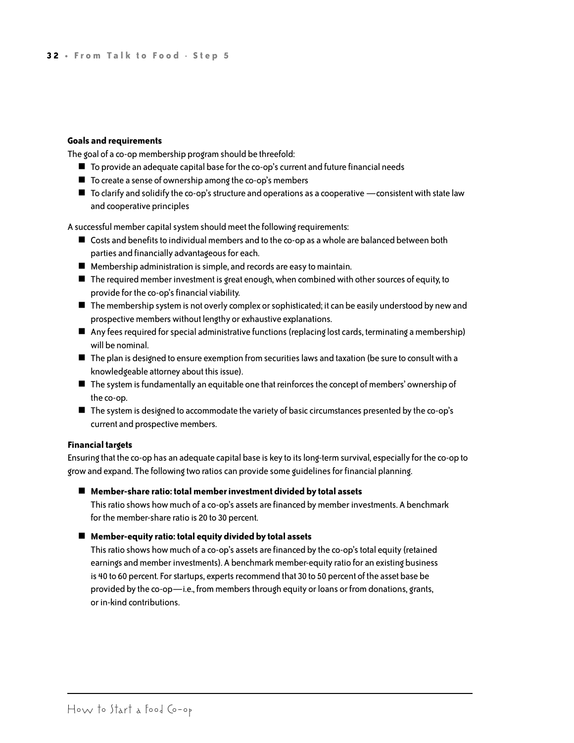**Goals and requirements**

The goal of a co-op membership program should be threefold:

- To provide an adequate capital base for the co-op's current and future financial needs
- To create a sense of ownership among the co-op's members
- To clarify and solidify the co-op's structure and operations as a cooperative —consistent with state law and cooperative principles

A successful member capital system should meet the following requirements:

- Costs and benefits to individual members and to the co-op as a whole are balanced between both parties and financially advantageous for each.
- Membership administration is simple, and records are easy to maintain.
- The required member investment is great enough, when combined with other sources of equity, to provide for the co-op's financial viability.
- The membership system is not overly complex or sophisticated; it can be easily understood by new and prospective members without lengthy or exhaustive explanations.
- Any fees required for special administrative functions (replacing lost cards, terminating a membership) will be nominal.
- The plan is designed to ensure exemption from securities laws and taxation (be sure to consult with a knowledgeable attorney about this issue).
- The system is fundamentally an equitable one that reinforces the concept of members' ownership of the co-op.
- The system is designed to accommodate the variety of basic circumstances presented by the co-op's current and prospective members.

**Financial targets**

Ensuring that the co-op has an adequate capital base is key to its long-term survival, especially for the co-op to grow and expand. The following two ratios can provide some guidelines for financial planning.

- **Member-share ratio: total member investment divided by total assets**
  This ratio shows how much of a co-op's assets are financed by member investments. A benchmark for the member-share ratio is 20 to 30 percent.

- **Member-equity ratio: total equity divided by total assets**
  This ratio shows how much of a co-op's assets are financed by the co-op's total equity (retained earnings and member investments). A benchmark member-equity ratio for an existing business is 40 to 60 percent. For startups, experts recommend that 30 to 50 percent of the asset base be provided by the co-op—i.e., from members through equity or loans or from donations, grants, or in-kind contributions.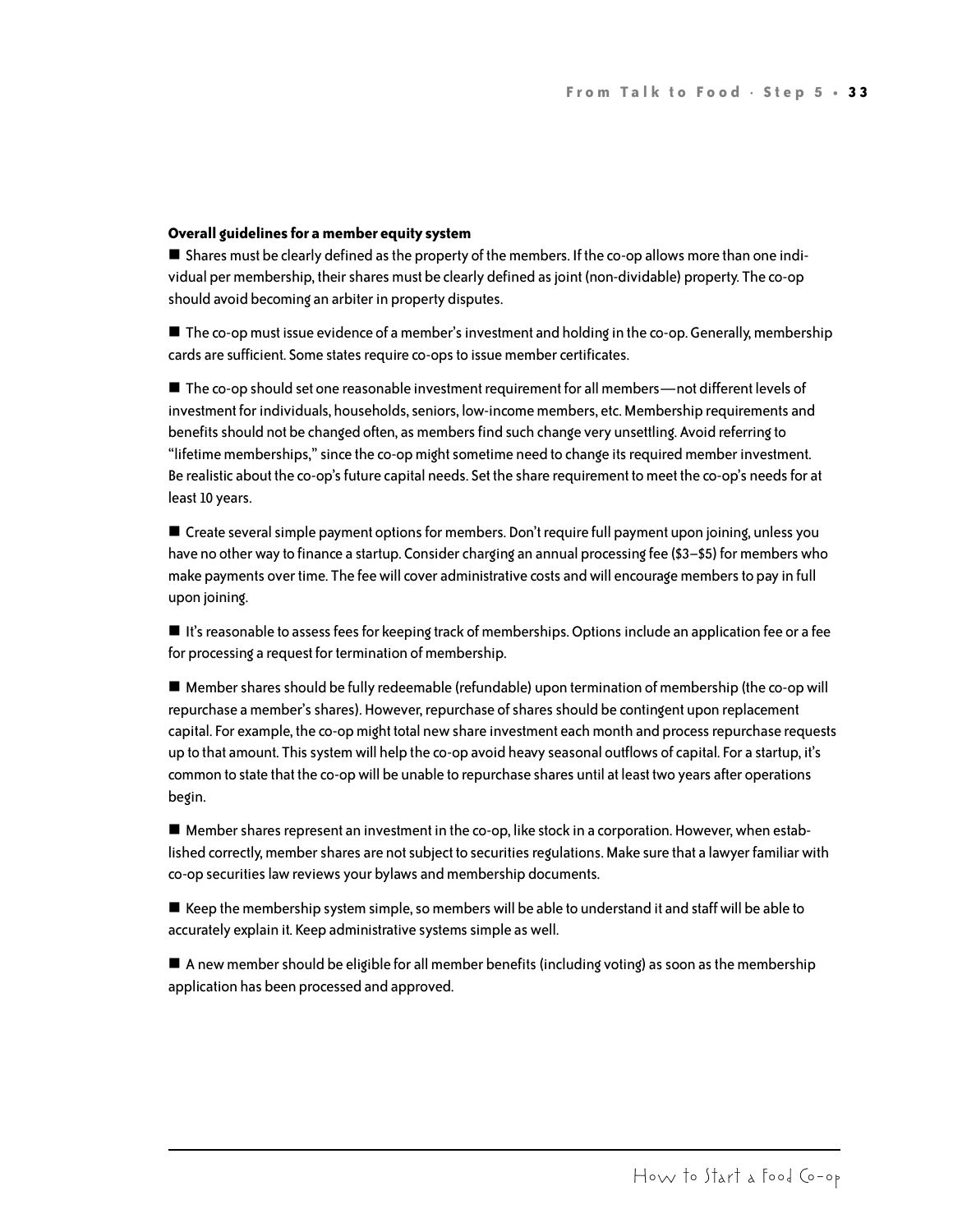**Overall guidelines for a member equity system**

- Shares must be clearly defined as the property of the members. If the co-op allows more than one individual per membership, their shares must be clearly defined as joint (non-dividable) property. The co-op should avoid becoming an arbiter in property disputes.

- The co-op must issue evidence of a member's investment and holding in the co-op. Generally, membership cards are sufficient. Some states require co-ops to issue member certificates.

- The co-op should set one reasonable investment requirement for all members—not different levels of investment for individuals, households, seniors, low-income members, etc. Membership requirements and benefits should not be changed often, as members find such change very unsettling. Avoid referring to "lifetime memberships," since the co-op might sometime need to change its required member investment. Be realistic about the co-op's future capital needs. Set the share requirement to meet the co-op's needs for at least 10 years.

- Create several simple payment options for members. Don't require full payment upon joining, unless you have no other way to finance a startup. Consider charging an annual processing fee ($3–$5) for members who make payments over time. The fee will cover administrative costs and will encourage members to pay in full upon joining.

- It's reasonable to assess fees for keeping track of memberships. Options include an application fee or a fee for processing a request for termination of membership.

- Member shares should be fully redeemable (refundable) upon termination of membership (the co-op will repurchase a member's shares). However, repurchase of shares should be contingent upon replacement capital. For example, the co-op might total new share investment each month and process repurchase requests up to that amount. This system will help the co-op avoid heavy seasonal outflows of capital. For a startup, it's common to state that the co-op will be unable to repurchase shares until at least two years after operations begin.

- Member shares represent an investment in the co-op, like stock in a corporation. However, when established correctly, member shares are not subject to securities regulations. Make sure that a lawyer familiar with co-op securities law reviews your bylaws and membership documents.

- Keep the membership system simple, so members will be able to understand it and staff will be able to accurately explain it. Keep administrative systems simple as well.

- A new member should be eligible for all member benefits (including voting) as soon as the membership application has been processed and approved.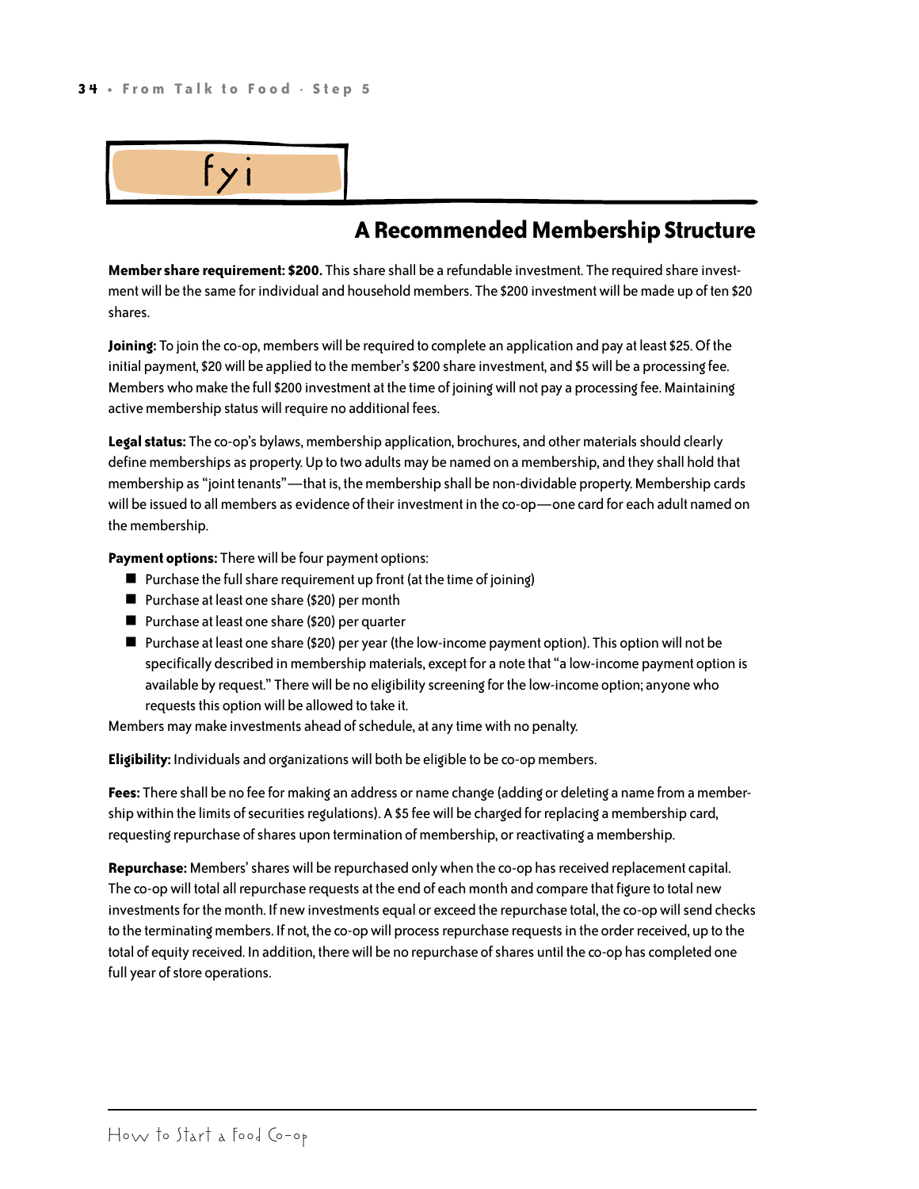fyi

## A Recommended Membership Structure

**Member share requirement: $200.** This share shall be a refundable investment. The required share investment will be the same for individual and household members. The $200 investment will be made up of ten $20 shares.

**Joining:** To join the co-op, members will be required to complete an application and pay at least $25. Of the initial payment, $20 will be applied to the member's $200 share investment, and $5 will be a processing fee. Members who make the full $200 investment at the time of joining will not pay a processing fee. Maintaining active membership status will require no additional fees.

**Legal status:** The co-op's bylaws, membership application, brochures, and other materials should clearly define memberships as property. Up to two adults may be named on a membership, and they shall hold that membership as "joint tenants"—that is, the membership shall be non-dividable property. Membership cards will be issued to all members as evidence of their investment in the co-op—one card for each adult named on the membership.

**Payment options:** There will be four payment options:

- Purchase the full share requirement up front (at the time of joining)
- Purchase at least one share ($20) per month
- Purchase at least one share ($20) per quarter
- Purchase at least one share ($20) per year (the low-income payment option). This option will not be specifically described in membership materials, except for a note that "a low-income payment option is available by request." There will be no eligibility screening for the low-income option; anyone who requests this option will be allowed to take it.

Members may make investments ahead of schedule, at any time with no penalty.

**Eligibility:** Individuals and organizations will both be eligible to be co-op members.

**Fees:** There shall be no fee for making an address or name change (adding or deleting a name from a membership within the limits of securities regulations). A $5 fee will be charged for replacing a membership card, requesting repurchase of shares upon termination of membership, or reactivating a membership.

**Repurchase:** Members' shares will be repurchased only when the co-op has received replacement capital. The co-op will total all repurchase requests at the end of each month and compare that figure to total new investments for the month. If new investments equal or exceed the repurchase total, the co-op will send checks to the terminating members. If not, the co-op will process repurchase requests in the order received, up to the total of equity received. In addition, there will be no repurchase of shares until the co-op has completed one full year of store operations.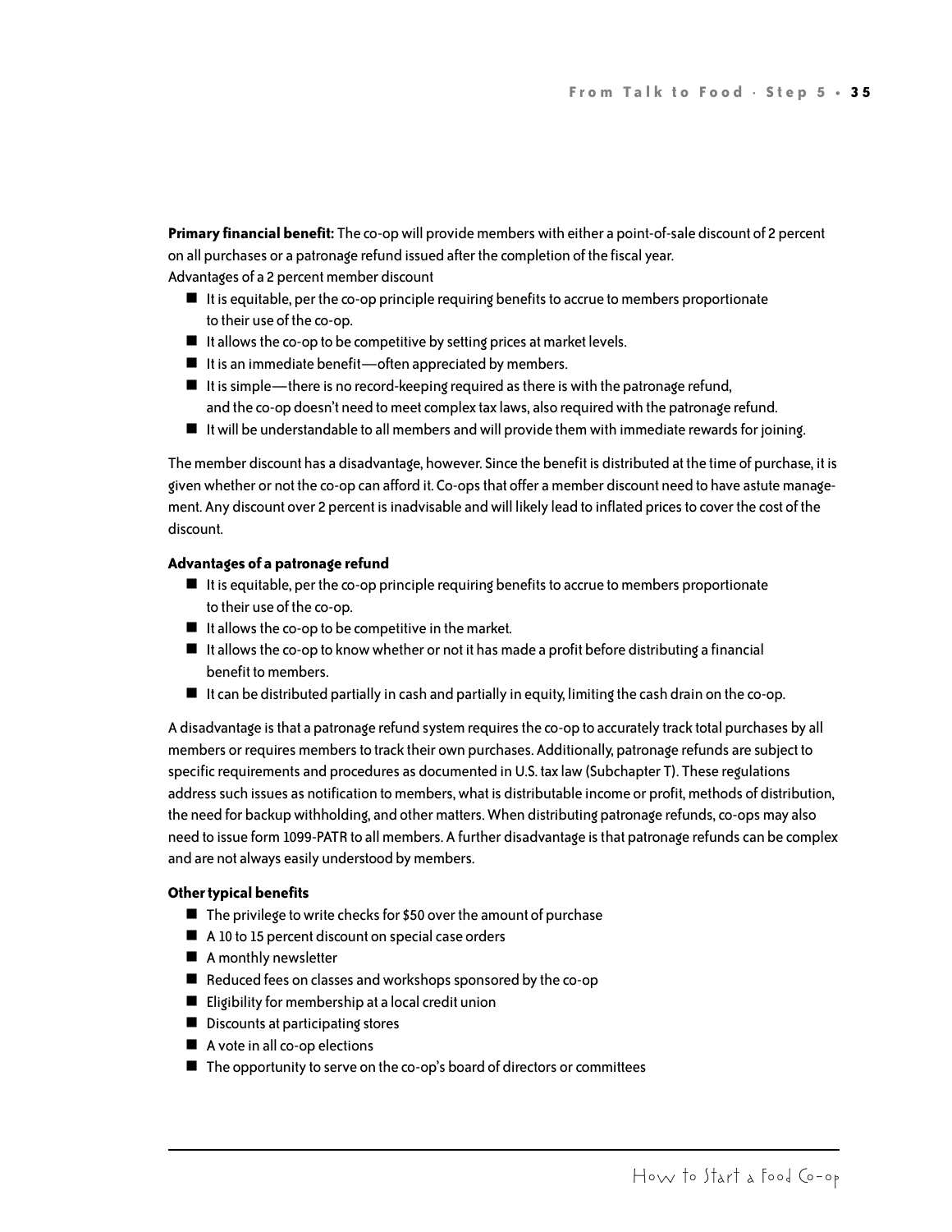**Primary financial benefit:** The co-op will provide members with either a point-of-sale discount of 2 percent on all purchases or a patronage refund issued after the completion of the fiscal year.

Advantages of a 2 percent member discount

- It is equitable, per the co-op principle requiring benefits to accrue to members proportionate to their use of the co-op.
- It allows the co-op to be competitive by setting prices at market levels.
- It is an immediate benefit—often appreciated by members.
- It is simple—there is no record-keeping required as there is with the patronage refund, and the co-op doesn't need to meet complex tax laws, also required with the patronage refund.
- It will be understandable to all members and will provide them with immediate rewards for joining.

The member discount has a disadvantage, however. Since the benefit is distributed at the time of purchase, it is given whether or not the co-op can afford it. Co-ops that offer a member discount need to have astute management. Any discount over 2 percent is inadvisable and will likely lead to inflated prices to cover the cost of the discount.

**Advantages of a patronage refund**

- It is equitable, per the co-op principle requiring benefits to accrue to members proportionate to their use of the co-op.
- It allows the co-op to be competitive in the market.
- It allows the co-op to know whether or not it has made a profit before distributing a financial benefit to members.
- It can be distributed partially in cash and partially in equity, limiting the cash drain on the co-op.

A disadvantage is that a patronage refund system requires the co-op to accurately track total purchases by all members or requires members to track their own purchases. Additionally, patronage refunds are subject to specific requirements and procedures as documented in U.S. tax law (Subchapter T). These regulations address such issues as notification to members, what is distributable income or profit, methods of distribution, the need for backup withholding, and other matters. When distributing patronage refunds, co-ops may also need to issue form 1099-PATR to all members. A further disadvantage is that patronage refunds can be complex and are not always easily understood by members.

**Other typical benefits**

- The privilege to write checks for $50 over the amount of purchase
- A 10 to 15 percent discount on special case orders
- A monthly newsletter
- Reduced fees on classes and workshops sponsored by the co-op
- Eligibility for membership at a local credit union
- Discounts at participating stores
- A vote in all co-op elections
- The opportunity to serve on the co-op's board of directors or committees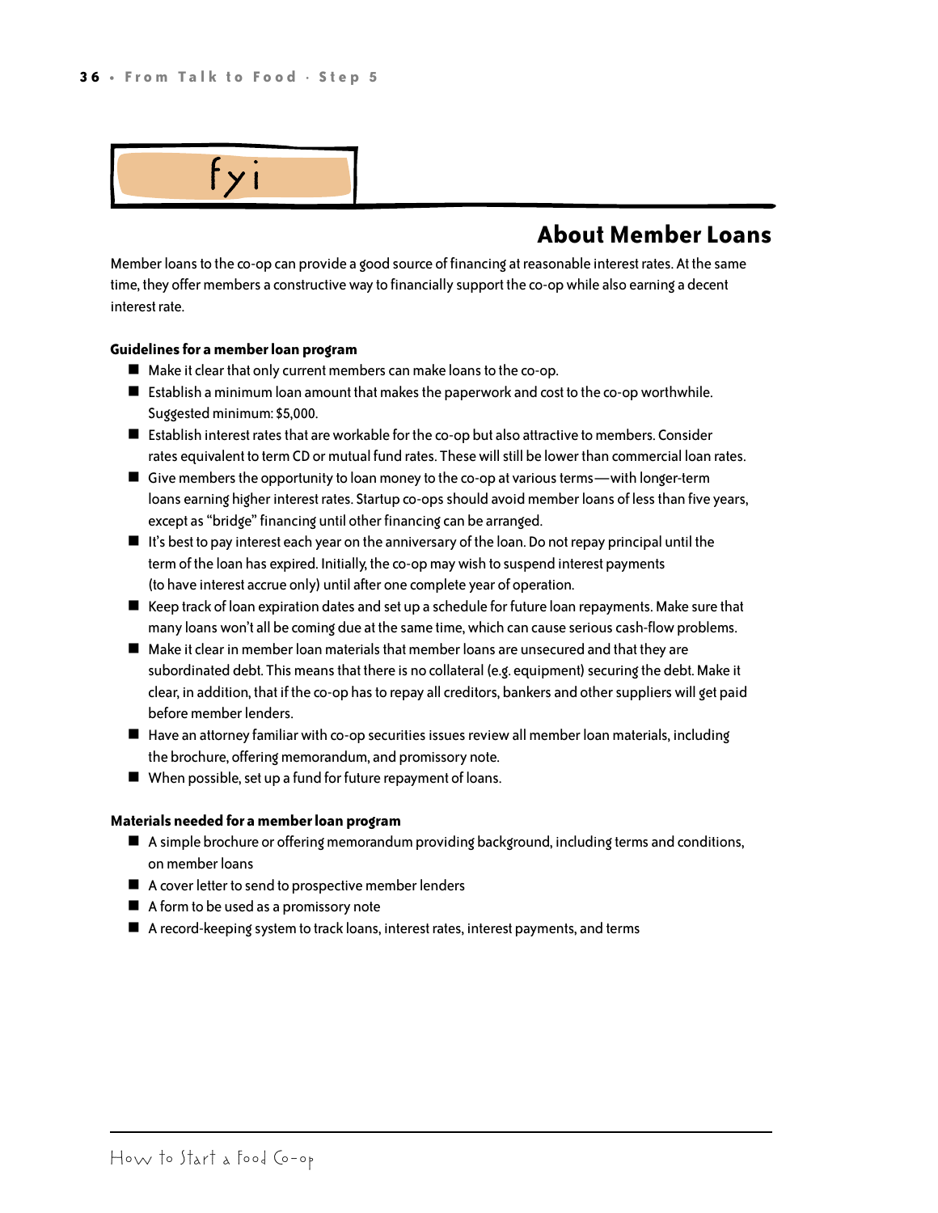fyi

## About Member Loans

Member loans to the co-op can provide a good source of financing at reasonable interest rates. At the same time, they offer members a constructive way to financially support the co-op while also earning a decent interest rate.

**Guidelines for a member loan program**

- Make it clear that only current members can make loans to the co-op.
- Establish a minimum loan amount that makes the paperwork and cost to the co-op worthwhile. Suggested minimum: $5,000.
- Establish interest rates that are workable for the co-op but also attractive to members. Consider rates equivalent to term CD or mutual fund rates. These will still be lower than commercial loan rates.
- Give members the opportunity to loan money to the co-op at various terms—with longer-term loans earning higher interest rates. Startup co-ops should avoid member loans of less than five years, except as "bridge" financing until other financing can be arranged.
- It's best to pay interest each year on the anniversary of the loan. Do not repay principal until the term of the loan has expired. Initially, the co-op may wish to suspend interest payments (to have interest accrue only) until after one complete year of operation.
- Keep track of loan expiration dates and set up a schedule for future loan repayments. Make sure that many loans won't all be coming due at the same time, which can cause serious cash-flow problems.
- Make it clear in member loan materials that member loans are unsecured and that they are subordinated debt. This means that there is no collateral (e.g. equipment) securing the debt. Make it clear, in addition, that if the co-op has to repay all creditors, bankers and other suppliers will get paid before member lenders.
- Have an attorney familiar with co-op securities issues review all member loan materials, including the brochure, offering memorandum, and promissory note.
- When possible, set up a fund for future repayment of loans.

**Materials needed for a member loan program**

- A simple brochure or offering memorandum providing background, including terms and conditions, on member loans
- A cover letter to send to prospective member lenders
- A form to be used as a promissory note
- A record-keeping system to track loans, interest rates, interest payments, and terms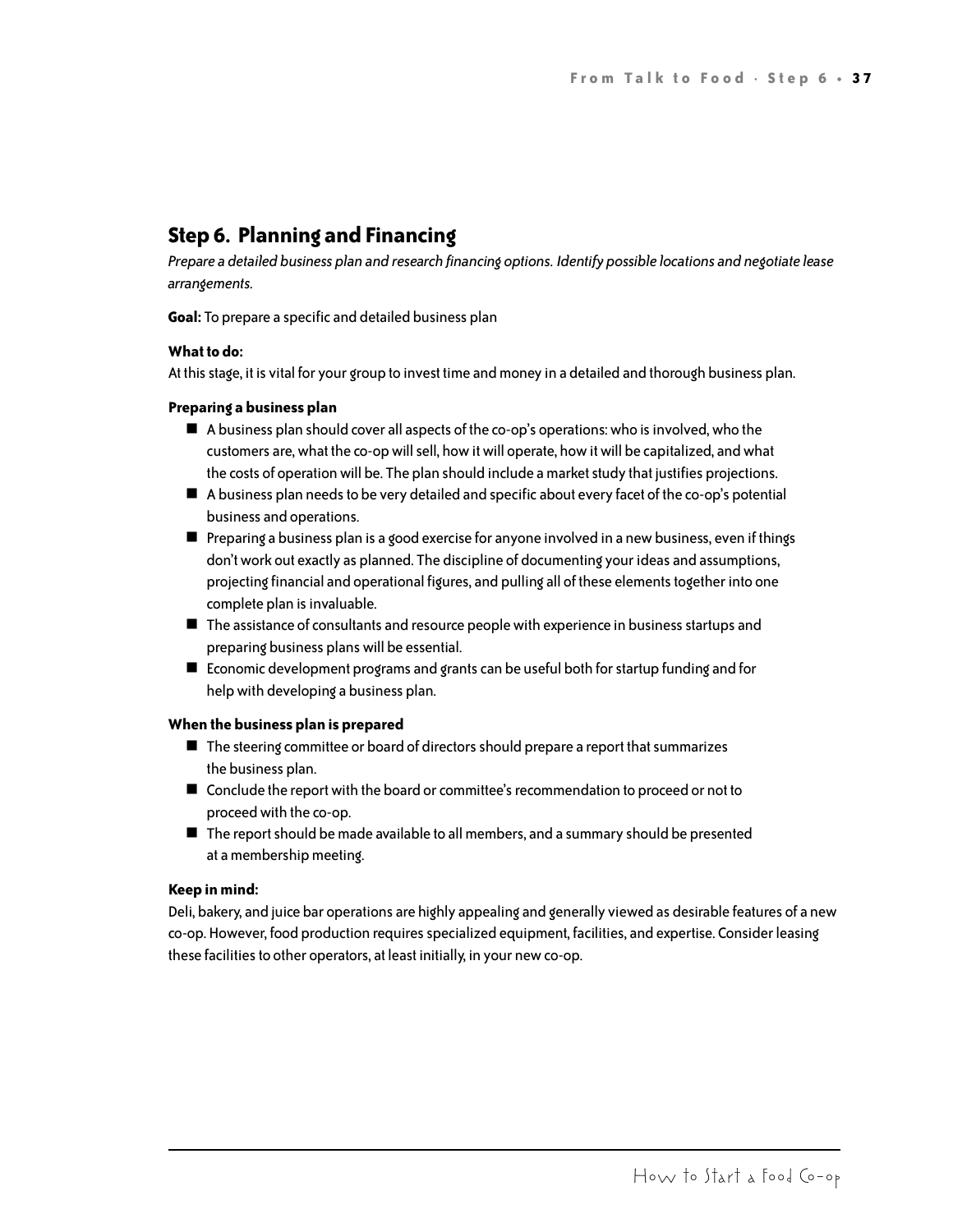## Step 6. Planning and Financing

*Prepare a detailed business plan and research financing options. Identify possible locations and negotiate lease arrangements.*

**Goal:** To prepare a specific and detailed business plan

**What to do:**

At this stage, it is vital for your group to invest time and money in a detailed and thorough business plan.

**Preparing a business plan**

- A business plan should cover all aspects of the co-op's operations: who is involved, who the customers are, what the co-op will sell, how it will operate, how it will be capitalized, and what the costs of operation will be. The plan should include a market study that justifies projections.
- A business plan needs to be very detailed and specific about every facet of the co-op's potential business and operations.
- Preparing a business plan is a good exercise for anyone involved in a new business, even if things don't work out exactly as planned. The discipline of documenting your ideas and assumptions, projecting financial and operational figures, and pulling all of these elements together into one complete plan is invaluable.
- The assistance of consultants and resource people with experience in business startups and preparing business plans will be essential.
- Economic development programs and grants can be useful both for startup funding and for help with developing a business plan.

**When the business plan is prepared**

- The steering committee or board of directors should prepare a report that summarizes the business plan.
- Conclude the report with the board or committee's recommendation to proceed or not to proceed with the co-op.
- The report should be made available to all members, and a summary should be presented at a membership meeting.

**Keep in mind:**

Deli, bakery, and juice bar operations are highly appealing and generally viewed as desirable features of a new co-op. However, food production requires specialized equipment, facilities, and expertise. Consider leasing these facilities to other operators, at least initially, in your new co-op.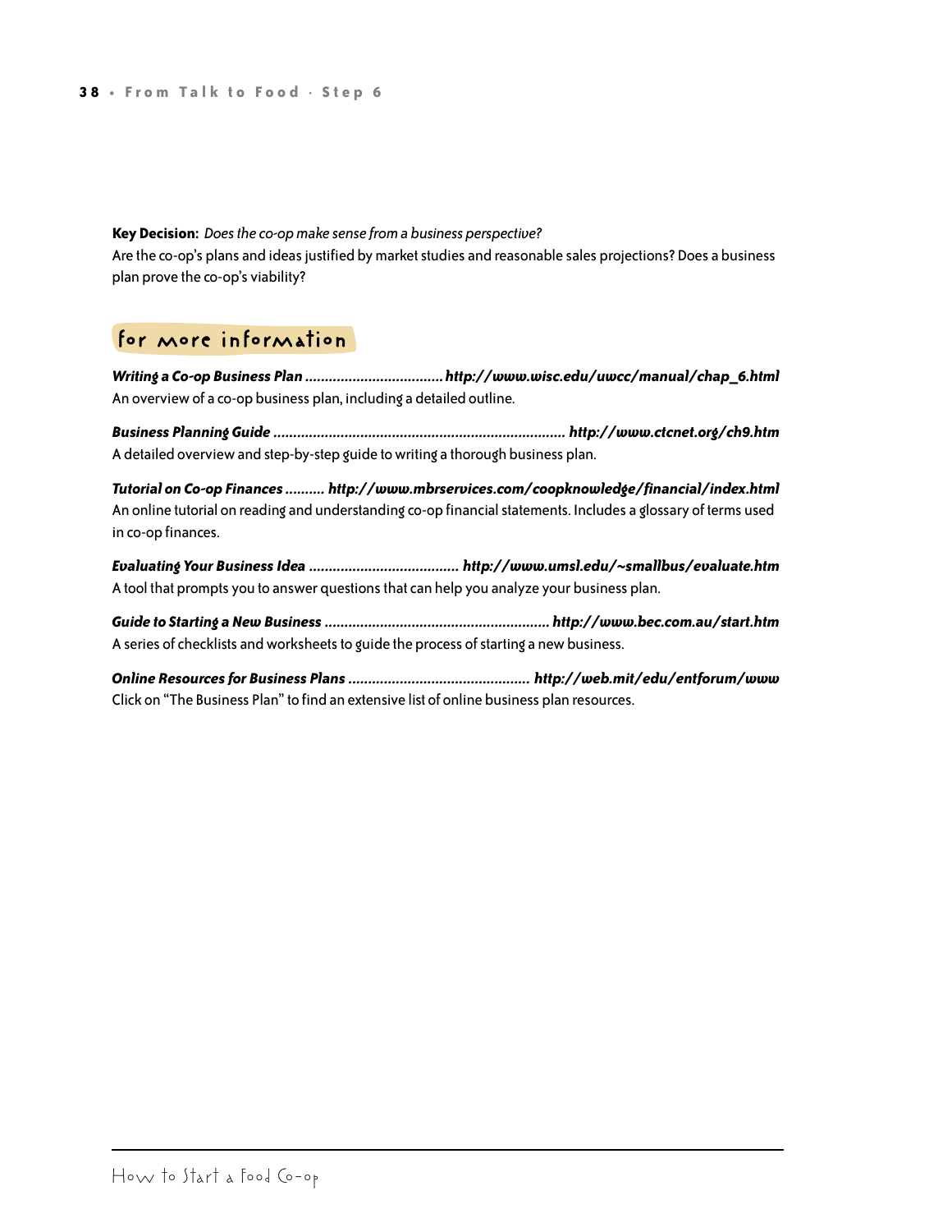**Key Decision:** *Does the co-op make sense from a business perspective?*
Are the co-op's plans and ideas justified by market studies and reasonable sales projections? Does a business plan prove the co-op's viability?

## for more information

***Writing a Co-op Business Plan** .................................. **http://www.wisc.edu/uwcc/manual/chap_6.html***
An overview of a co-op business plan, including a detailed outline.

***Business Planning Guide** ........................................................................ **http://www.ctcnet.org/ch9.htm***
A detailed overview and step-by-step guide to writing a thorough business plan.

***Tutorial on Co-op Finances** .......... **http://www.mbrservices.com/coopknowledge/financial/index.html***
An online tutorial on reading and understanding co-op financial statements. Includes a glossary of terms used in co-op finances.

***Evaluating Your Business Idea** ..................................... **http://www.umsl.edu/~smallbus/evaluate.htm***
A tool that prompts you to answer questions that can help you analyze your business plan.

***Guide to Starting a New Business** ....................................................... **http://www.bec.com.au/start.htm***
A series of checklists and worksheets to guide the process of starting a new business.

***Online Resources for Business Plans** ............................................. **http://web.mit/edu/entforum/www***
Click on "The Business Plan" to find an extensive list of online business plan resources.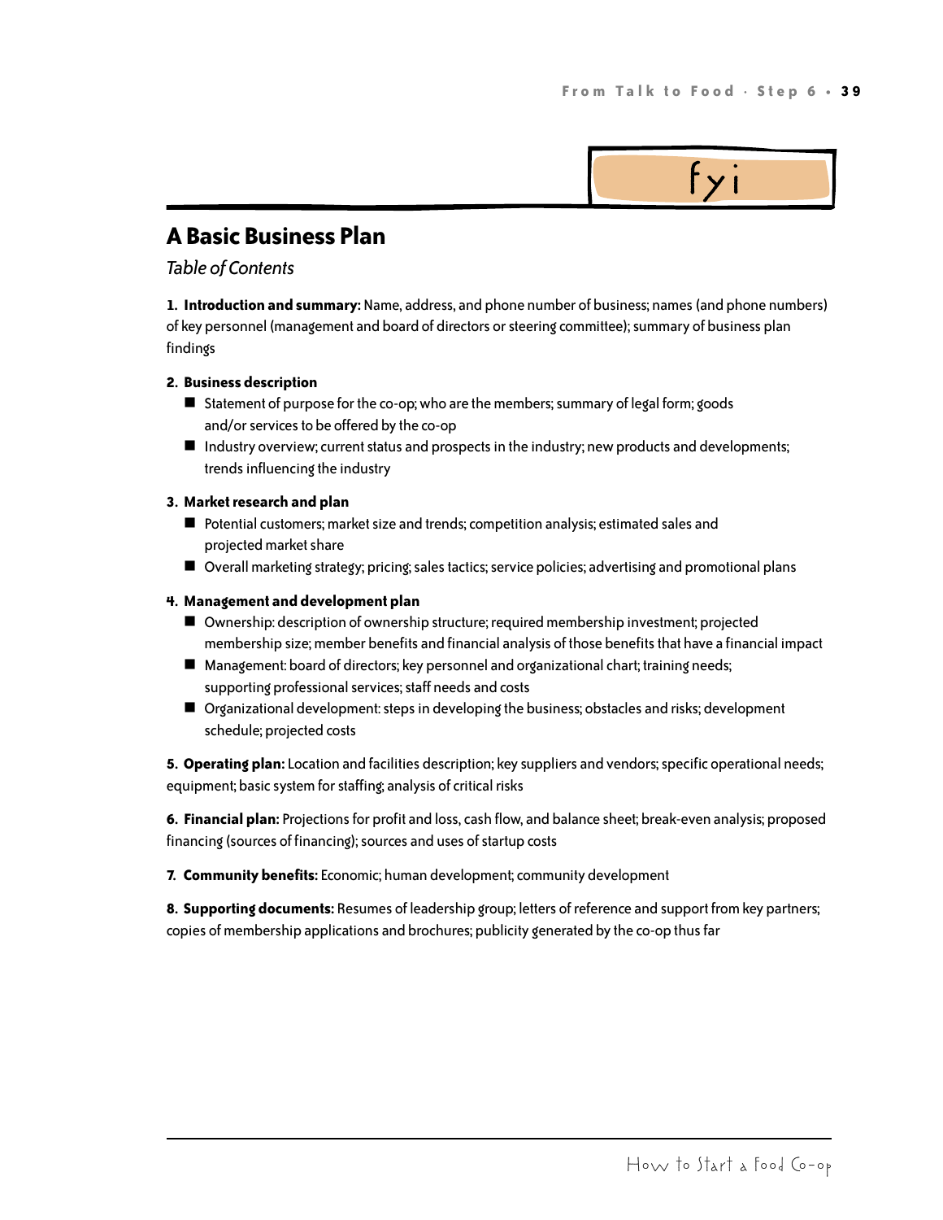fyi

## A Basic Business Plan

*Table of Contents*

**1. Introduction and summary:** Name, address, and phone number of business; names (and phone numbers) of key personnel (management and board of directors or steering committee); summary of business plan findings

**2. Business description**

- Statement of purpose for the co-op; who are the members; summary of legal form; goods and/or services to be offered by the co-op
- Industry overview; current status and prospects in the industry; new products and developments; trends influencing the industry

**3. Market research and plan**

- Potential customers; market size and trends; competition analysis; estimated sales and projected market share
- Overall marketing strategy; pricing; sales tactics; service policies; advertising and promotional plans

**4. Management and development plan**

- Ownership: description of ownership structure; required membership investment; projected membership size; member benefits and financial analysis of those benefits that have a financial impact
- Management: board of directors; key personnel and organizational chart; training needs; supporting professional services; staff needs and costs
- Organizational development: steps in developing the business; obstacles and risks; development schedule; projected costs

**5. Operating plan:** Location and facilities description; key suppliers and vendors; specific operational needs; equipment; basic system for staffing; analysis of critical risks

**6. Financial plan:** Projections for profit and loss, cash flow, and balance sheet; break-even analysis; proposed financing (sources of financing); sources and uses of startup costs

**7. Community benefits:** Economic; human development; community development

**8. Supporting documents:** Resumes of leadership group; letters of reference and support from key partners; copies of membership applications and brochures; publicity generated by the co-op thus far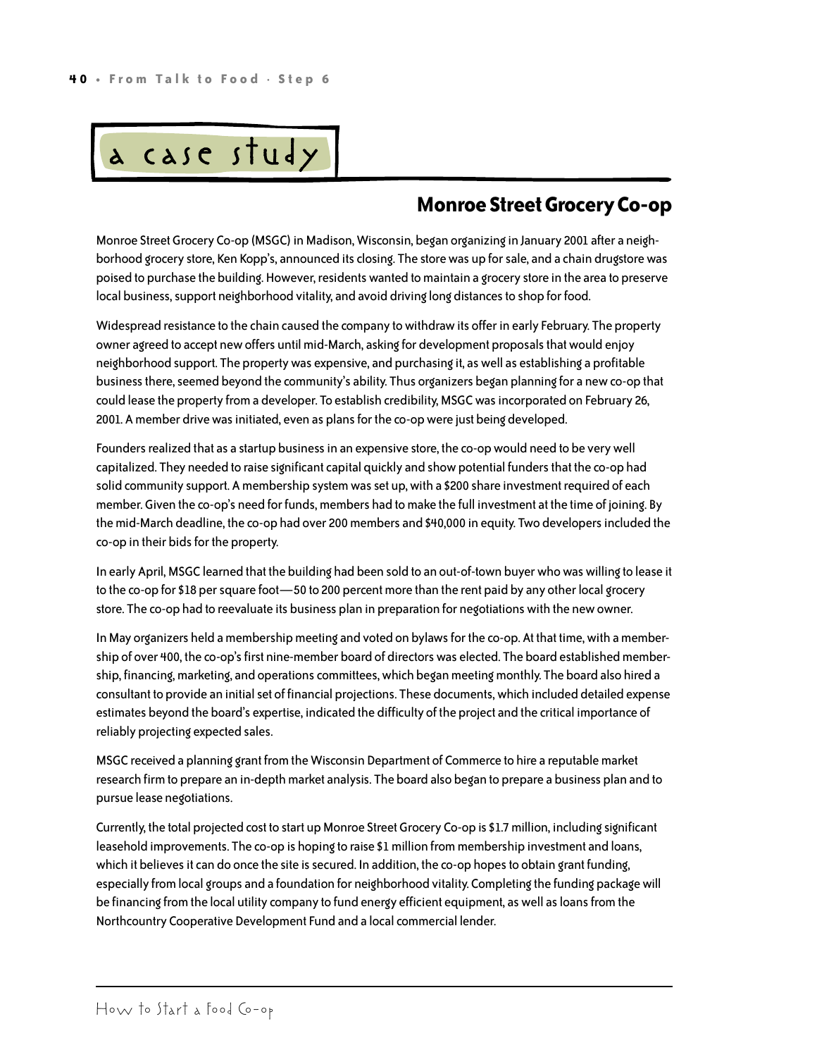# a case study

## Monroe Street Grocery Co-op

Monroe Street Grocery Co-op (MSGC) in Madison, Wisconsin, began organizing in January 2001 after a neighborhood grocery store, Ken Kopp's, announced its closing. The store was up for sale, and a chain drugstore was poised to purchase the building. However, residents wanted to maintain a grocery store in the area to preserve local business, support neighborhood vitality, and avoid driving long distances to shop for food.

Widespread resistance to the chain caused the company to withdraw its offer in early February. The property owner agreed to accept new offers until mid-March, asking for development proposals that would enjoy neighborhood support. The property was expensive, and purchasing it, as well as establishing a profitable business there, seemed beyond the community's ability. Thus organizers began planning for a new co-op that could lease the property from a developer. To establish credibility, MSGC was incorporated on February 26, 2001. A member drive was initiated, even as plans for the co-op were just being developed.

Founders realized that as a startup business in an expensive store, the co-op would need to be very well capitalized. They needed to raise significant capital quickly and show potential funders that the co-op had solid community support. A membership system was set up, with a $200 share investment required of each member. Given the co-op's need for funds, members had to make the full investment at the time of joining. By the mid-March deadline, the co-op had over 200 members and $40,000 in equity. Two developers included the co-op in their bids for the property.

In early April, MSGC learned that the building had been sold to an out-of-town buyer who was willing to lease it to the co-op for $18 per square foot—50 to 200 percent more than the rent paid by any other local grocery store. The co-op had to reevaluate its business plan in preparation for negotiations with the new owner.

In May organizers held a membership meeting and voted on bylaws for the co-op. At that time, with a membership of over 400, the co-op's first nine-member board of directors was elected. The board established membership, financing, marketing, and operations committees, which began meeting monthly. The board also hired a consultant to provide an initial set of financial projections. These documents, which included detailed expense estimates beyond the board's expertise, indicated the difficulty of the project and the critical importance of reliably projecting expected sales.

MSGC received a planning grant from the Wisconsin Department of Commerce to hire a reputable market research firm to prepare an in-depth market analysis. The board also began to prepare a business plan and to pursue lease negotiations.

Currently, the total projected cost to start up Monroe Street Grocery Co-op is $1.7 million, including significant leasehold improvements. The co-op is hoping to raise $1 million from membership investment and loans, which it believes it can do once the site is secured. In addition, the co-op hopes to obtain grant funding, especially from local groups and a foundation for neighborhood vitality. Completing the funding package will be financing from the local utility company to fund energy efficient equipment, as well as loans from the Northcountry Cooperative Development Fund and a local commercial lender.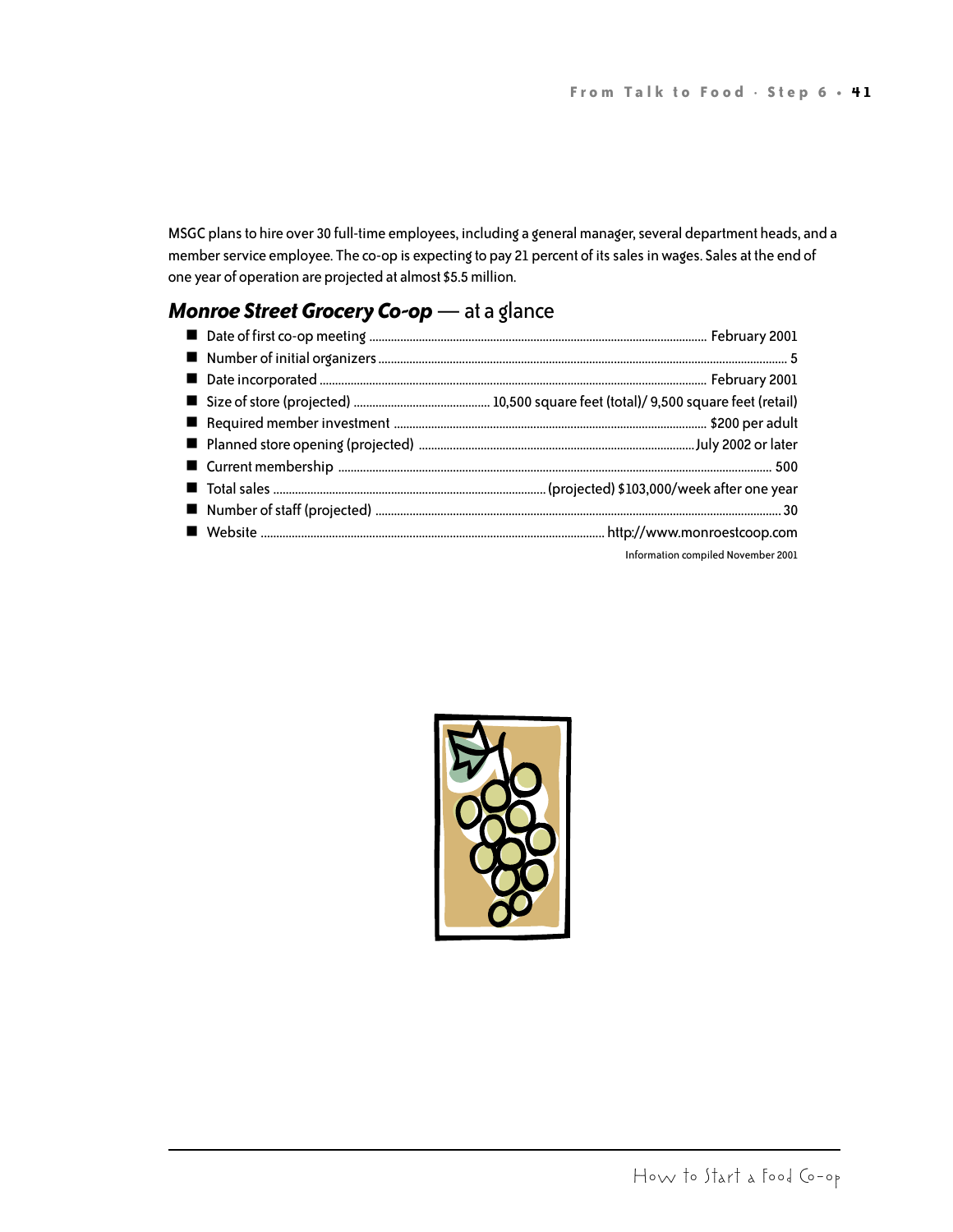MSGC plans to hire over 30 full-time employees, including a general manager, several department heads, and a member service employee. The co-op is expecting to pay 21 percent of its sales in wages. Sales at the end of one year of operation are projected at almost $5.5 million.

## ***Monroe Street Grocery Co-op*** — at a glance

- Date of first co-op meeting ........ February 2001
- Number of initial organizers ........ 5
- Date incorporated ........ February 2001
- Size of store (projected) ........ 10,500 square feet (total)/ 9,500 square feet (retail)
- Required member investment ........ $200 per adult
- Planned store opening (projected) ........ July 2002 or later
- Current membership ........ 500
- Total sales ........ (projected) $103,000/week after one year
- Number of staff (projected) ........ 30
- Website ........ http://www.monroestcoop.com

Information compiled November 2001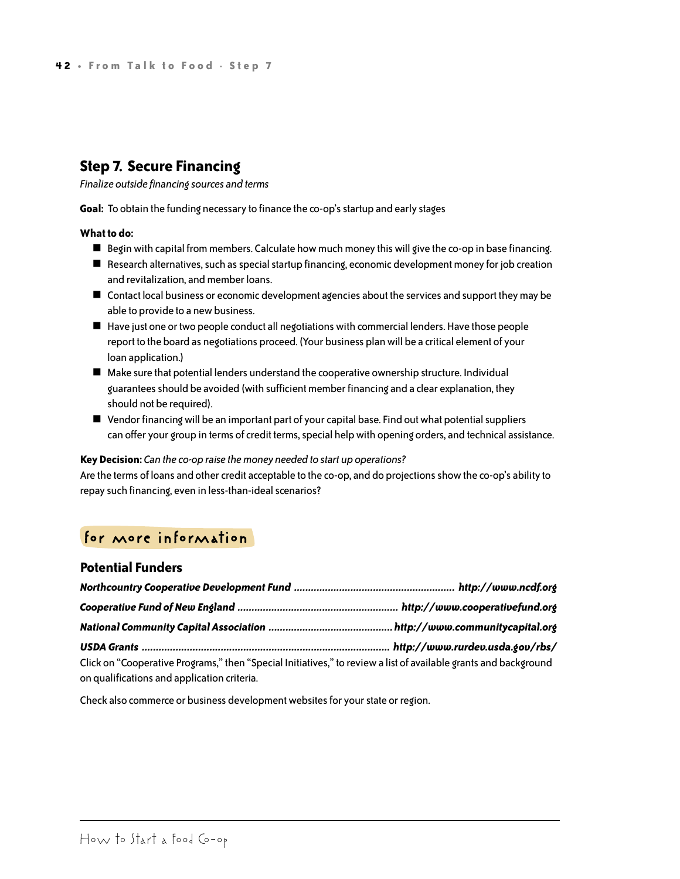## Step 7. Secure Financing

*Finalize outside financing sources and terms*

**Goal:** To obtain the funding necessary to finance the co-op's startup and early stages

**What to do:**

- Begin with capital from members. Calculate how much money this will give the co-op in base financing.
- Research alternatives, such as special startup financing, economic development money for job creation and revitalization, and member loans.
- Contact local business or economic development agencies about the services and support they may be able to provide to a new business.
- Have just one or two people conduct all negotiations with commercial lenders. Have those people report to the board as negotiations proceed. (Your business plan will be a critical element of your loan application.)
- Make sure that potential lenders understand the cooperative ownership structure. Individual guarantees should be avoided (with sufficient member financing and a clear explanation, they should not be required).
- Vendor financing will be an important part of your capital base. Find out what potential suppliers can offer your group in terms of credit terms, special help with opening orders, and technical assistance.

**Key Decision:** *Can the co-op raise the money needed to start up operations?*
Are the terms of loans and other credit acceptable to the co-op, and do projections show the co-op's ability to repay such financing, even in less-than-ideal scenarios?

### for more information

### Potential Funders

***Northcountry Cooperative Development Fund*** ........................................................ ***http://www.ncdf.org***

***Cooperative Fund of New England*** ........................................................ ***http://www.cooperativefund.org***

***National Community Capital Association*** ............................................ ***http://www.communitycapital.org***

***USDA Grants*** ...................................................................................... ***http://www.rurdev.usda.gov/rbs/***

Click on "Cooperative Programs," then "Special Initiatives," to review a list of available grants and background on qualifications and application criteria.

Check also commerce or business development websites for your state or region.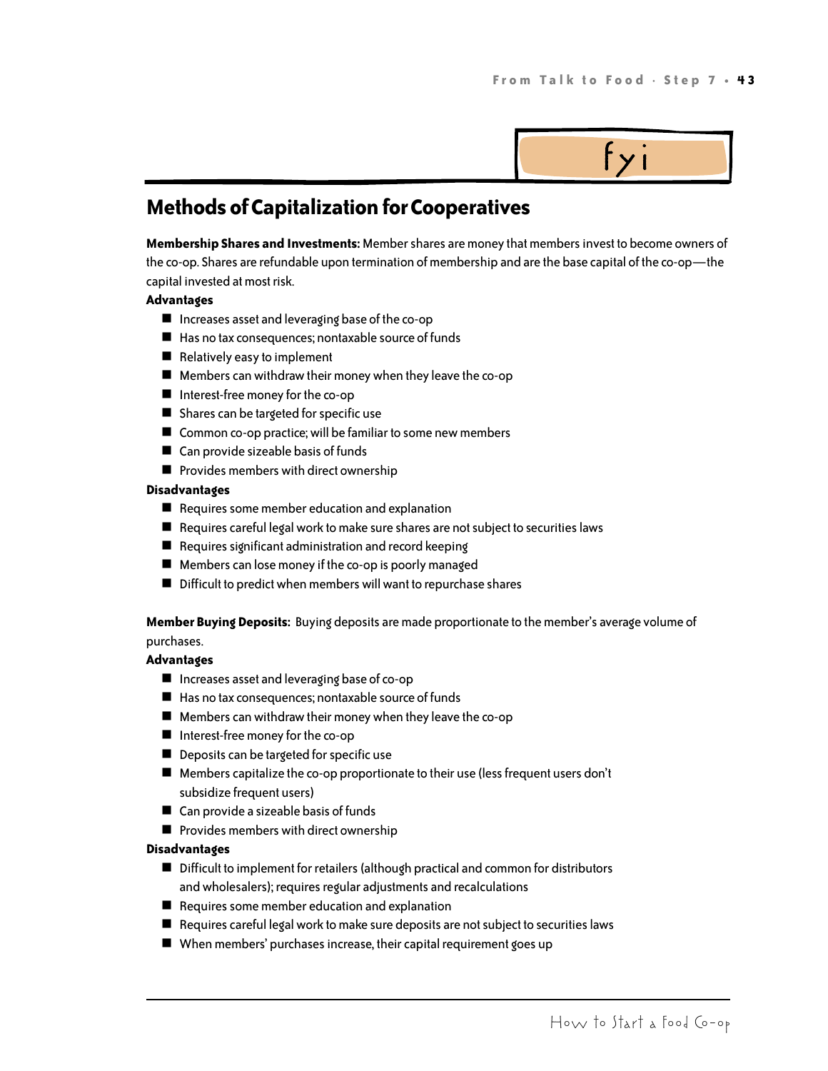fyi

## Methods of Capitalization for Cooperatives

**Membership Shares and Investments:** Member shares are money that members invest to become owners of the co-op. Shares are refundable upon termination of membership and are the base capital of the co-op—the capital invested at most risk.

**Advantages**

- Increases asset and leveraging base of the co-op
- Has no tax consequences; nontaxable source of funds
- Relatively easy to implement
- Members can withdraw their money when they leave the co-op
- Interest-free money for the co-op
- Shares can be targeted for specific use
- Common co-op practice; will be familiar to some new members
- Can provide sizeable basis of funds
- Provides members with direct ownership

**Disadvantages**

- Requires some member education and explanation
- Requires careful legal work to make sure shares are not subject to securities laws
- Requires significant administration and record keeping
- Members can lose money if the co-op is poorly managed
- Difficult to predict when members will want to repurchase shares

**Member Buying Deposits:** Buying deposits are made proportionate to the member's average volume of purchases.

**Advantages**

- Increases asset and leveraging base of co-op
- Has no tax consequences; nontaxable source of funds
- Members can withdraw their money when they leave the co-op
- Interest-free money for the co-op
- Deposits can be targeted for specific use
- Members capitalize the co-op proportionate to their use (less frequent users don't subsidize frequent users)
- Can provide a sizeable basis of funds
- Provides members with direct ownership

**Disadvantages**

- Difficult to implement for retailers (although practical and common for distributors and wholesalers); requires regular adjustments and recalculations
- Requires some member education and explanation
- Requires careful legal work to make sure deposits are not subject to securities laws
- When members' purchases increase, their capital requirement goes up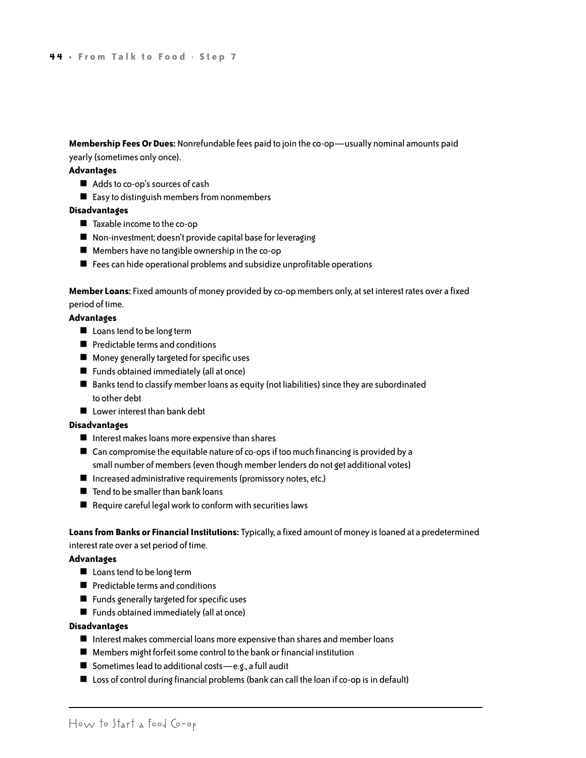**Membership Fees Or Dues:** Nonrefundable fees paid to join the co-op—usually nominal amounts paid yearly (sometimes only once).

**Advantages**

- Adds to co-op's sources of cash
- Easy to distinguish members from nonmembers

**Disadvantages**

- Taxable income to the co-op
- Non-investment; doesn't provide capital base for leveraging
- Members have no tangible ownership in the co-op
- Fees can hide operational problems and subsidize unprofitable operations

**Member Loans:** Fixed amounts of money provided by co-op members only, at set interest rates over a fixed period of time.

**Advantages**

- Loans tend to be long term
- Predictable terms and conditions
- Money generally targeted for specific uses
- Funds obtained immediately (all at once)
- Banks tend to classify member loans as equity (not liabilities) since they are subordinated to other debt
- Lower interest than bank debt

**Disadvantages**

- Interest makes loans more expensive than shares
- Can compromise the equitable nature of co-ops if too much financing is provided by a small number of members (even though member lenders do not get additional votes)
- Increased administrative requirements (promissory notes, etc.)
- Tend to be smaller than bank loans
- Require careful legal work to conform with securities laws

**Loans from Banks or Financial Institutions:** Typically, a fixed amount of money is loaned at a predetermined interest rate over a set period of time.

**Advantages**

- Loans tend to be long term
- Predictable terms and conditions
- Funds generally targeted for specific uses
- Funds obtained immediately (all at once)

**Disadvantages**

- Interest makes commercial loans more expensive than shares and member loans
- Members might forfeit some control to the bank or financial institution
- Sometimes lead to additional costs—e.g., a full audit
- Loss of control during financial problems (bank can call the loan if co-op is in default)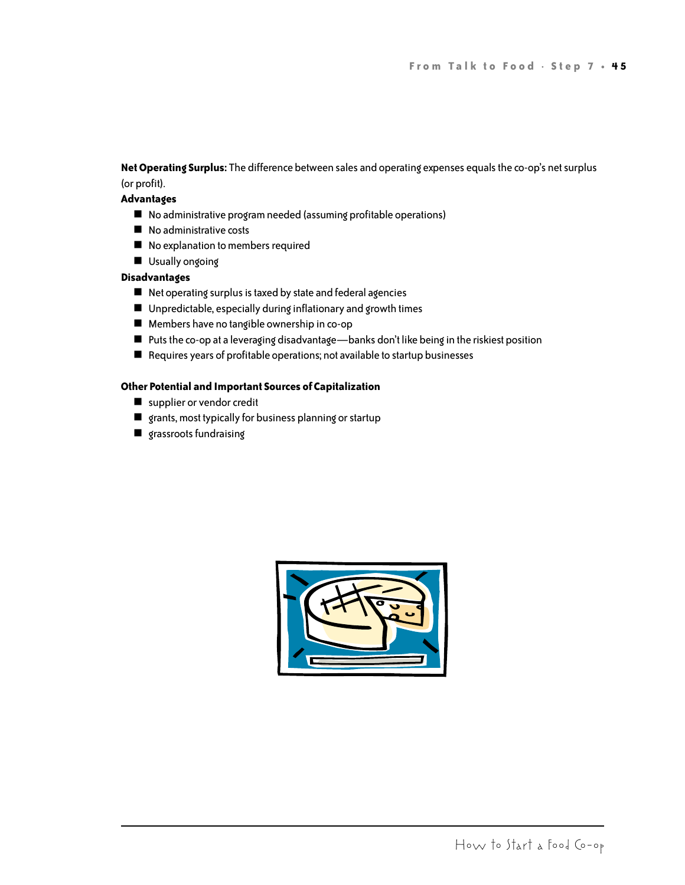**Net Operating Surplus:** The difference between sales and operating expenses equals the co-op's net surplus (or profit).

**Advantages**

- No administrative program needed (assuming profitable operations)
- No administrative costs
- No explanation to members required
- Usually ongoing

**Disadvantages**

- Net operating surplus is taxed by state and federal agencies
- Unpredictable, especially during inflationary and growth times
- Members have no tangible ownership in co-op
- Puts the co-op at a leveraging disadvantage—banks don't like being in the riskiest position
- Requires years of profitable operations; not available to startup businesses

**Other Potential and Important Sources of Capitalization**

- supplier or vendor credit
- grants, most typically for business planning or startup
- grassroots fundraising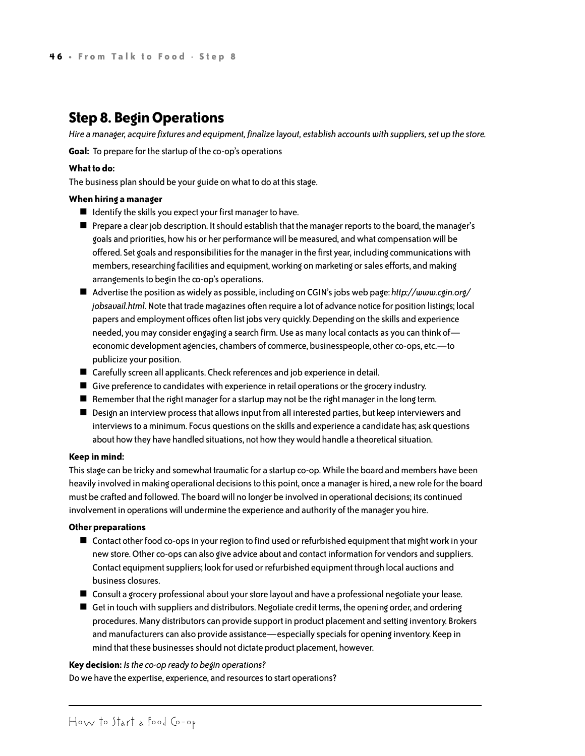## Step 8. Begin Operations

*Hire a manager, acquire fixtures and equipment, finalize layout, establish accounts with suppliers, set up the store.*

**Goal:** To prepare for the startup of the co-op's operations

**What to do:**

The business plan should be your guide on what to do at this stage.

**When hiring a manager**

- Identify the skills you expect your first manager to have.
- Prepare a clear job description. It should establish that the manager reports to the board, the manager's goals and priorities, how his or her performance will be measured, and what compensation will be offered. Set goals and responsibilities for the manager in the first year, including communications with members, researching facilities and equipment, working on marketing or sales efforts, and making arrangements to begin the co-op's operations.
- Advertise the position as widely as possible, including on CGIN's jobs web page: *http://www.cgin.org/jobsavail.html*. Note that trade magazines often require a lot of advance notice for position listings; local papers and employment offices often list jobs very quickly. Depending on the skills and experience needed, you may consider engaging a search firm. Use as many local contacts as you can think of—economic development agencies, chambers of commerce, businesspeople, other co-ops, etc.—to publicize your position.
- Carefully screen all applicants. Check references and job experience in detail.
- Give preference to candidates with experience in retail operations or the grocery industry.
- Remember that the right manager for a startup may not be the right manager in the long term.
- Design an interview process that allows input from all interested parties, but keep interviewers and interviews to a minimum. Focus questions on the skills and experience a candidate has; ask questions about how they have handled situations, not how they would handle a theoretical situation.

**Keep in mind:**

This stage can be tricky and somewhat traumatic for a startup co-op. While the board and members have been heavily involved in making operational decisions to this point, once a manager is hired, a new role for the board must be crafted and followed. The board will no longer be involved in operational decisions; its continued involvement in operations will undermine the experience and authority of the manager you hire.

**Other preparations**

- Contact other food co-ops in your region to find used or refurbished equipment that might work in your new store. Other co-ops can also give advice about and contact information for vendors and suppliers. Contact equipment suppliers; look for used or refurbished equipment through local auctions and business closures.
- Consult a grocery professional about your store layout and have a professional negotiate your lease.
- Get in touch with suppliers and distributors. Negotiate credit terms, the opening order, and ordering procedures. Many distributors can provide support in product placement and setting inventory. Brokers and manufacturers can also provide assistance—especially specials for opening inventory. Keep in mind that these businesses should not dictate product placement, however.

**Key decision:** *Is the co-op ready to begin operations?*

Do we have the expertise, experience, and resources to start operations?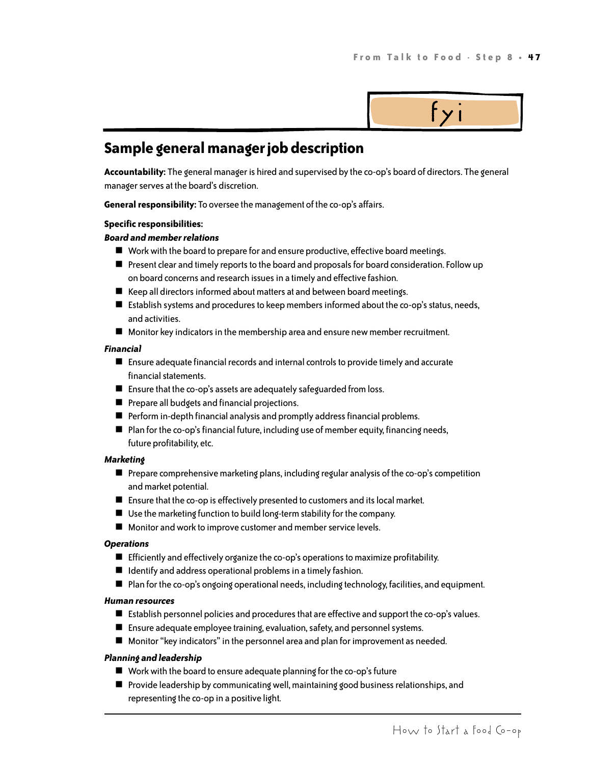fyi

## Sample general manager job description

**Accountability:** The general manager is hired and supervised by the co-op's board of directors. The general manager serves at the board's discretion.

**General responsibility:** To oversee the management of the co-op's affairs.

**Specific responsibilities:**

***Board and member relations***

- Work with the board to prepare for and ensure productive, effective board meetings.
- Present clear and timely reports to the board and proposals for board consideration. Follow up on board concerns and research issues in a timely and effective fashion.
- Keep all directors informed about matters at and between board meetings.
- Establish systems and procedures to keep members informed about the co-op's status, needs, and activities.
- Monitor key indicators in the membership area and ensure new member recruitment.

***Financial***

- Ensure adequate financial records and internal controls to provide timely and accurate financial statements.
- Ensure that the co-op's assets are adequately safeguarded from loss.
- Prepare all budgets and financial projections.
- Perform in-depth financial analysis and promptly address financial problems.
- Plan for the co-op's financial future, including use of member equity, financing needs, future profitability, etc.

***Marketing***

- Prepare comprehensive marketing plans, including regular analysis of the co-op's competition and market potential.
- Ensure that the co-op is effectively presented to customers and its local market.
- Use the marketing function to build long-term stability for the company.
- Monitor and work to improve customer and member service levels.

***Operations***

- Efficiently and effectively organize the co-op's operations to maximize profitability.
- Identify and address operational problems in a timely fashion.
- Plan for the co-op's ongoing operational needs, including technology, facilities, and equipment.

***Human resources***

- Establish personnel policies and procedures that are effective and support the co-op's values.
- Ensure adequate employee training, evaluation, safety, and personnel systems.
- Monitor "key indicators" in the personnel area and plan for improvement as needed.

***Planning and leadership***

- Work with the board to ensure adequate planning for the co-op's future
- Provide leadership by communicating well, maintaining good business relationships, and representing the co-op in a positive light.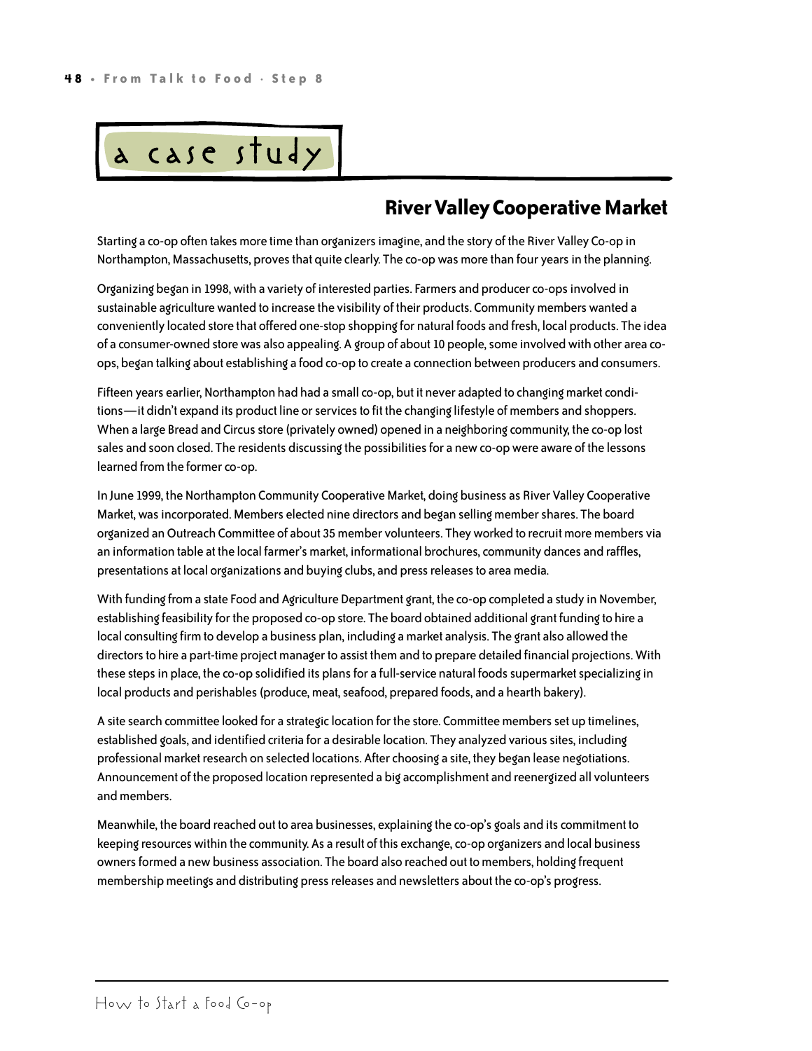# a case study

## River Valley Cooperative Market

Starting a co-op often takes more time than organizers imagine, and the story of the River Valley Co-op in Northampton, Massachusetts, proves that quite clearly. The co-op was more than four years in the planning.

Organizing began in 1998, with a variety of interested parties. Farmers and producer co-ops involved in sustainable agriculture wanted to increase the visibility of their products. Community members wanted a conveniently located store that offered one-stop shopping for natural foods and fresh, local products. The idea of a consumer-owned store was also appealing. A group of about 10 people, some involved with other area co-ops, began talking about establishing a food co-op to create a connection between producers and consumers.

Fifteen years earlier, Northampton had had a small co-op, but it never adapted to changing market conditions—it didn't expand its product line or services to fit the changing lifestyle of members and shoppers. When a large Bread and Circus store (privately owned) opened in a neighboring community, the co-op lost sales and soon closed. The residents discussing the possibilities for a new co-op were aware of the lessons learned from the former co-op.

In June 1999, the Northampton Community Cooperative Market, doing business as River Valley Cooperative Market, was incorporated. Members elected nine directors and began selling member shares. The board organized an Outreach Committee of about 35 member volunteers. They worked to recruit more members via an information table at the local farmer's market, informational brochures, community dances and raffles, presentations at local organizations and buying clubs, and press releases to area media.

With funding from a state Food and Agriculture Department grant, the co-op completed a study in November, establishing feasibility for the proposed co-op store. The board obtained additional grant funding to hire a local consulting firm to develop a business plan, including a market analysis. The grant also allowed the directors to hire a part-time project manager to assist them and to prepare detailed financial projections. With these steps in place, the co-op solidified its plans for a full-service natural foods supermarket specializing in local products and perishables (produce, meat, seafood, prepared foods, and a hearth bakery).

A site search committee looked for a strategic location for the store. Committee members set up timelines, established goals, and identified criteria for a desirable location. They analyzed various sites, including professional market research on selected locations. After choosing a site, they began lease negotiations. Announcement of the proposed location represented a big accomplishment and reenergized all volunteers and members.

Meanwhile, the board reached out to area businesses, explaining the co-op's goals and its commitment to keeping resources within the community. As a result of this exchange, co-op organizers and local business owners formed a new business association. The board also reached out to members, holding frequent membership meetings and distributing press releases and newsletters about the co-op's progress.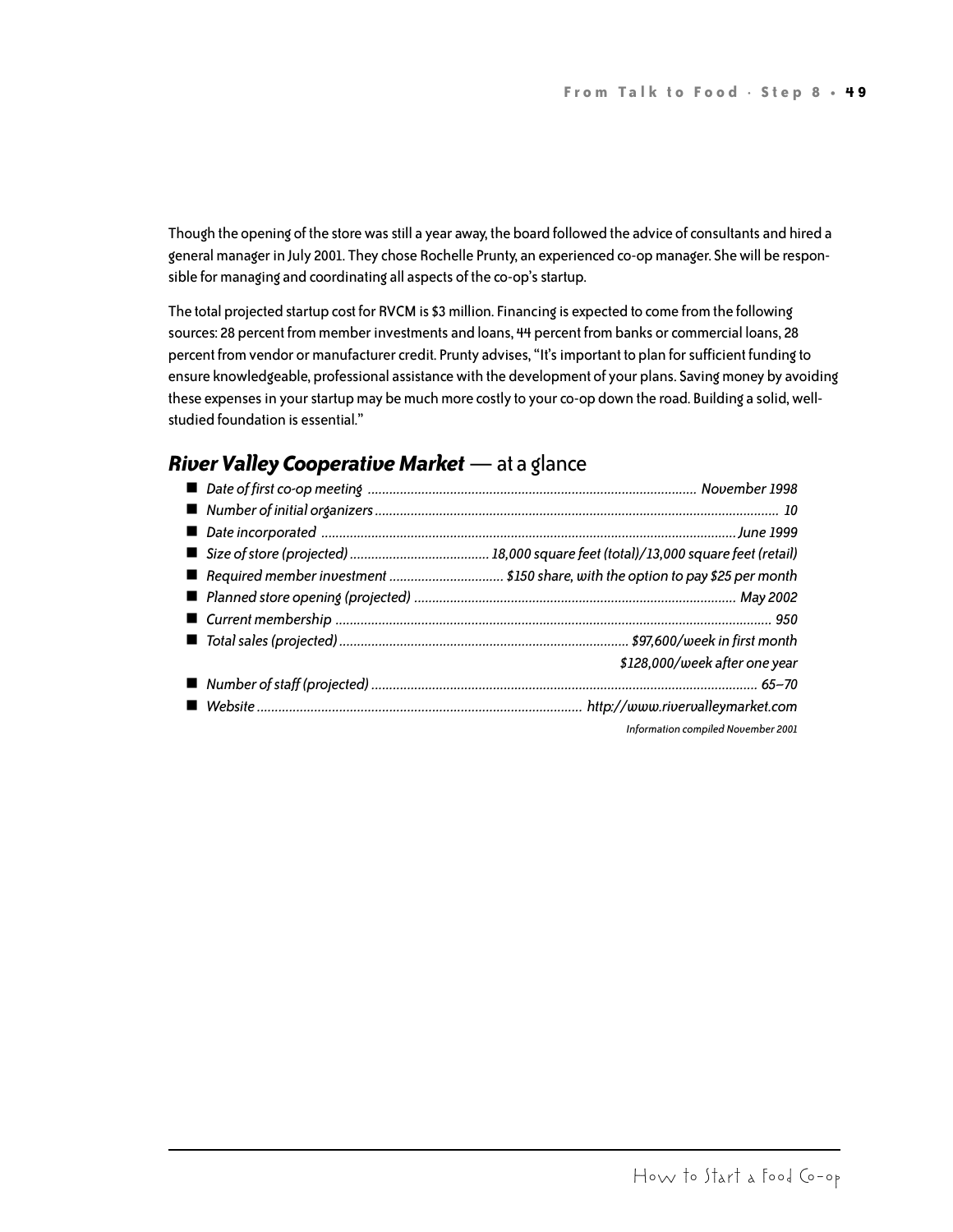Though the opening of the store was still a year away, the board followed the advice of consultants and hired a general manager in July 2001. They chose Rochelle Prunty, an experienced co-op manager. She will be responsible for managing and coordinating all aspects of the co-op's startup.

The total projected startup cost for RVCM is $3 million. Financing is expected to come from the following sources: 28 percent from member investments and loans, 44 percent from banks or commercial loans, 28 percent from vendor or manufacturer credit. Prunty advises, "It's important to plan for sufficient funding to ensure knowledgeable, professional assistance with the development of your plans. Saving money by avoiding these expenses in your startup may be much more costly to your co-op down the road. Building a solid, well-studied foundation is essential."

## ***River Valley Cooperative Market*** — at a glance

- *Date of first co-op meeting* ........ *November 1998*
- *Number of initial organizers* ........ *10*
- *Date incorporated* ........ *June 1999*
- *Size of store (projected)* ........ *18,000 square feet (total)/13,000 square feet (retail)*
- *Required member investment* ........ *$150 share, with the option to pay $25 per month*
- *Planned store opening (projected)* ........ *May 2002*
- *Current membership* ........ *950*
- *Total sales (projected)* ........ *$97,600/week in first month*
  *$128,000/week after one year*
- *Number of staff (projected)* ........ *65–70*
- *Website* ........ *http://www.rivervalleymarket.com*

*Information compiled November 2001*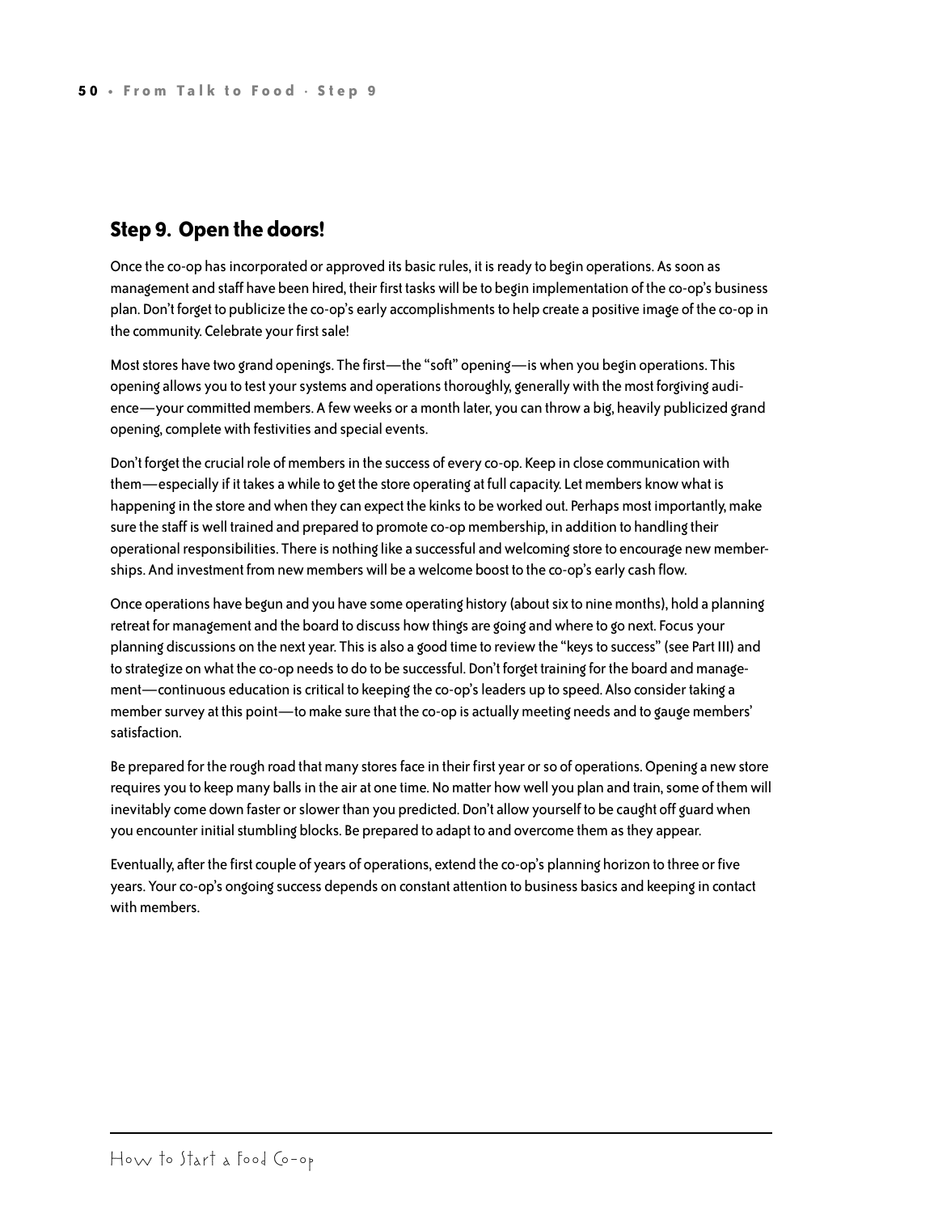## Step 9. Open the doors!

Once the co-op has incorporated or approved its basic rules, it is ready to begin operations. As soon as management and staff have been hired, their first tasks will be to begin implementation of the co-op's business plan. Don't forget to publicize the co-op's early accomplishments to help create a positive image of the co-op in the community. Celebrate your first sale!

Most stores have two grand openings. The first—the "soft" opening—is when you begin operations. This opening allows you to test your systems and operations thoroughly, generally with the most forgiving audience—your committed members. A few weeks or a month later, you can throw a big, heavily publicized grand opening, complete with festivities and special events.

Don't forget the crucial role of members in the success of every co-op. Keep in close communication with them—especially if it takes a while to get the store operating at full capacity. Let members know what is happening in the store and when they can expect the kinks to be worked out. Perhaps most importantly, make sure the staff is well trained and prepared to promote co-op membership, in addition to handling their operational responsibilities. There is nothing like a successful and welcoming store to encourage new memberships. And investment from new members will be a welcome boost to the co-op's early cash flow.

Once operations have begun and you have some operating history (about six to nine months), hold a planning retreat for management and the board to discuss how things are going and where to go next. Focus your planning discussions on the next year. This is also a good time to review the "keys to success" (see Part III) and to strategize on what the co-op needs to do to be successful. Don't forget training for the board and management—continuous education is critical to keeping the co-op's leaders up to speed. Also consider taking a member survey at this point—to make sure that the co-op is actually meeting needs and to gauge members' satisfaction.

Be prepared for the rough road that many stores face in their first year or so of operations. Opening a new store requires you to keep many balls in the air at one time. No matter how well you plan and train, some of them will inevitably come down faster or slower than you predicted. Don't allow yourself to be caught off guard when you encounter initial stumbling blocks. Be prepared to adapt to and overcome them as they appear.

Eventually, after the first couple of years of operations, extend the co-op's planning horizon to three or five years. Your co-op's ongoing success depends on constant attention to business basics and keeping in contact with members.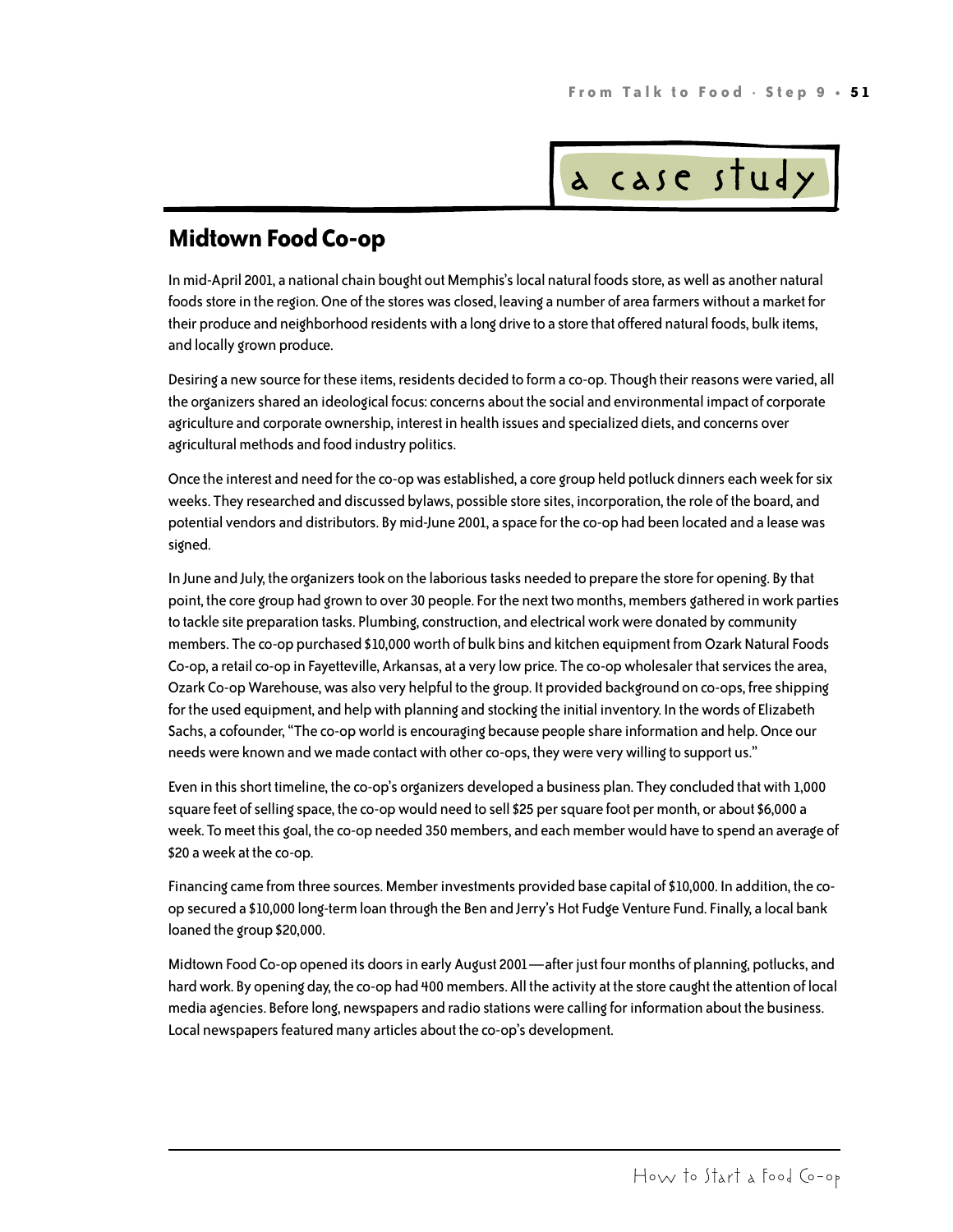a case study

## Midtown Food Co-op

In mid-April 2001, a national chain bought out Memphis's local natural foods store, as well as another natural foods store in the region. One of the stores was closed, leaving a number of area farmers without a market for their produce and neighborhood residents with a long drive to a store that offered natural foods, bulk items, and locally grown produce.

Desiring a new source for these items, residents decided to form a co-op. Though their reasons were varied, all the organizers shared an ideological focus: concerns about the social and environmental impact of corporate agriculture and corporate ownership, interest in health issues and specialized diets, and concerns over agricultural methods and food industry politics.

Once the interest and need for the co-op was established, a core group held potluck dinners each week for six weeks. They researched and discussed bylaws, possible store sites, incorporation, the role of the board, and potential vendors and distributors. By mid-June 2001, a space for the co-op had been located and a lease was signed.

In June and July, the organizers took on the laborious tasks needed to prepare the store for opening. By that point, the core group had grown to over 30 people. For the next two months, members gathered in work parties to tackle site preparation tasks. Plumbing, construction, and electrical work were donated by community members. The co-op purchased $10,000 worth of bulk bins and kitchen equipment from Ozark Natural Foods Co-op, a retail co-op in Fayetteville, Arkansas, at a very low price. The co-op wholesaler that services the area, Ozark Co-op Warehouse, was also very helpful to the group. It provided background on co-ops, free shipping for the used equipment, and help with planning and stocking the initial inventory. In the words of Elizabeth Sachs, a cofounder, "The co-op world is encouraging because people share information and help. Once our needs were known and we made contact with other co-ops, they were very willing to support us."

Even in this short timeline, the co-op's organizers developed a business plan. They concluded that with 1,000 square feet of selling space, the co-op would need to sell $25 per square foot per month, or about $6,000 a week. To meet this goal, the co-op needed 350 members, and each member would have to spend an average of $20 a week at the co-op.

Financing came from three sources. Member investments provided base capital of $10,000. In addition, the co-op secured a $10,000 long-term loan through the Ben and Jerry's Hot Fudge Venture Fund. Finally, a local bank loaned the group $20,000.

Midtown Food Co-op opened its doors in early August 2001—after just four months of planning, potlucks, and hard work. By opening day, the co-op had 400 members. All the activity at the store caught the attention of local media agencies. Before long, newspapers and radio stations were calling for information about the business. Local newspapers featured many articles about the co-op's development.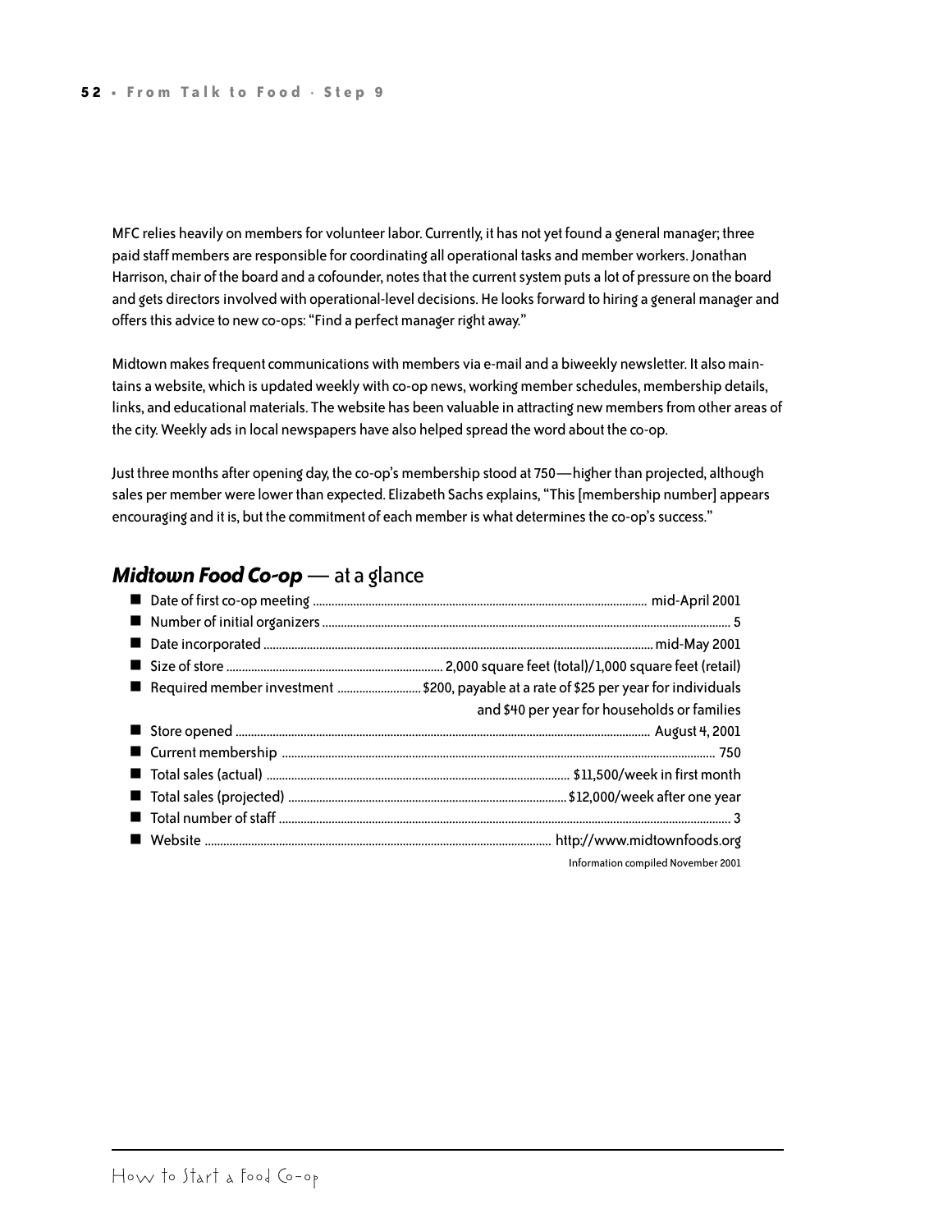MFC relies heavily on members for volunteer labor. Currently, it has not yet found a general manager; three paid staff members are responsible for coordinating all operational tasks and member workers. Jonathan Harrison, chair of the board and a cofounder, notes that the current system puts a lot of pressure on the board and gets directors involved with operational-level decisions. He looks forward to hiring a general manager and offers this advice to new co-ops: "Find a perfect manager right away."

Midtown makes frequent communications with members via e-mail and a biweekly newsletter. It also maintains a website, which is updated weekly with co-op news, working member schedules, membership details, links, and educational materials. The website has been valuable in attracting new members from other areas of the city. Weekly ads in local newspapers have also helped spread the word about the co-op.

Just three months after opening day, the co-op's membership stood at 750—higher than projected, although sales per member were lower than expected. Elizabeth Sachs explains, "This [membership number] appears encouraging and it is, but the commitment of each member is what determines the co-op's success."

## ***Midtown Food Co-op*** — at a glance

- Date of first co-op meeting ........ mid-April 2001
- Number of initial organizers ........ 5
- Date incorporated ........ mid-May 2001
- Size of store ........ 2,000 square feet (total)/1,000 square feet (retail)
- Required member investment ........ $200, payable at a rate of $25 per year for individuals and $40 per year for households or families
- Store opened ........ August 4, 2001
- Current membership ........ 750
- Total sales (actual) ........ $11,500/week in first month
- Total sales (projected) ........ $12,000/week after one year
- Total number of staff ........ 3
- Website ........ http://www.midtownfoods.org

Information compiled November 2001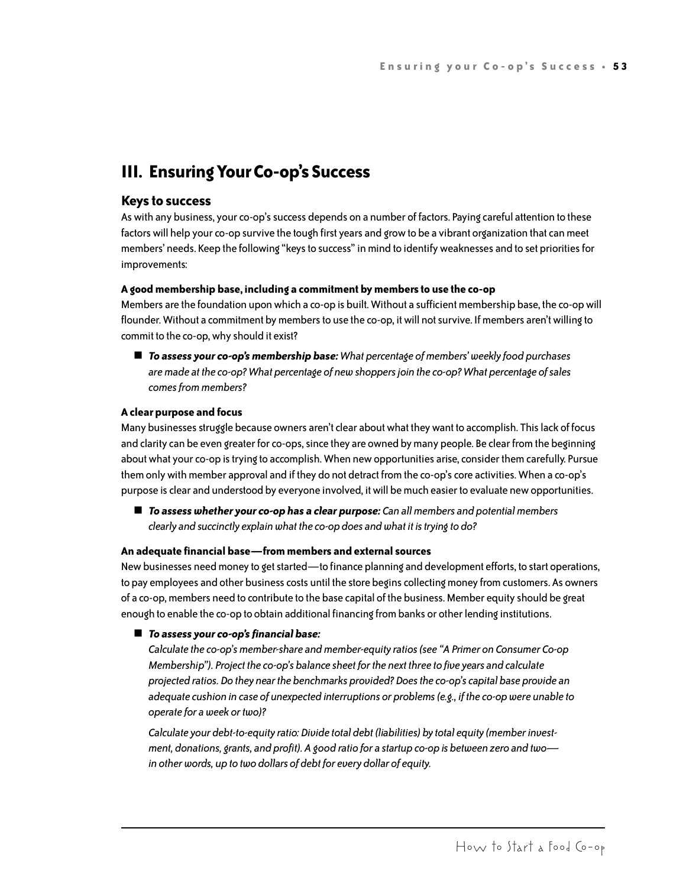# III. Ensuring Your Co-op's Success

## Keys to success

As with any business, your co-op's success depends on a number of factors. Paying careful attention to these factors will help your co-op survive the tough first years and grow to be a vibrant organization that can meet members' needs. Keep the following "keys to success" in mind to identify weaknesses and to set priorities for improvements:

#### A good membership base, including a commitment by members to use the co-op

Members are the foundation upon which a co-op is built. Without a sufficient membership base, the co-op will flounder. Without a commitment by members to use the co-op, it will not survive. If members aren't willing to commit to the co-op, why should it exist?

- ***To assess your co-op's membership base:*** *What percentage of members' weekly food purchases are made at the co-op? What percentage of new shoppers join the co-op? What percentage of sales comes from members?*

#### A clear purpose and focus

Many businesses struggle because owners aren't clear about what they want to accomplish. This lack of focus and clarity can be even greater for co-ops, since they are owned by many people. Be clear from the beginning about what your co-op is trying to accomplish. When new opportunities arise, consider them carefully. Pursue them only with member approval and if they do not detract from the co-op's core activities. When a co-op's purpose is clear and understood by everyone involved, it will be much easier to evaluate new opportunities.

- ***To assess whether your co-op has a clear purpose:*** *Can all members and potential members clearly and succinctly explain what the co-op does and what it is trying to do?*

#### An adequate financial base—from members and external sources

New businesses need money to get started—to finance planning and development efforts, to start operations, to pay employees and other business costs until the store begins collecting money from customers. As owners of a co-op, members need to contribute to the base capital of the business. Member equity should be great enough to enable the co-op to obtain additional financing from banks or other lending institutions.

- ***To assess your co-op's financial base:***

  *Calculate the co-op's member-share and member-equity ratios (see "A Primer on Consumer Co-op Membership"). Project the co-op's balance sheet for the next three to five years and calculate projected ratios. Do they near the benchmarks provided? Does the co-op's capital base provide an adequate cushion in case of unexpected interruptions or problems (e.g., if the co-op were unable to operate for a week or two)?*

  *Calculate your debt-to-equity ratio: Divide total debt (liabilities) by total equity (member investment, donations, grants, and profit). A good ratio for a startup co-op is between zero and two—in other words, up to two dollars of debt for every dollar of equity.*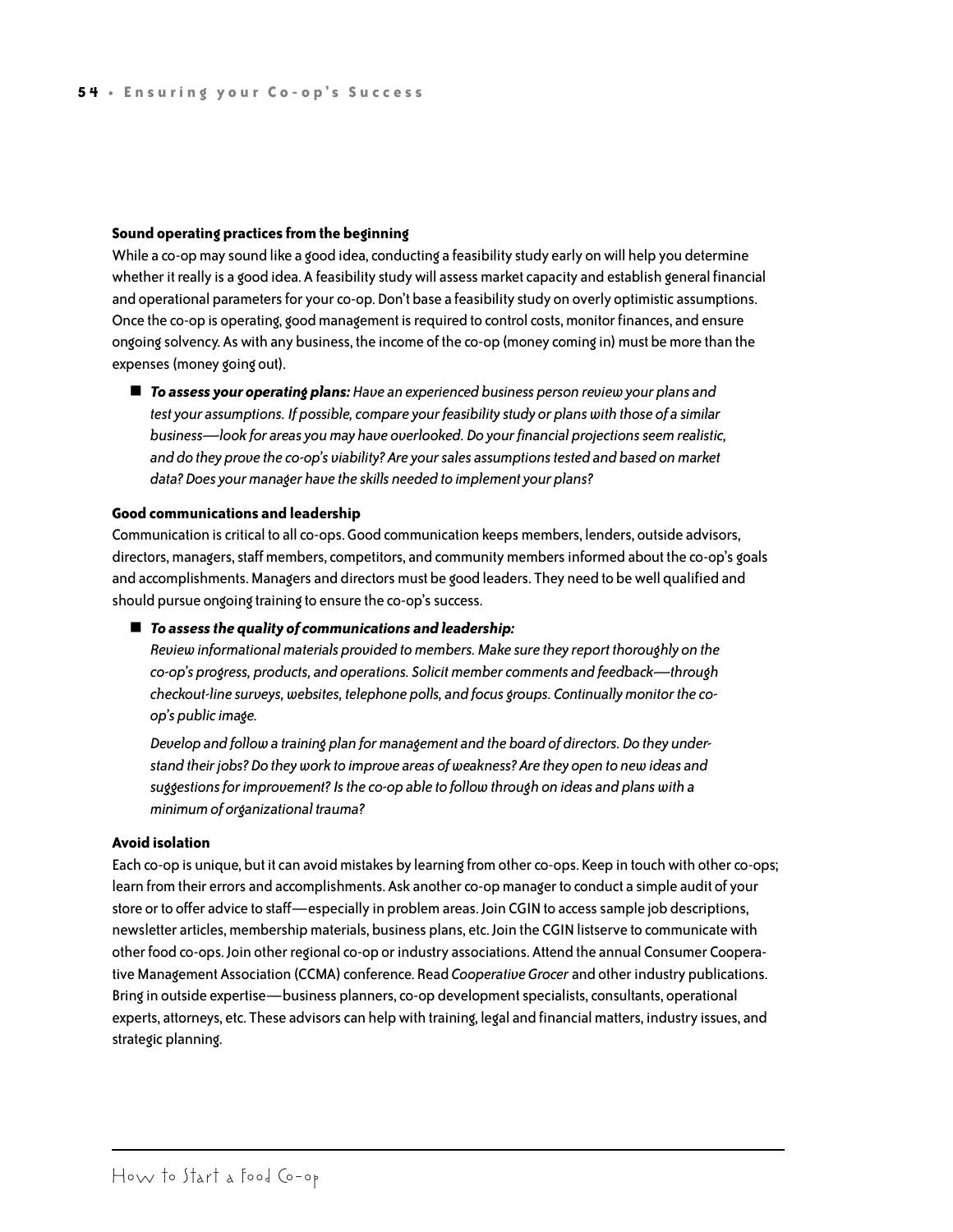**Sound operating practices from the beginning**

While a co-op may sound like a good idea, conducting a feasibility study early on will help you determine whether it really is a good idea. A feasibility study will assess market capacity and establish general financial and operational parameters for your co-op. Don't base a feasibility study on overly optimistic assumptions. Once the co-op is operating, good management is required to control costs, monitor finances, and ensure ongoing solvency. As with any business, the income of the co-op (money coming in) must be more than the expenses (money going out).

- ***To assess your operating plans:*** *Have an experienced business person review your plans and test your assumptions. If possible, compare your feasibility study or plans with those of a similar business—look for areas you may have overlooked. Do your financial projections seem realistic, and do they prove the co-op's viability? Are your sales assumptions tested and based on market data? Does your manager have the skills needed to implement your plans?*

**Good communications and leadership**

Communication is critical to all co-ops. Good communication keeps members, lenders, outside advisors, directors, managers, staff members, competitors, and community members informed about the co-op's goals and accomplishments. Managers and directors must be good leaders. They need to be well qualified and should pursue ongoing training to ensure the co-op's success.

- ***To assess the quality of communications and leadership:***
  *Review informational materials provided to members. Make sure they report thoroughly on the co-op's progress, products, and operations. Solicit member comments and feedback—through checkout-line surveys, websites, telephone polls, and focus groups. Continually monitor the co-op's public image.*

  *Develop and follow a training plan for management and the board of directors. Do they understand their jobs? Do they work to improve areas of weakness? Are they open to new ideas and suggestions for improvement? Is the co-op able to follow through on ideas and plans with a minimum of organizational trauma?*

**Avoid isolation**

Each co-op is unique, but it can avoid mistakes by learning from other co-ops. Keep in touch with other co-ops; learn from their errors and accomplishments. Ask another co-op manager to conduct a simple audit of your store or to offer advice to staff—especially in problem areas. Join CGIN to access sample job descriptions, newsletter articles, membership materials, business plans, etc. Join the CGIN listserve to communicate with other food co-ops. Join other regional co-op or industry associations. Attend the annual Consumer Cooperative Management Association (CCMA) conference. Read *Cooperative Grocer* and other industry publications. Bring in outside expertise—business planners, co-op development specialists, consultants, operational experts, attorneys, etc. These advisors can help with training, legal and financial matters, industry issues, and strategic planning.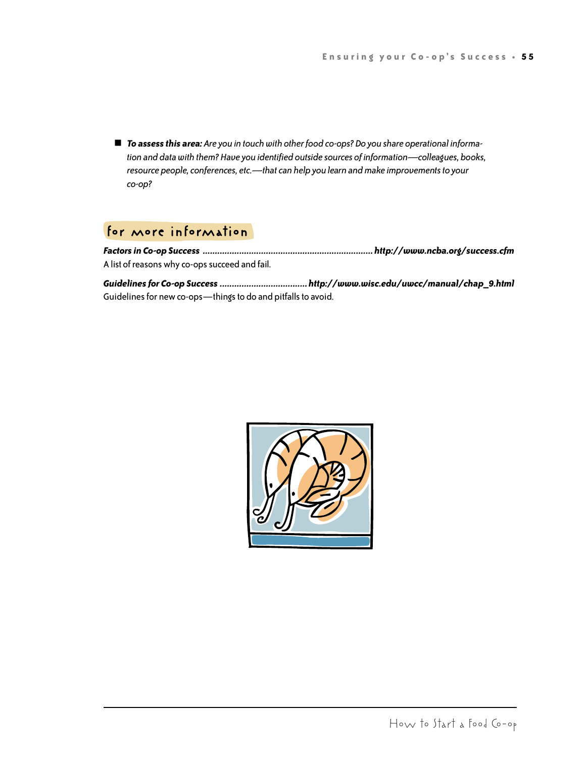- ***To assess this area:*** *Are you in touch with other food co-ops? Do you share operational information and data with them? Have you identified outside sources of information—colleagues, books, resource people, conferences, etc.—that can help you learn and make improvements to your co-op?*

## for more information

***Factors in Co-op Success*** ....................................................................... ***http://www.ncba.org/success.cfm***
A list of reasons why co-ops succeed and fail.

***Guidelines for Co-op Success*** .................................... ***http://www.wisc.edu/uwcc/manual/chap_9.html***
Guidelines for new co-ops—things to do and pitfalls to avoid.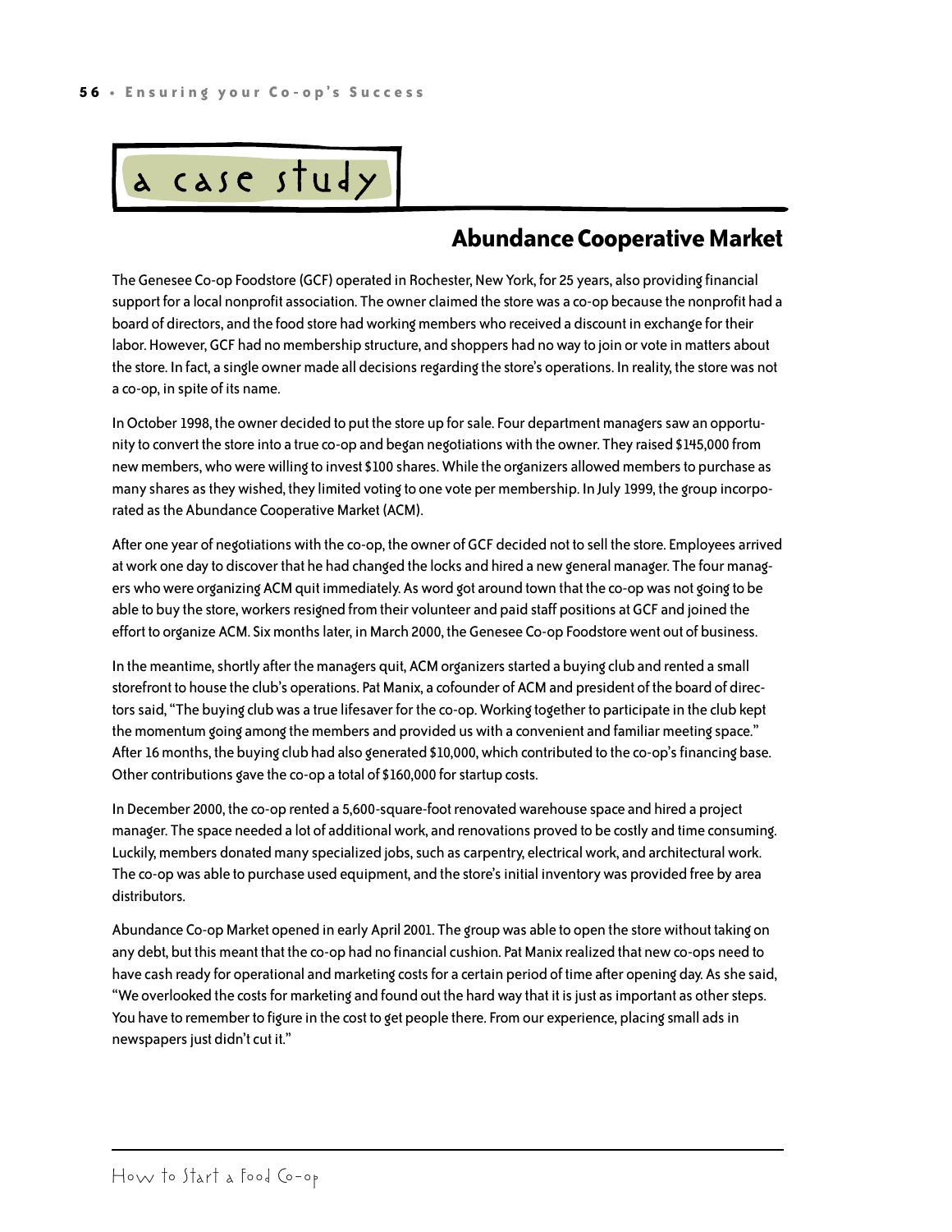## a case study

## Abundance Cooperative Market

The Genesee Co-op Foodstore (GCF) operated in Rochester, New York, for 25 years, also providing financial support for a local nonprofit association. The owner claimed the store was a co-op because the nonprofit had a board of directors, and the food store had working members who received a discount in exchange for their labor. However, GCF had no membership structure, and shoppers had no way to join or vote in matters about the store. In fact, a single owner made all decisions regarding the store's operations. In reality, the store was not a co-op, in spite of its name.

In October 1998, the owner decided to put the store up for sale. Four department managers saw an opportunity to convert the store into a true co-op and began negotiations with the owner. They raised $145,000 from new members, who were willing to invest $100 shares. While the organizers allowed members to purchase as many shares as they wished, they limited voting to one vote per membership. In July 1999, the group incorporated as the Abundance Cooperative Market (ACM).

After one year of negotiations with the co-op, the owner of GCF decided not to sell the store. Employees arrived at work one day to discover that he had changed the locks and hired a new general manager. The four managers who were organizing ACM quit immediately. As word got around town that the co-op was not going to be able to buy the store, workers resigned from their volunteer and paid staff positions at GCF and joined the effort to organize ACM. Six months later, in March 2000, the Genesee Co-op Foodstore went out of business.

In the meantime, shortly after the managers quit, ACM organizers started a buying club and rented a small storefront to house the club's operations. Pat Manix, a cofounder of ACM and president of the board of directors said, "The buying club was a true lifesaver for the co-op. Working together to participate in the club kept the momentum going among the members and provided us with a convenient and familiar meeting space." After 16 months, the buying club had also generated $10,000, which contributed to the co-op's financing base. Other contributions gave the co-op a total of $160,000 for startup costs.

In December 2000, the co-op rented a 5,600-square-foot renovated warehouse space and hired a project manager. The space needed a lot of additional work, and renovations proved to be costly and time consuming. Luckily, members donated many specialized jobs, such as carpentry, electrical work, and architectural work. The co-op was able to purchase used equipment, and the store's initial inventory was provided free by area distributors.

Abundance Co-op Market opened in early April 2001. The group was able to open the store without taking on any debt, but this meant that the co-op had no financial cushion. Pat Manix realized that new co-ops need to have cash ready for operational and marketing costs for a certain period of time after opening day. As she said, "We overlooked the costs for marketing and found out the hard way that it is just as important as other steps. You have to remember to figure in the cost to get people there. From our experience, placing small ads in newspapers just didn't cut it."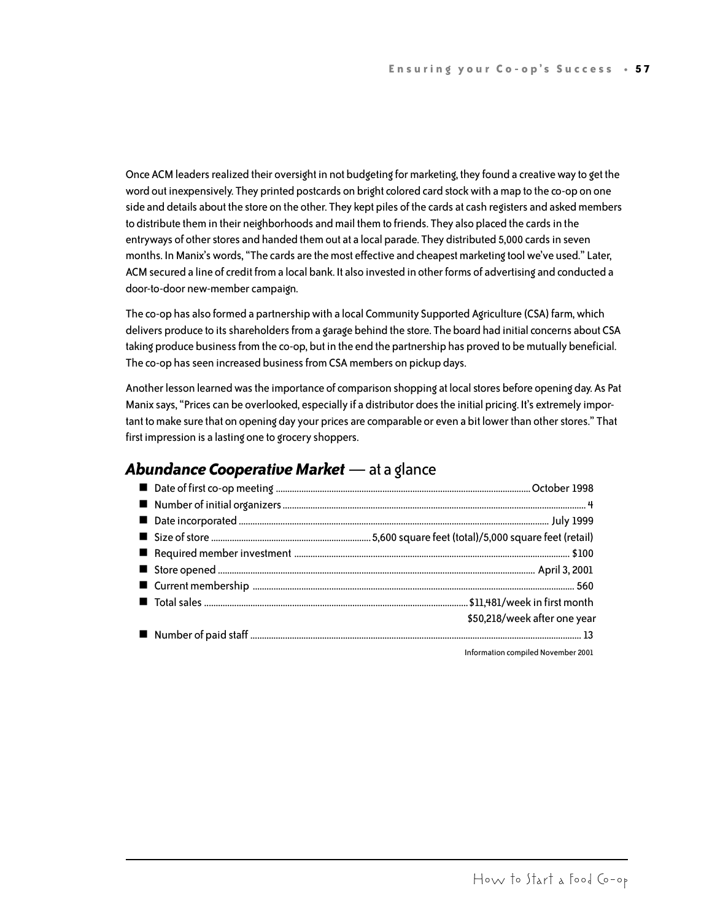Once ACM leaders realized their oversight in not budgeting for marketing, they found a creative way to get the word out inexpensively. They printed postcards on bright colored card stock with a map to the co-op on one side and details about the store on the other. They kept piles of the cards at cash registers and asked members to distribute them in their neighborhoods and mail them to friends. They also placed the cards in the entryways of other stores and handed them out at a local parade. They distributed 5,000 cards in seven months. In Manix's words, "The cards are the most effective and cheapest marketing tool we've used." Later, ACM secured a line of credit from a local bank. It also invested in other forms of advertising and conducted a door-to-door new-member campaign.

The co-op has also formed a partnership with a local Community Supported Agriculture (CSA) farm, which delivers produce to its shareholders from a garage behind the store. The board had initial concerns about CSA taking produce business from the co-op, but in the end the partnership has proved to be mutually beneficial. The co-op has seen increased business from CSA members on pickup days.

Another lesson learned was the importance of comparison shopping at local stores before opening day. As Pat Manix says, "Prices can be overlooked, especially if a distributor does the initial pricing. It's extremely important to make sure that on opening day your prices are comparable or even a bit lower than other stores." That first impression is a lasting one to grocery shoppers.

## ***Abundance Cooperative Market*** — at a glance

- Date of first co-op meeting ........ October 1998
- Number of initial organizers ........ 4
- Date incorporated ........ July 1999
- Size of store ........ 5,600 square feet (total)/5,000 square feet (retail)
- Required member investment ........ $100
- Store opened ........ April 3, 2001
- Current membership ........ 560
- Total sales ........ $11,481/week in first month
  $50,218/week after one year
- Number of paid staff ........ 13

Information compiled November 2001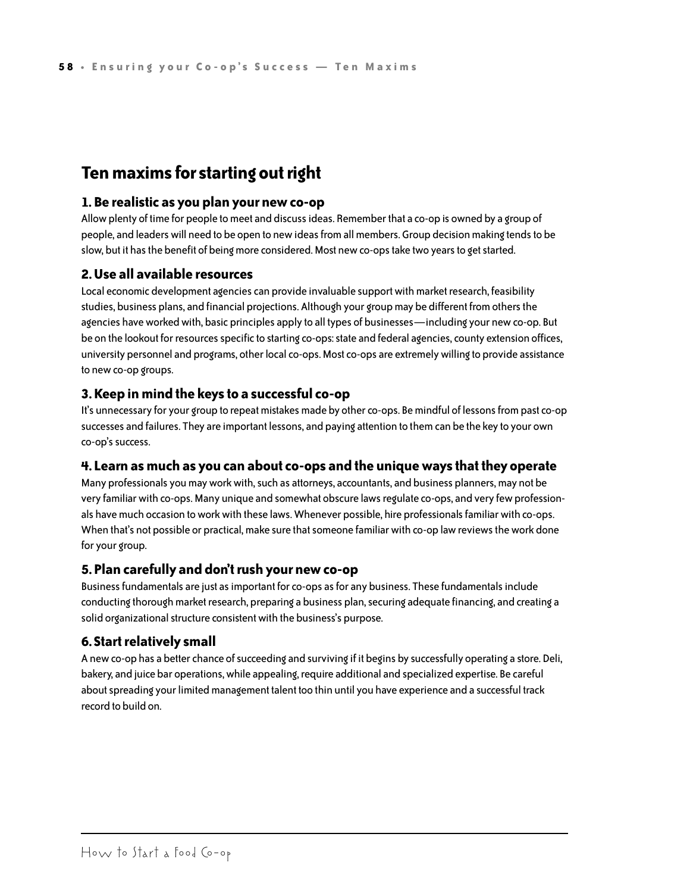## Ten maxims for starting out right

### 1. Be realistic as you plan your new co-op

Allow plenty of time for people to meet and discuss ideas. Remember that a co-op is owned by a group of people, and leaders will need to be open to new ideas from all members. Group decision making tends to be slow, but it has the benefit of being more considered. Most new co-ops take two years to get started.

### 2. Use all available resources

Local economic development agencies can provide invaluable support with market research, feasibility studies, business plans, and financial projections. Although your group may be different from others the agencies have worked with, basic principles apply to all types of businesses—including your new co-op. But be on the lookout for resources specific to starting co-ops: state and federal agencies, county extension offices, university personnel and programs, other local co-ops. Most co-ops are extremely willing to provide assistance to new co-op groups.

### 3. Keep in mind the keys to a successful co-op

It's unnecessary for your group to repeat mistakes made by other co-ops. Be mindful of lessons from past co-op successes and failures. They are important lessons, and paying attention to them can be the key to your own co-op's success.

### 4. Learn as much as you can about co-ops and the unique ways that they operate

Many professionals you may work with, such as attorneys, accountants, and business planners, may not be very familiar with co-ops. Many unique and somewhat obscure laws regulate co-ops, and very few professionals have much occasion to work with these laws. Whenever possible, hire professionals familiar with co-ops. When that's not possible or practical, make sure that someone familiar with co-op law reviews the work done for your group.

### 5. Plan carefully and don't rush your new co-op

Business fundamentals are just as important for co-ops as for any business. These fundamentals include conducting thorough market research, preparing a business plan, securing adequate financing, and creating a solid organizational structure consistent with the business's purpose.

### 6. Start relatively small

A new co-op has a better chance of succeeding and surviving if it begins by successfully operating a store. Deli, bakery, and juice bar operations, while appealing, require additional and specialized expertise. Be careful about spreading your limited management talent too thin until you have experience and a successful track record to build on.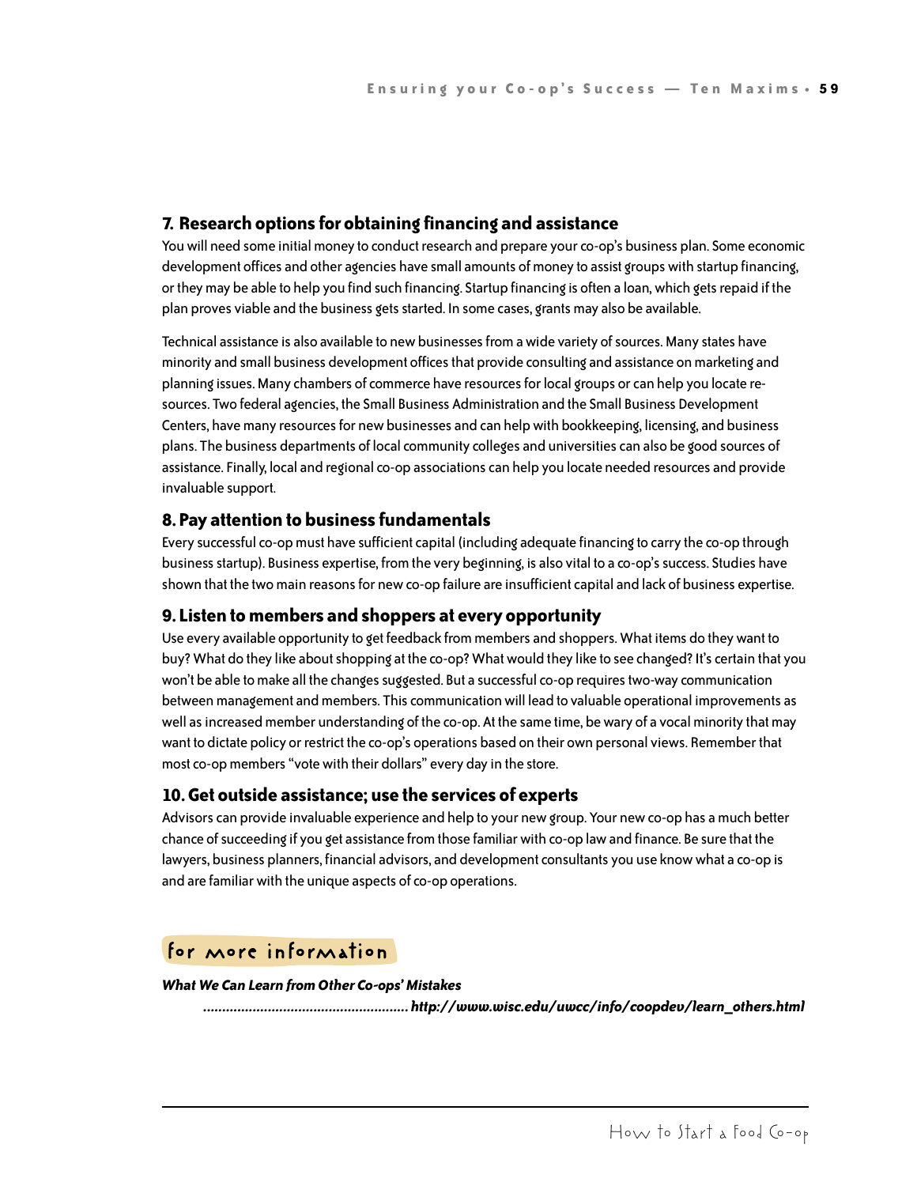### 7. Research options for obtaining financing and assistance

You will need some initial money to conduct research and prepare your co-op's business plan. Some economic development offices and other agencies have small amounts of money to assist groups with startup financing, or they may be able to help you find such financing. Startup financing is often a loan, which gets repaid if the plan proves viable and the business gets started. In some cases, grants may also be available.

Technical assistance is also available to new businesses from a wide variety of sources. Many states have minority and small business development offices that provide consulting and assistance on marketing and planning issues. Many chambers of commerce have resources for local groups or can help you locate resources. Two federal agencies, the Small Business Administration and the Small Business Development Centers, have many resources for new businesses and can help with bookkeeping, licensing, and business plans. The business departments of local community colleges and universities can also be good sources of assistance. Finally, local and regional co-op associations can help you locate needed resources and provide invaluable support.

### 8. Pay attention to business fundamentals

Every successful co-op must have sufficient capital (including adequate financing to carry the co-op through business startup). Business expertise, from the very beginning, is also vital to a co-op's success. Studies have shown that the two main reasons for new co-op failure are insufficient capital and lack of business expertise.

### 9. Listen to members and shoppers at every opportunity

Use every available opportunity to get feedback from members and shoppers. What items do they want to buy? What do they like about shopping at the co-op? What would they like to see changed? It's certain that you won't be able to make all the changes suggested. But a successful co-op requires two-way communication between management and members. This communication will lead to valuable operational improvements as well as increased member understanding of the co-op. At the same time, be wary of a vocal minority that may want to dictate policy or restrict the co-op's operations based on their own personal views. Remember that most co-op members "vote with their dollars" every day in the store.

### 10. Get outside assistance; use the services of experts

Advisors can provide invaluable experience and help to your new group. Your new co-op has a much better chance of succeeding if you get assistance from those familiar with co-op law and finance. Be sure that the lawyers, business planners, financial advisors, and development consultants you use know what a co-op is and are familiar with the unique aspects of co-op operations.

## for more information

***What We Can Learn from Other Co-ops' Mistakes***
***..................................................... http://www.wisc.edu/uwcc/info/coopdev/learn_others.html***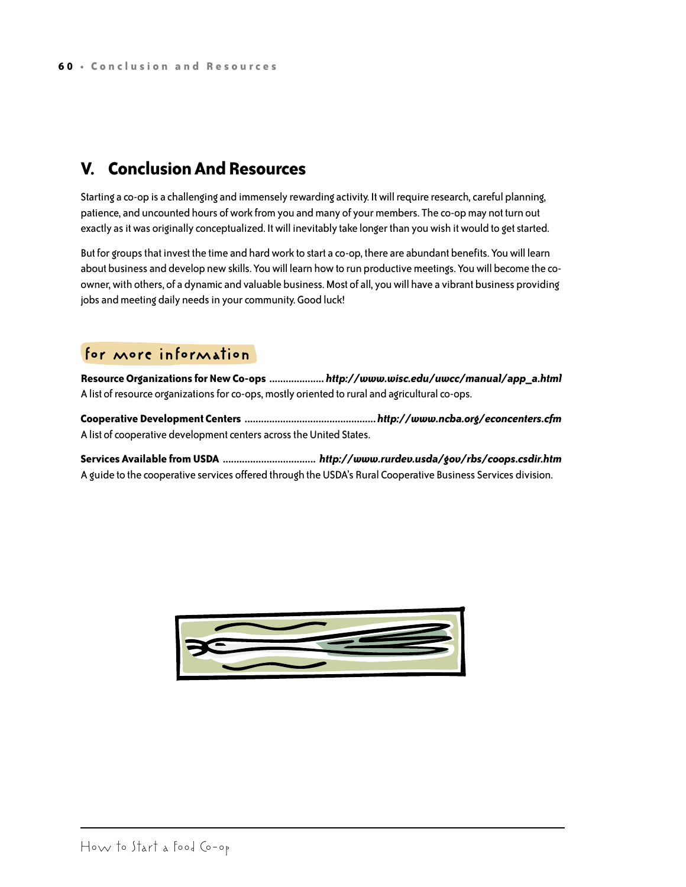## V. Conclusion And Resources

Starting a co-op is a challenging and immensely rewarding activity. It will require research, careful planning, patience, and uncounted hours of work from you and many of your members. The co-op may not turn out exactly as it was originally conceptualized. It will inevitably take longer than you wish it would to get started.

But for groups that invest the time and hard work to start a co-op, there are abundant benefits. You will learn about business and develop new skills. You will learn how to run productive meetings. You will become the co-owner, with others, of a dynamic and valuable business. Most of all, you will have a vibrant business providing jobs and meeting daily needs in your community. Good luck!

### for more information

**Resource Organizations for New Co-ops** .................... ***http://www.wisc.edu/uwcc/manual/app_a.html***
A list of resource organizations for co-ops, mostly oriented to rural and agricultural co-ops.

**Cooperative Development Centers** ................................................ ***http://www.ncba.org/econcenters.cfm***
A list of cooperative development centers across the United States.

**Services Available from USDA** .................................. ***http://www.rurdev.usda/gov/rbs/coops.csdir.htm***
A guide to the cooperative services offered through the USDA's Rural Cooperative Business Services division.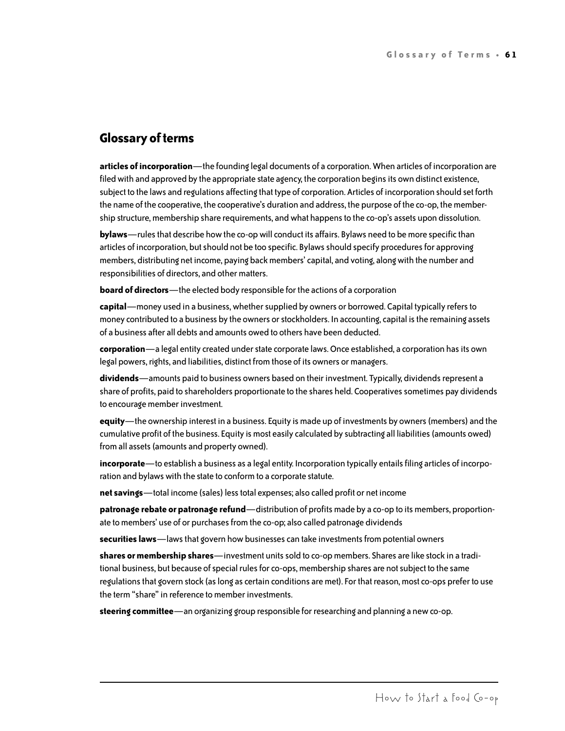## Glossary of terms

**articles of incorporation**—the founding legal documents of a corporation. When articles of incorporation are filed with and approved by the appropriate state agency, the corporation begins its own distinct existence, subject to the laws and regulations affecting that type of corporation. Articles of incorporation should set forth the name of the cooperative, the cooperative's duration and address, the purpose of the co-op, the membership structure, membership share requirements, and what happens to the co-op's assets upon dissolution.

**bylaws**—rules that describe how the co-op will conduct its affairs. Bylaws need to be more specific than articles of incorporation, but should not be too specific. Bylaws should specify procedures for approving members, distributing net income, paying back members' capital, and voting, along with the number and responsibilities of directors, and other matters.

**board of directors**—the elected body responsible for the actions of a corporation

**capital**—money used in a business, whether supplied by owners or borrowed. Capital typically refers to money contributed to a business by the owners or stockholders. In accounting, capital is the remaining assets of a business after all debts and amounts owed to others have been deducted.

**corporation**—a legal entity created under state corporate laws. Once established, a corporation has its own legal powers, rights, and liabilities, distinct from those of its owners or managers.

**dividends**—amounts paid to business owners based on their investment. Typically, dividends represent a share of profits, paid to shareholders proportionate to the shares held. Cooperatives sometimes pay dividends to encourage member investment.

**equity**—the ownership interest in a business. Equity is made up of investments by owners (members) and the cumulative profit of the business. Equity is most easily calculated by subtracting all liabilities (amounts owed) from all assets (amounts and property owned).

**incorporate**—to establish a business as a legal entity. Incorporation typically entails filing articles of incorporation and bylaws with the state to conform to a corporate statute.

**net savings**—total income (sales) less total expenses; also called profit or net income

**patronage rebate or patronage refund**—distribution of profits made by a co-op to its members, proportionate to members' use of or purchases from the co-op; also called patronage dividends

**securities laws**—laws that govern how businesses can take investments from potential owners

**shares or membership shares**—investment units sold to co-op members. Shares are like stock in a traditional business, but because of special rules for co-ops, membership shares are not subject to the same regulations that govern stock (as long as certain conditions are met). For that reason, most co-ops prefer to use the term "share" in reference to member investments.

**steering committee**—an organizing group responsible for researching and planning a new co-op.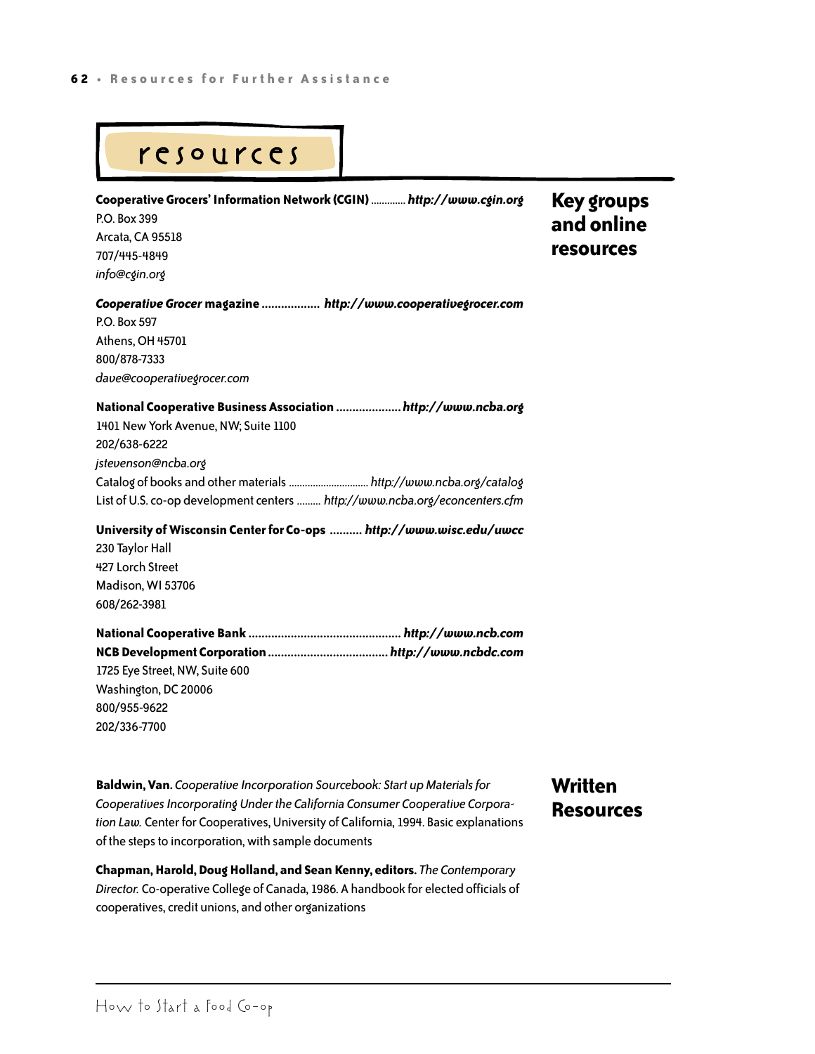# resources

## Key groups and online resources

**Cooperative Grocers' Information Network (CGIN)** ............ ***http://www.cgin.org***
P.O. Box 399
Arcata, CA 95518
707/445-4849
*info@cgin.org*

***Cooperative Grocer* magazine** ................. ***http://www.cooperativegrocer.com***
P.O. Box 597
Athens, OH 45701
800/878-7333
*dave@cooperativegrocer.com*

**National Cooperative Business Association** ................... ***http://www.ncba.org***
1401 New York Avenue, NW; Suite 1100
202/638-6222
*jstevenson@ncba.org*
Catalog of books and other materials ............................. *http://www.ncba.org/catalog*
List of U.S. co-op development centers ......... *http://www.ncba.org/econcenters.cfm*

**University of Wisconsin Center for Co-ops** .......... ***http://www.wisc.edu/uwcc***
230 Taylor Hall
427 Lorch Street
Madison, WI 53706
608/262-3981

**National Cooperative Bank** .............................................. ***http://www.ncb.com***
**NCB Development Corporation** .................................... ***http://www.ncbdc.com***
1725 Eye Street, NW, Suite 600
Washington, DC 20006
800/955-9622
202/336-7700

## Written Resources

**Baldwin, Van.** *Cooperative Incorporation Sourcebook: Start up Materials for Cooperatives Incorporating Under the California Consumer Cooperative Corporation Law.* Center for Cooperatives, University of California, 1994. Basic explanations of the steps to incorporation, with sample documents

**Chapman, Harold, Doug Holland, and Sean Kenny, editors.** *The Contemporary Director.* Co-operative College of Canada, 1986. A handbook for elected officials of cooperatives, credit unions, and other organizations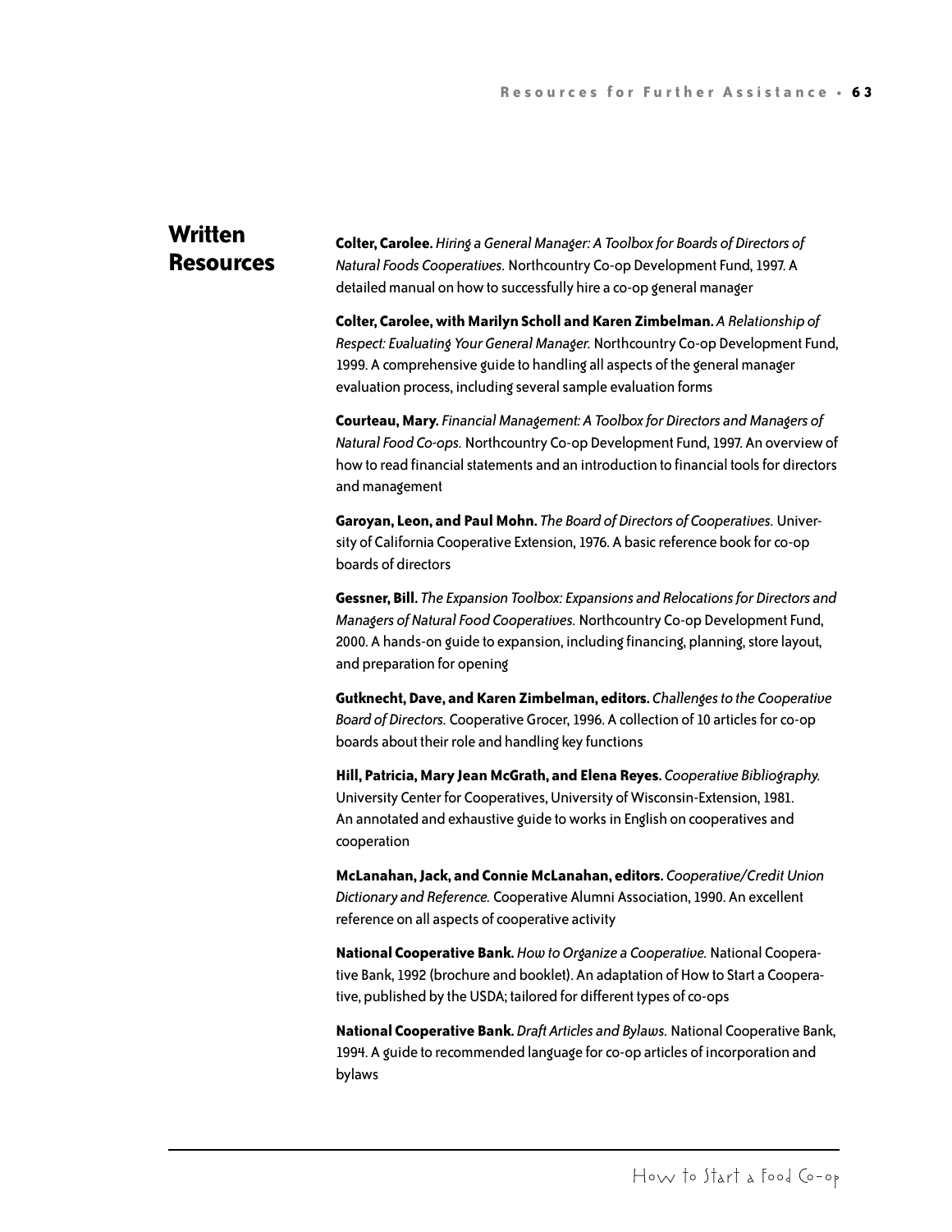## Written Resources

**Colter, Carolee.** *Hiring a General Manager: A Toolbox for Boards of Directors of Natural Foods Cooperatives.* Northcountry Co-op Development Fund, 1997. A detailed manual on how to successfully hire a co-op general manager

**Colter, Carolee, with Marilyn Scholl and Karen Zimbelman.** *A Relationship of Respect: Evaluating Your General Manager.* Northcountry Co-op Development Fund, 1999. A comprehensive guide to handling all aspects of the general manager evaluation process, including several sample evaluation forms

**Courteau, Mary.** *Financial Management: A Toolbox for Directors and Managers of Natural Food Co-ops.* Northcountry Co-op Development Fund, 1997. An overview of how to read financial statements and an introduction to financial tools for directors and management

**Garoyan, Leon, and Paul Mohn.** *The Board of Directors of Cooperatives.* University of California Cooperative Extension, 1976. A basic reference book for co-op boards of directors

**Gessner, Bill.** *The Expansion Toolbox: Expansions and Relocations for Directors and Managers of Natural Food Cooperatives.* Northcountry Co-op Development Fund, 2000. A hands-on guide to expansion, including financing, planning, store layout, and preparation for opening

**Gutknecht, Dave, and Karen Zimbelman, editors.** *Challenges to the Cooperative Board of Directors.* Cooperative Grocer, 1996. A collection of 10 articles for co-op boards about their role and handling key functions

**Hill, Patricia, Mary Jean McGrath, and Elena Reyes.** *Cooperative Bibliography.* University Center for Cooperatives, University of Wisconsin-Extension, 1981. An annotated and exhaustive guide to works in English on cooperatives and cooperation

**McLanahan, Jack, and Connie McLanahan, editors.** *Cooperative/Credit Union Dictionary and Reference.* Cooperative Alumni Association, 1990. An excellent reference on all aspects of cooperative activity

**National Cooperative Bank.** *How to Organize a Cooperative.* National Cooperative Bank, 1992 (brochure and booklet). An adaptation of How to Start a Cooperative, published by the USDA; tailored for different types of co-ops

**National Cooperative Bank.** *Draft Articles and Bylaws.* National Cooperative Bank, 1994. A guide to recommended language for co-op articles of incorporation and bylaws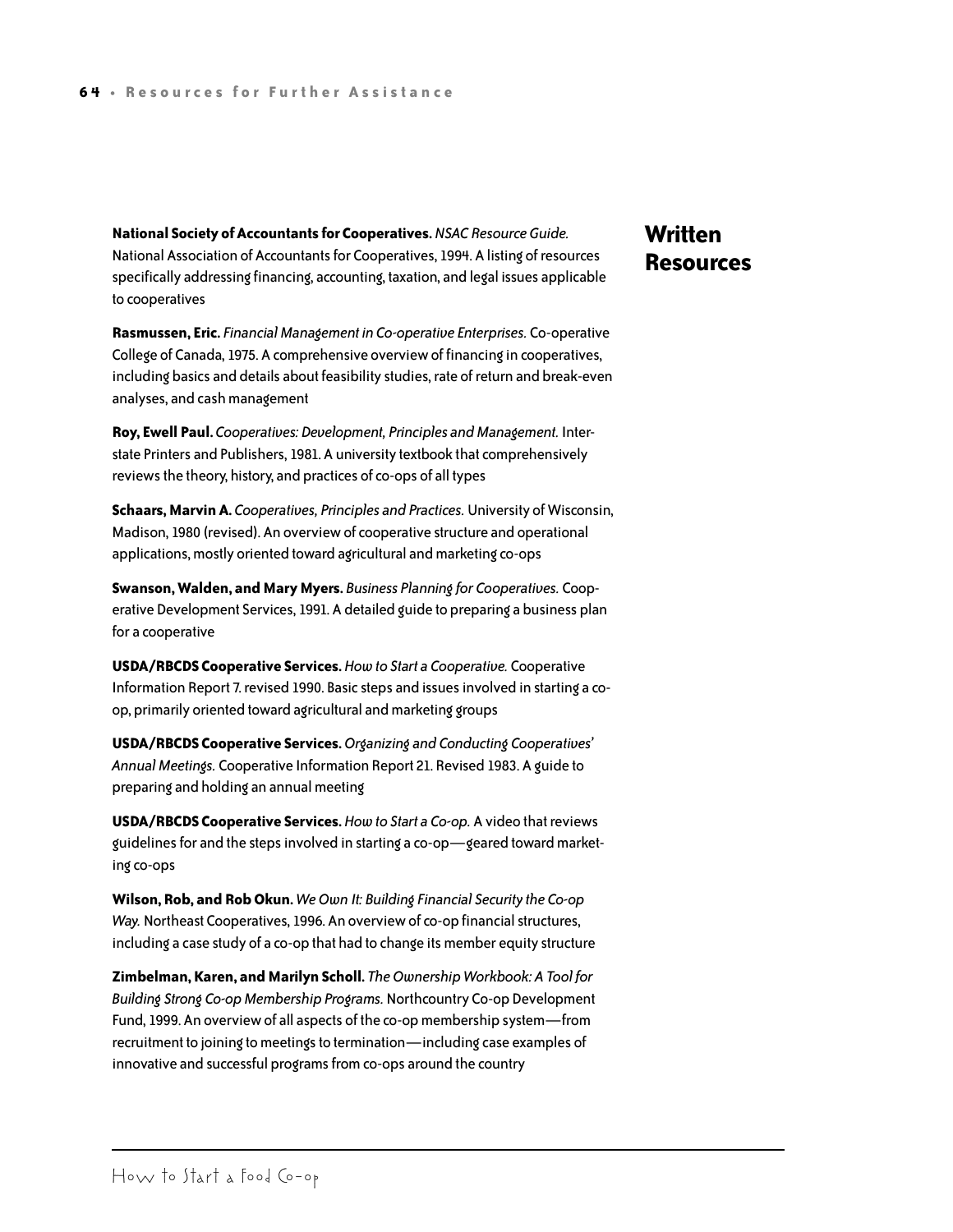## Written Resources

**National Society of Accountants for Cooperatives.** *NSAC Resource Guide.* National Association of Accountants for Cooperatives, 1994. A listing of resources specifically addressing financing, accounting, taxation, and legal issues applicable to cooperatives

**Rasmussen, Eric.** *Financial Management in Co-operative Enterprises.* Co-operative College of Canada, 1975. A comprehensive overview of financing in cooperatives, including basics and details about feasibility studies, rate of return and break-even analyses, and cash management

**Roy, Ewell Paul.** *Cooperatives: Development, Principles and Management.* Interstate Printers and Publishers, 1981. A university textbook that comprehensively reviews the theory, history, and practices of co-ops of all types

**Schaars, Marvin A.** *Cooperatives, Principles and Practices.* University of Wisconsin, Madison, 1980 (revised). An overview of cooperative structure and operational applications, mostly oriented toward agricultural and marketing co-ops

**Swanson, Walden, and Mary Myers.** *Business Planning for Cooperatives.* Cooperative Development Services, 1991. A detailed guide to preparing a business plan for a cooperative

**USDA/RBCDS Cooperative Services.** *How to Start a Cooperative.* Cooperative Information Report 7. revised 1990. Basic steps and issues involved in starting a co-op, primarily oriented toward agricultural and marketing groups

**USDA/RBCDS Cooperative Services.** *Organizing and Conducting Cooperatives' Annual Meetings.* Cooperative Information Report 21. Revised 1983. A guide to preparing and holding an annual meeting

**USDA/RBCDS Cooperative Services.** *How to Start a Co-op.* A video that reviews guidelines for and the steps involved in starting a co-op—geared toward marketing co-ops

**Wilson, Rob, and Rob Okun.** *We Own It: Building Financial Security the Co-op Way.* Northeast Cooperatives, 1996. An overview of co-op financial structures, including a case study of a co-op that had to change its member equity structure

**Zimbelman, Karen, and Marilyn Scholl.** *The Ownership Workbook: A Tool for Building Strong Co-op Membership Programs.* Northcountry Co-op Development Fund, 1999. An overview of all aspects of the co-op membership system—from recruitment to joining to meetings to termination—including case examples of innovative and successful programs from co-ops around the country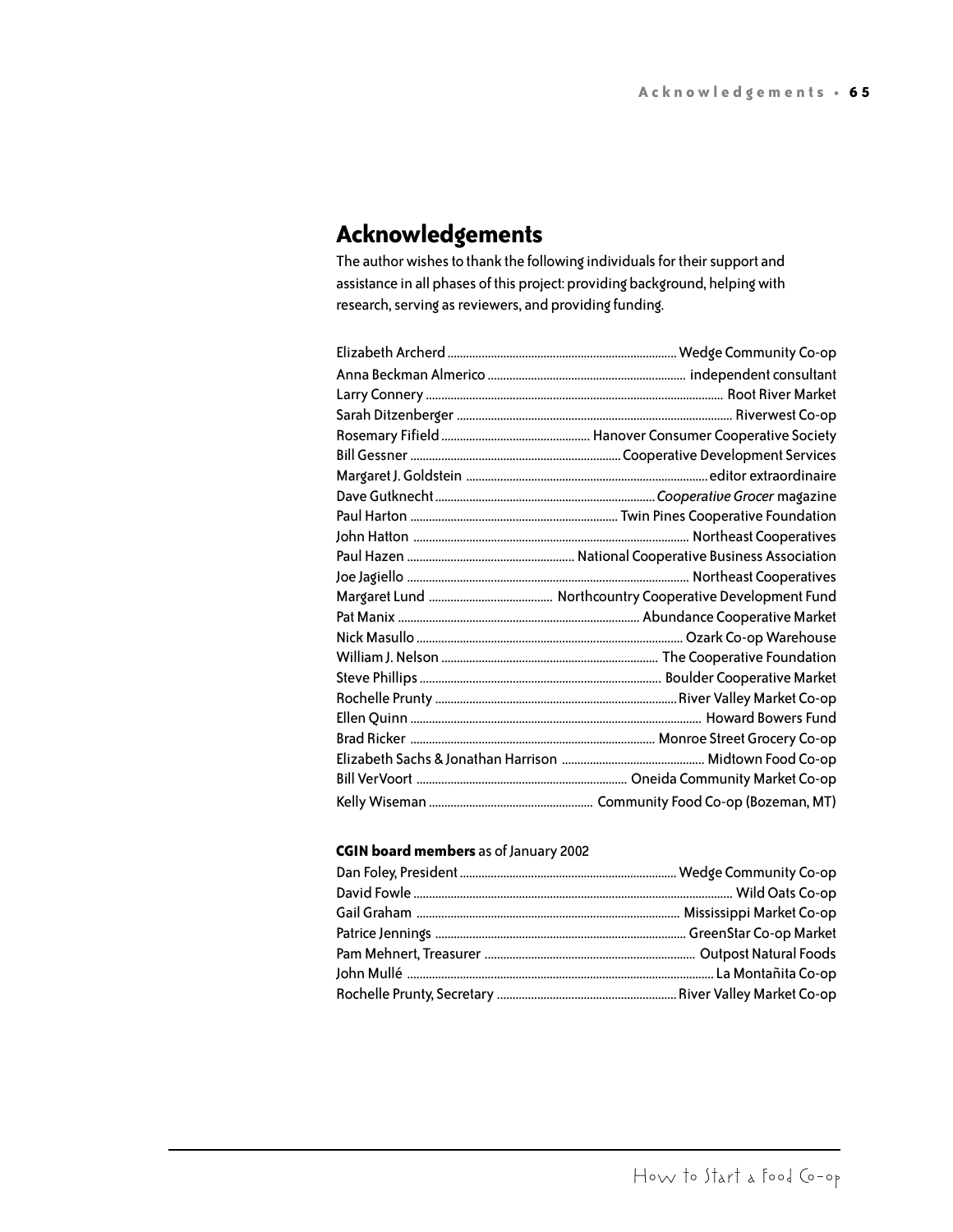## Acknowledgements

The author wishes to thank the following individuals for their support and assistance in all phases of this project: providing background, helping with research, serving as reviewers, and providing funding.

| | |
|---|---|
| Elizabeth Archerd | Wedge Community Co-op |
| Anna Beckman Almerico | independent consultant |
| Larry Connery | Root River Market |
| Sarah Ditzenberger | Riverwest Co-op |
| Rosemary Fifield | Hanover Consumer Cooperative Society |
| Bill Gessner | Cooperative Development Services |
| Margaret J. Goldstein | editor extraordinaire |
| Dave Gutknecht | *Cooperative Grocer* magazine |
| Paul Harton | Twin Pines Cooperative Foundation |
| John Hatton | Northeast Cooperatives |
| Paul Hazen | National Cooperative Business Association |
| Joe Jagiello | Northeast Cooperatives |
| Margaret Lund | Northcountry Cooperative Development Fund |
| Pat Manix | Abundance Cooperative Market |
| Nick Masullo | Ozark Co-op Warehouse |
| William J. Nelson | The Cooperative Foundation |
| Steve Phillips | Boulder Cooperative Market |
| Rochelle Prunty | River Valley Market Co-op |
| Ellen Quinn | Howard Bowers Fund |
| Brad Ricker | Monroe Street Grocery Co-op |
| Elizabeth Sachs & Jonathan Harrison | Midtown Food Co-op |
| Bill VerVoort | Oneida Community Market Co-op |
| Kelly Wiseman | Community Food Co-op (Bozeman, MT) |

**CGIN board members** as of January 2002

| | |
|---|---|
| Dan Foley, President | Wedge Community Co-op |
| David Fowle | Wild Oats Co-op |
| Gail Graham | Mississippi Market Co-op |
| Patrice Jennings | GreenStar Co-op Market |
| Pam Mehnert, Treasurer | Outpost Natural Foods |
| John Mullé | La Montañita Co-op |
| Rochelle Prunty, Secretary | River Valley Market Co-op |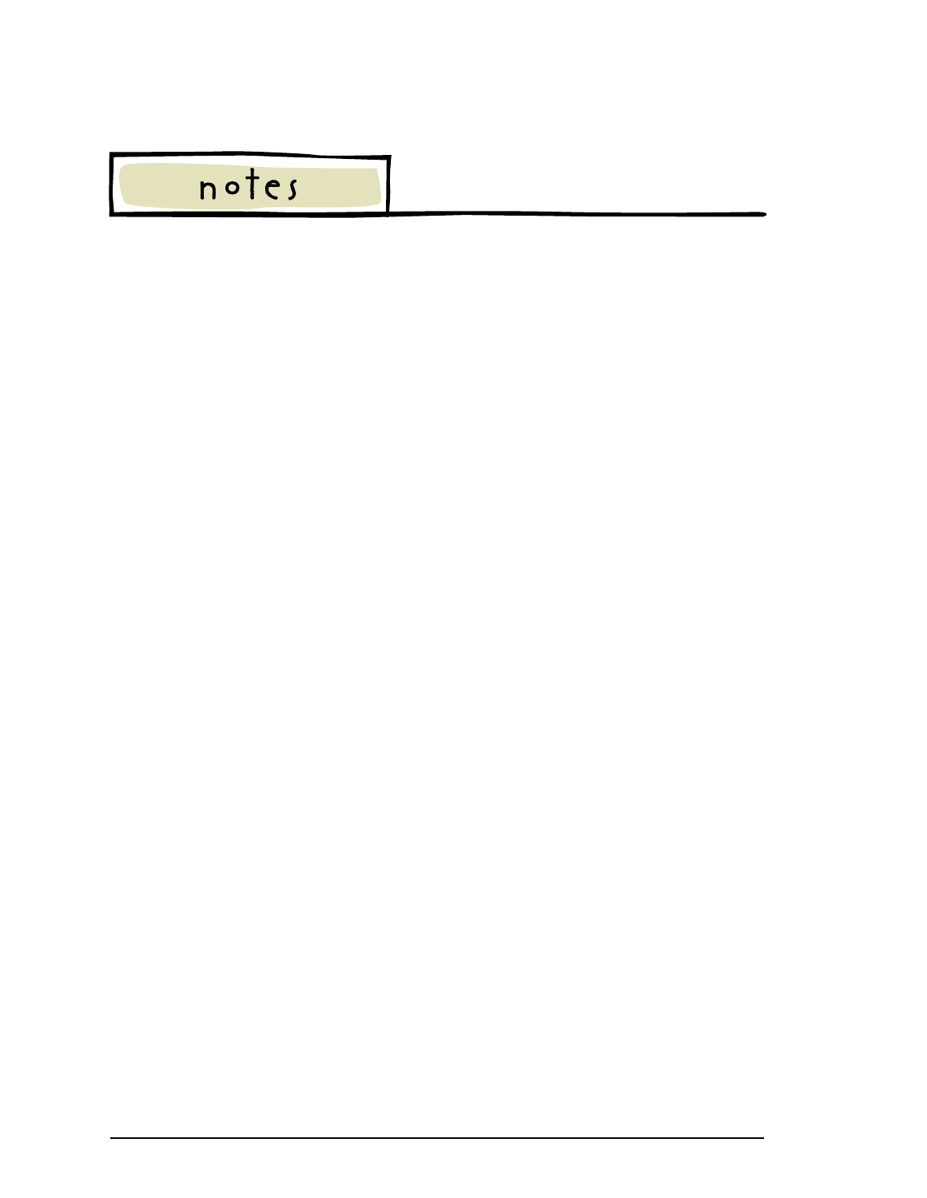# notes